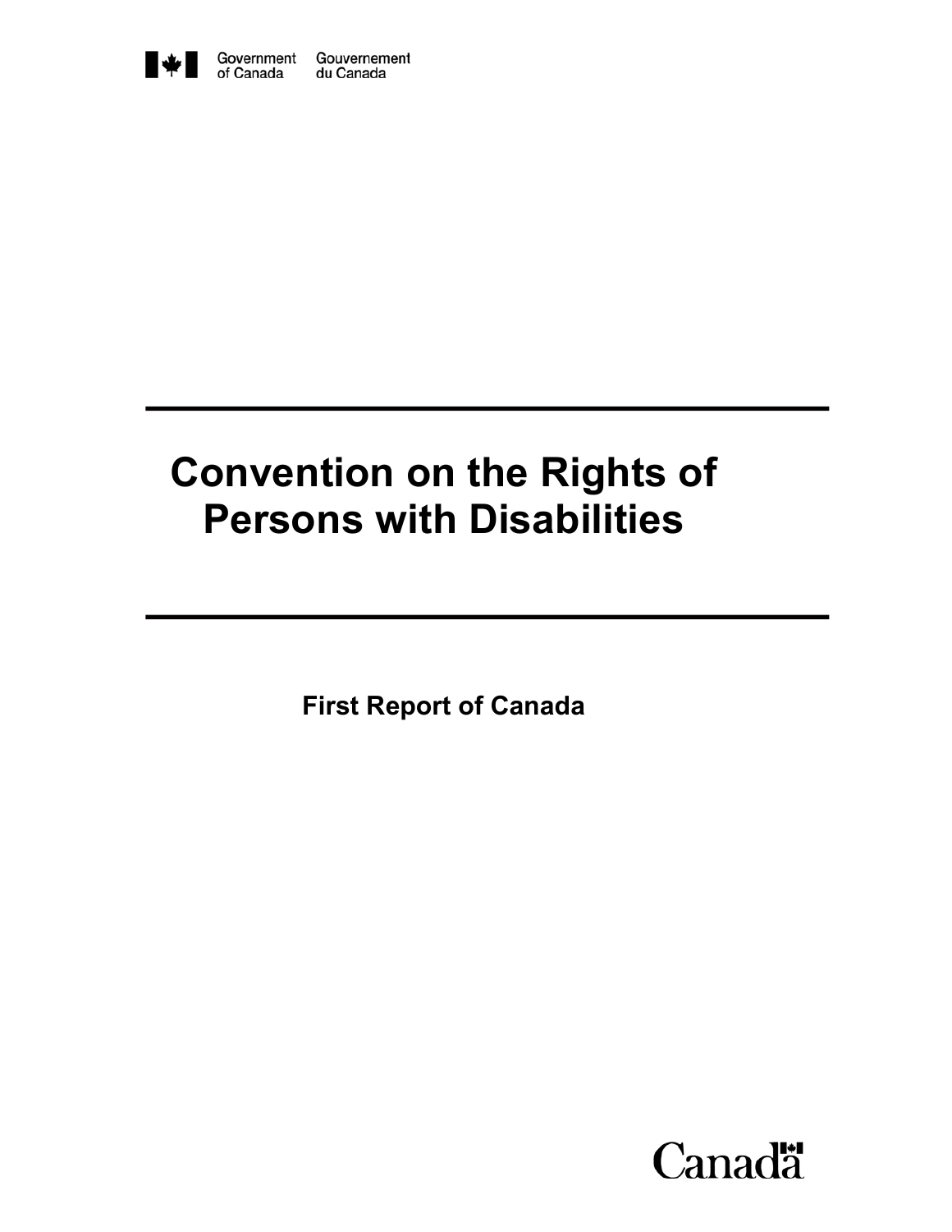Government of Canada Gouvernement du Canada

# Convention on the Rights of Persons with Disabilities

**First Report of Canada**

Canada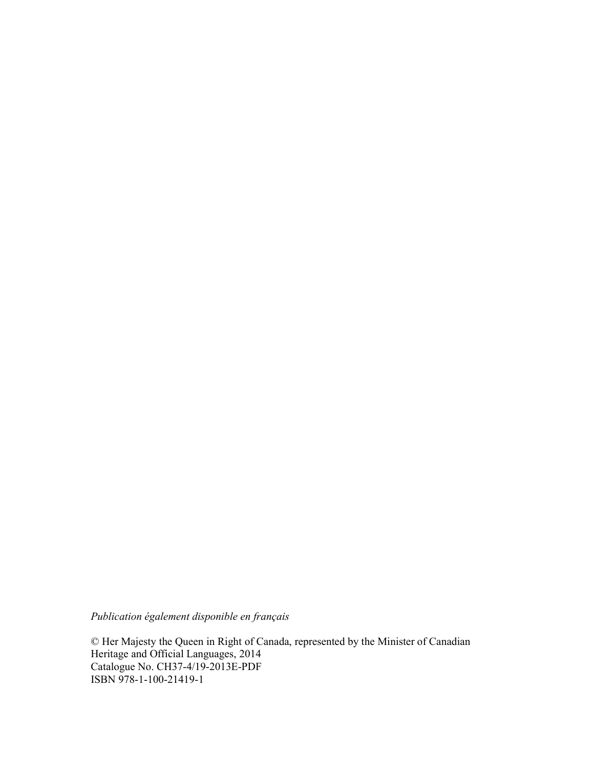*Publication également disponible en français*

© Her Majesty the Queen in Right of Canada, represented by the Minister of Canadian Heritage and Official Languages, 2014
Catalogue No. CH37-4/19-2013E-PDF
ISBN 978-1-100-21419-1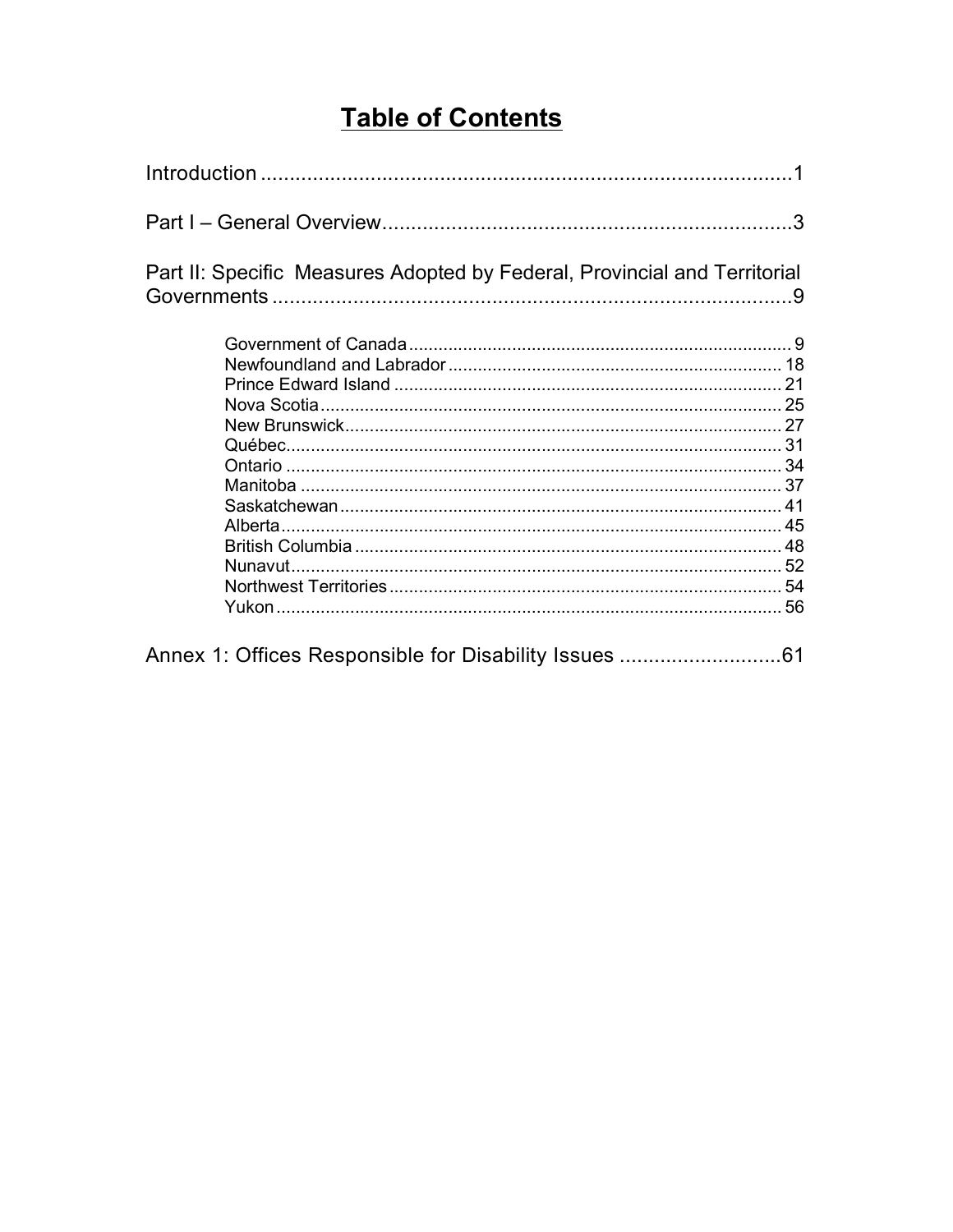# Table of Contents

Introduction .......... 1

Part I – General Overview .......... 3

Part II: Specific Measures Adopted by Federal, Provincial and Territorial Governments .......... 9

- Government of Canada .......... 9
- Newfoundland and Labrador .......... 18
- Prince Edward Island .......... 21
- Nova Scotia .......... 25
- New Brunswick .......... 27
- Québec .......... 31
- Ontario .......... 34
- Manitoba .......... 37
- Saskatchewan .......... 41
- Alberta .......... 45
- British Columbia .......... 48
- Nunavut .......... 52
- Northwest Territories .......... 54
- Yukon .......... 56

Annex 1: Offices Responsible for Disability Issues .......... 61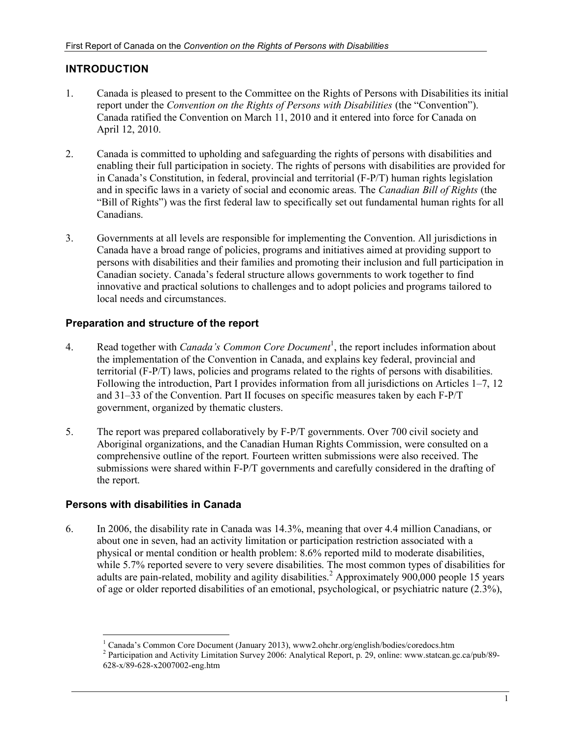## INTRODUCTION

1. Canada is pleased to present to the Committee on the Rights of Persons with Disabilities its initial report under the *Convention on the Rights of Persons with Disabilities* (the "Convention"). Canada ratified the Convention on March 11, 2010 and it entered into force for Canada on April 12, 2010.

2. Canada is committed to upholding and safeguarding the rights of persons with disabilities and enabling their full participation in society. The rights of persons with disabilities are provided for in Canada's Constitution, in federal, provincial and territorial (F-P/T) human rights legislation and in specific laws in a variety of social and economic areas. The *Canadian Bill of Rights* (the "Bill of Rights") was the first federal law to specifically set out fundamental human rights for all Canadians.

3. Governments at all levels are responsible for implementing the Convention. All jurisdictions in Canada have a broad range of policies, programs and initiatives aimed at providing support to persons with disabilities and their families and promoting their inclusion and full participation in Canadian society. Canada's federal structure allows governments to work together to find innovative and practical solutions to challenges and to adopt policies and programs tailored to local needs and circumstances.

### Preparation and structure of the report

4. Read together with *Canada's Common Core Document*[1], the report includes information about the implementation of the Convention in Canada, and explains key federal, provincial and territorial (F-P/T) laws, policies and programs related to the rights of persons with disabilities. Following the introduction, Part I provides information from all jurisdictions on Articles 1–7, 12 and 31–33 of the Convention. Part II focuses on specific measures taken by each F-P/T government, organized by thematic clusters.

5. The report was prepared collaboratively by F-P/T governments. Over 700 civil society and Aboriginal organizations, and the Canadian Human Rights Commission, were consulted on a comprehensive outline of the report. Fourteen written submissions were also received. The submissions were shared within F-P/T governments and carefully considered in the drafting of the report.

### Persons with disabilities in Canada

6. In 2006, the disability rate in Canada was 14.3%, meaning that over 4.4 million Canadians, or about one in seven, had an activity limitation or participation restriction associated with a physical or mental condition or health problem: 8.6% reported mild to moderate disabilities, while 5.7% reported severe to very severe disabilities. The most common types of disabilities for adults are pain-related, mobility and agility disabilities.[2] Approximately 900,000 people 15 years of age or older reported disabilities of an emotional, psychological, or psychiatric nature (2.3%),

---

[1] Canada's Common Core Document (January 2013), www2.ohchr.org/english/bodies/coredocs.htm

[2] Participation and Activity Limitation Survey 2006: Analytical Report, p. 29, online: www.statcan.gc.ca/pub/89-628-x/89-628-x2007002-eng.htm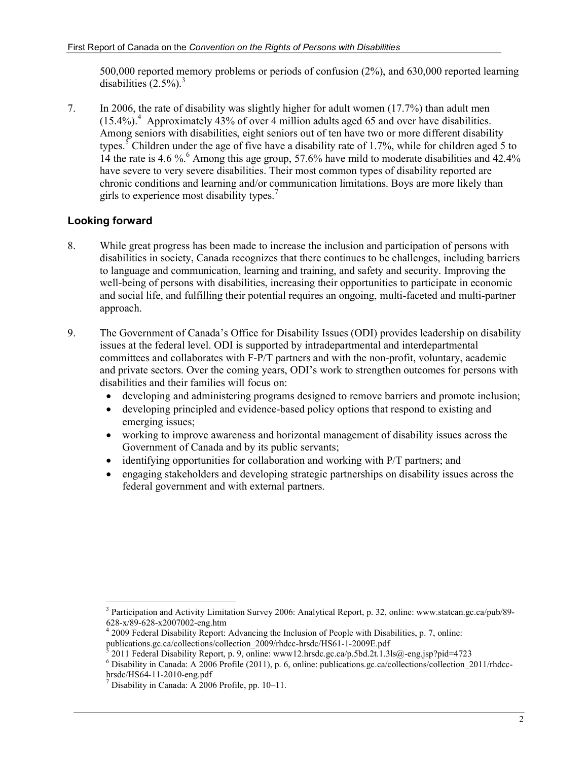500,000 reported memory problems or periods of confusion (2%), and 630,000 reported learning disabilities (2.5%).[3]

7. In 2006, the rate of disability was slightly higher for adult women (17.7%) than adult men (15.4%).[4] Approximately 43% of over 4 million adults aged 65 and over have disabilities. Among seniors with disabilities, eight seniors out of ten have two or more different disability types.[5] Children under the age of five have a disability rate of 1.7%, while for children aged 5 to 14 the rate is 4.6 %.[6] Among this age group, 57.6% have mild to moderate disabilities and 42.4% have severe to very severe disabilities. Their most common types of disability reported are chronic conditions and learning and/or communication limitations. Boys are more likely than girls to experience most disability types.[7]

### Looking forward

8. While great progress has been made to increase the inclusion and participation of persons with disabilities in society, Canada recognizes that there continues to be challenges, including barriers to language and communication, learning and training, and safety and security. Improving the well-being of persons with disabilities, increasing their opportunities to participate in economic and social life, and fulfilling their potential requires an ongoing, multi-faceted and multi-partner approach.

9. The Government of Canada's Office for Disability Issues (ODI) provides leadership on disability issues at the federal level. ODI is supported by intradepartmental and interdepartmental committees and collaborates with F-P/T partners and with the non-profit, voluntary, academic and private sectors. Over the coming years, ODI's work to strengthen outcomes for persons with disabilities and their families will focus on:
   - developing and administering programs designed to remove barriers and promote inclusion;
   - developing principled and evidence-based policy options that respond to existing and emerging issues;
   - working to improve awareness and horizontal management of disability issues across the Government of Canada and by its public servants;
   - identifying opportunities for collaboration and working with P/T partners; and
   - engaging stakeholders and developing strategic partnerships on disability issues across the federal government and with external partners.

---

[3] Participation and Activity Limitation Survey 2006: Analytical Report, p. 32, online: www.statcan.gc.ca/pub/89-628-x/89-628-x2007002-eng.htm

[4] 2009 Federal Disability Report: Advancing the Inclusion of People with Disabilities, p. 7, online: publications.gc.ca/collections/collection_2009/rhdcc-hrsdc/HS61-1-2009E.pdf

[5] 2011 Federal Disability Report, p. 9, online: www12.hrsdc.gc.ca/p.5bd.2t.1.3ls@-eng.jsp?pid=4723

[6] Disability in Canada: A 2006 Profile (2011), p. 6, online: publications.gc.ca/collections/collection_2011/rhdcc-hrsdc/HS64-11-2010-eng.pdf

[7] Disability in Canada: A 2006 Profile, pp. 10–11.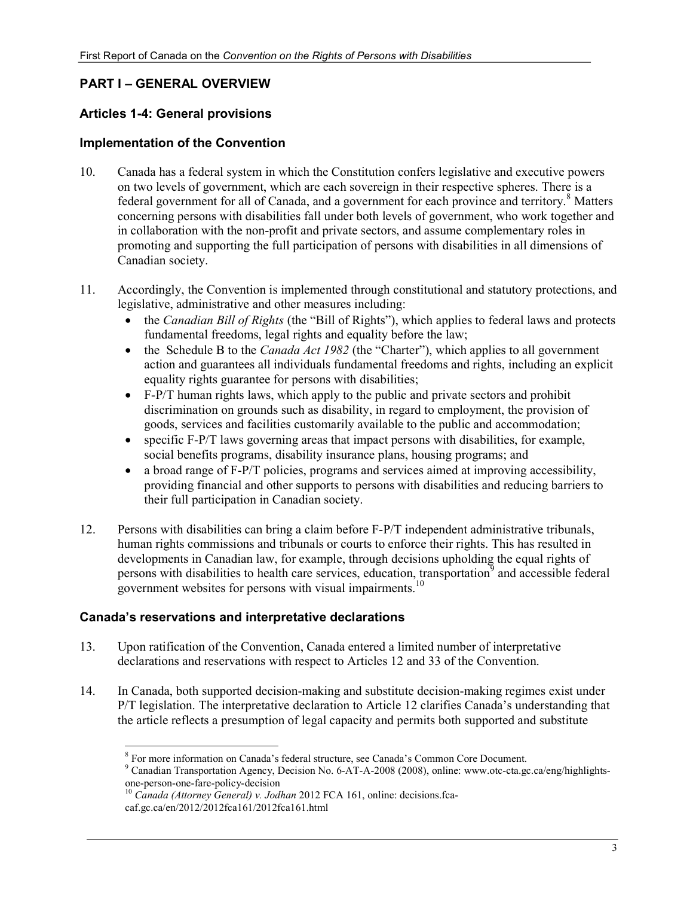## PART I – GENERAL OVERVIEW

### Articles 1-4: General provisions

### Implementation of the Convention

10. Canada has a federal system in which the Constitution confers legislative and executive powers on two levels of government, which are each sovereign in their respective spheres. There is a federal government for all of Canada, and a government for each province and territory.[8] Matters concerning persons with disabilities fall under both levels of government, who work together and in collaboration with the non-profit and private sectors, and assume complementary roles in promoting and supporting the full participation of persons with disabilities in all dimensions of Canadian society.

11. Accordingly, the Convention is implemented through constitutional and statutory protections, and legislative, administrative and other measures including:
    - the *Canadian Bill of Rights* (the "Bill of Rights"), which applies to federal laws and protects fundamental freedoms, legal rights and equality before the law;
    - the Schedule B to the *Canada Act 1982* (the "Charter"), which applies to all government action and guarantees all individuals fundamental freedoms and rights, including an explicit equality rights guarantee for persons with disabilities;
    - F-P/T human rights laws, which apply to the public and private sectors and prohibit discrimination on grounds such as disability, in regard to employment, the provision of goods, services and facilities customarily available to the public and accommodation;
    - specific F-P/T laws governing areas that impact persons with disabilities, for example, social benefits programs, disability insurance plans, housing programs; and
    - a broad range of F-P/T policies, programs and services aimed at improving accessibility, providing financial and other supports to persons with disabilities and reducing barriers to their full participation in Canadian society.

12. Persons with disabilities can bring a claim before F-P/T independent administrative tribunals, human rights commissions and tribunals or courts to enforce their rights. This has resulted in developments in Canadian law, for example, through decisions upholding the equal rights of persons with disabilities to health care services, education, transportation[9] and accessible federal government websites for persons with visual impairments.[10]

### Canada's reservations and interpretative declarations

13. Upon ratification of the Convention, Canada entered a limited number of interpretative declarations and reservations with respect to Articles 12 and 33 of the Convention.

14. In Canada, both supported decision-making and substitute decision-making regimes exist under P/T legislation. The interpretative declaration to Article 12 clarifies Canada's understanding that the article reflects a presumption of legal capacity and permits both supported and substitute

---

[8] For more information on Canada's federal structure, see Canada's Common Core Document.

[9] Canadian Transportation Agency, Decision No. 6-AT-A-2008 (2008), online: www.otc-cta.gc.ca/eng/highlights-one-person-one-fare-policy-decision

[10] *Canada (Attorney General) v. Jodhan* 2012 FCA 161, online: decisions.fca-caf.gc.ca/en/2012/2012fca161/2012fca161.html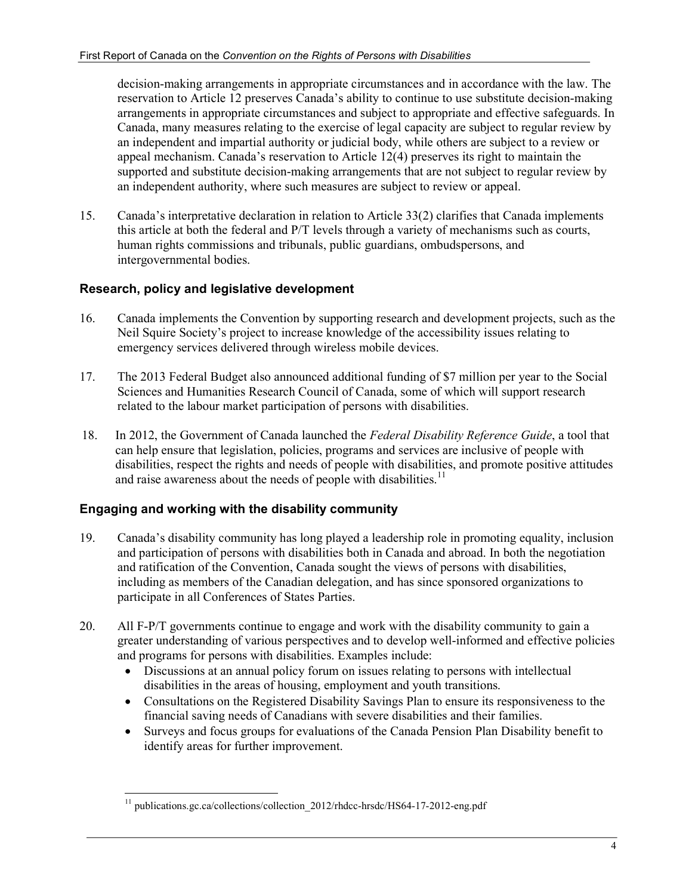decision-making arrangements in appropriate circumstances and in accordance with the law. The reservation to Article 12 preserves Canada's ability to continue to use substitute decision-making arrangements in appropriate circumstances and subject to appropriate and effective safeguards. In Canada, many measures relating to the exercise of legal capacity are subject to regular review by an independent and impartial authority or judicial body, while others are subject to a review or appeal mechanism. Canada's reservation to Article 12(4) preserves its right to maintain the supported and substitute decision-making arrangements that are not subject to regular review by an independent authority, where such measures are subject to review or appeal.

15. Canada's interpretative declaration in relation to Article 33(2) clarifies that Canada implements this article at both the federal and P/T levels through a variety of mechanisms such as courts, human rights commissions and tribunals, public guardians, ombudspersons, and intergovernmental bodies.

### Research, policy and legislative development

16. Canada implements the Convention by supporting research and development projects, such as the Neil Squire Society's project to increase knowledge of the accessibility issues relating to emergency services delivered through wireless mobile devices.

17. The 2013 Federal Budget also announced additional funding of $7 million per year to the Social Sciences and Humanities Research Council of Canada, some of which will support research related to the labour market participation of persons with disabilities.

18. In 2012, the Government of Canada launched the *Federal Disability Reference Guide*, a tool that can help ensure that legislation, policies, programs and services are inclusive of people with disabilities, respect the rights and needs of people with disabilities, and promote positive attitudes and raise awareness about the needs of people with disabilities.[11]

### Engaging and working with the disability community

19. Canada's disability community has long played a leadership role in promoting equality, inclusion and participation of persons with disabilities both in Canada and abroad. In both the negotiation and ratification of the Convention, Canada sought the views of persons with disabilities, including as members of the Canadian delegation, and has since sponsored organizations to participate in all Conferences of States Parties.

20. All F-P/T governments continue to engage and work with the disability community to gain a greater understanding of various perspectives and to develop well-informed and effective policies and programs for persons with disabilities. Examples include:
    - Discussions at an annual policy forum on issues relating to persons with intellectual disabilities in the areas of housing, employment and youth transitions.
    - Consultations on the Registered Disability Savings Plan to ensure its responsiveness to the financial saving needs of Canadians with severe disabilities and their families.
    - Surveys and focus groups for evaluations of the Canada Pension Plan Disability benefit to identify areas for further improvement.

[11] publications.gc.ca/collections/collection_2012/rhdcc-hrsdc/HS64-17-2012-eng.pdf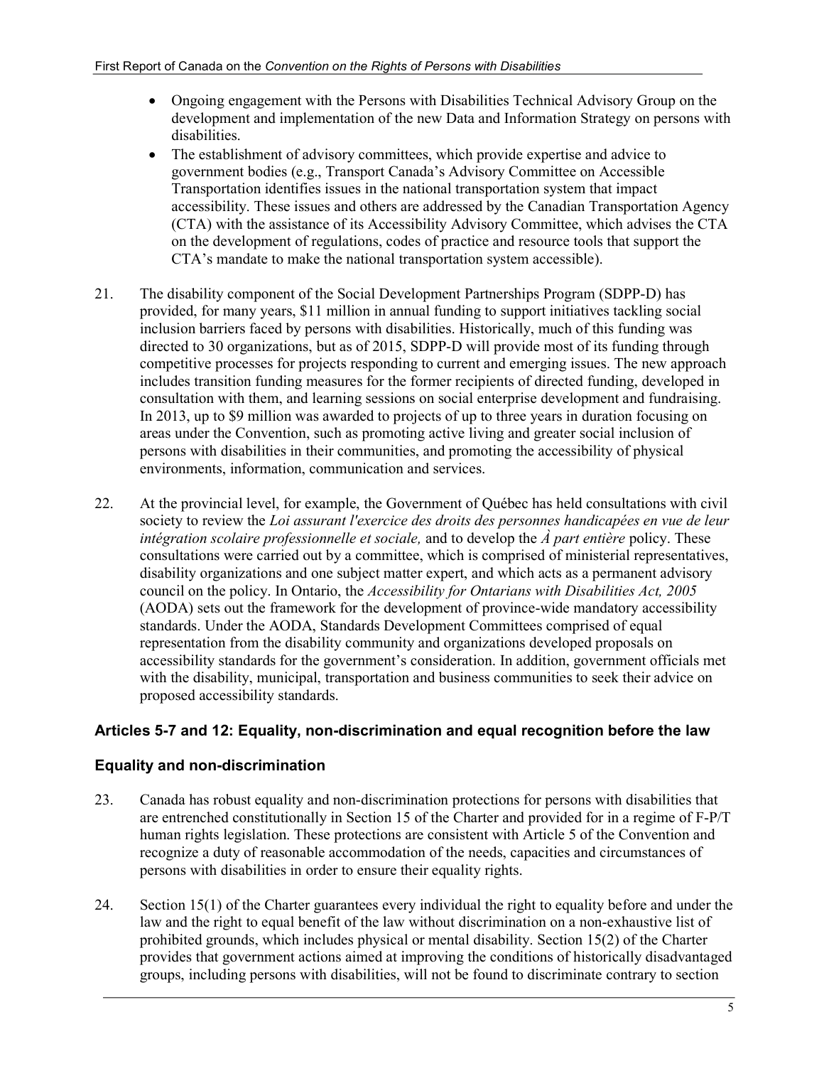- Ongoing engagement with the Persons with Disabilities Technical Advisory Group on the development and implementation of the new Data and Information Strategy on persons with disabilities.
- The establishment of advisory committees, which provide expertise and advice to government bodies (e.g., Transport Canada's Advisory Committee on Accessible Transportation identifies issues in the national transportation system that impact accessibility. These issues and others are addressed by the Canadian Transportation Agency (CTA) with the assistance of its Accessibility Advisory Committee, which advises the CTA on the development of regulations, codes of practice and resource tools that support the CTA's mandate to make the national transportation system accessible).

21. The disability component of the Social Development Partnerships Program (SDPP-D) has provided, for many years, $11 million in annual funding to support initiatives tackling social inclusion barriers faced by persons with disabilities. Historically, much of this funding was directed to 30 organizations, but as of 2015, SDPP-D will provide most of its funding through competitive processes for projects responding to current and emerging issues. The new approach includes transition funding measures for the former recipients of directed funding, developed in consultation with them, and learning sessions on social enterprise development and fundraising. In 2013, up to $9 million was awarded to projects of up to three years in duration focusing on areas under the Convention, such as promoting active living and greater social inclusion of persons with disabilities in their communities, and promoting the accessibility of physical environments, information, communication and services.

22. At the provincial level, for example, the Government of Québec has held consultations with civil society to review the *Loi assurant l'exercice des droits des personnes handicapées en vue de leur intégration scolaire professionnelle et sociale,* and to develop the *À part entière* policy. These consultations were carried out by a committee, which is comprised of ministerial representatives, disability organizations and one subject matter expert, and which acts as a permanent advisory council on the policy. In Ontario, the *Accessibility for Ontarians with Disabilities Act, 2005* (AODA) sets out the framework for the development of province-wide mandatory accessibility standards. Under the AODA, Standards Development Committees comprised of equal representation from the disability community and organizations developed proposals on accessibility standards for the government's consideration. In addition, government officials met with the disability, municipal, transportation and business communities to seek their advice on proposed accessibility standards.

## Articles 5-7 and 12: Equality, non-discrimination and equal recognition before the law

### Equality and non-discrimination

23. Canada has robust equality and non-discrimination protections for persons with disabilities that are entrenched constitutionally in Section 15 of the Charter and provided for in a regime of F-P/T human rights legislation. These protections are consistent with Article 5 of the Convention and recognize a duty of reasonable accommodation of the needs, capacities and circumstances of persons with disabilities in order to ensure their equality rights.

24. Section 15(1) of the Charter guarantees every individual the right to equality before and under the law and the right to equal benefit of the law without discrimination on a non-exhaustive list of prohibited grounds, which includes physical or mental disability. Section 15(2) of the Charter provides that government actions aimed at improving the conditions of historically disadvantaged groups, including persons with disabilities, will not be found to discriminate contrary to section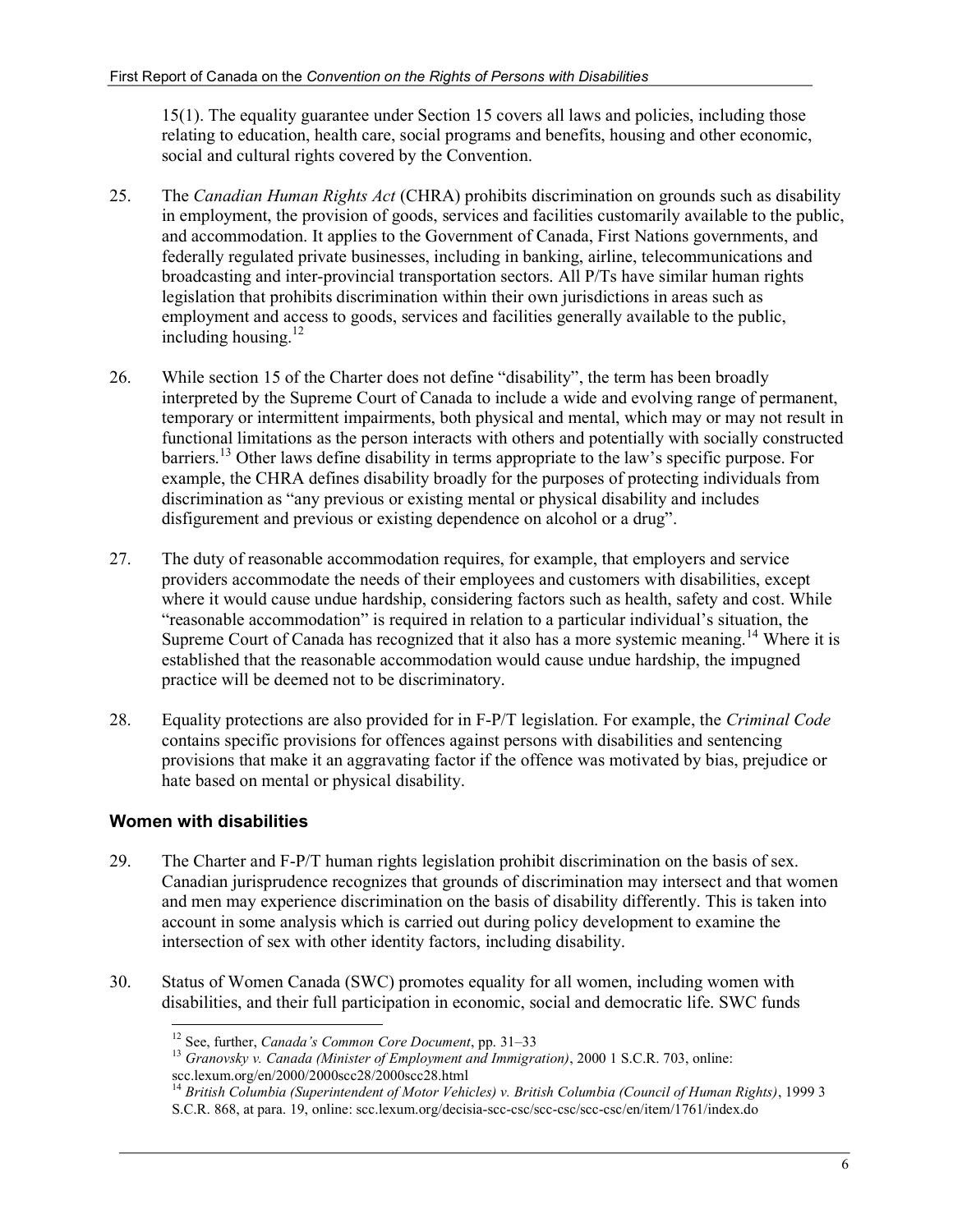15(1). The equality guarantee under Section 15 covers all laws and policies, including those relating to education, health care, social programs and benefits, housing and other economic, social and cultural rights covered by the Convention.

25. The *Canadian Human Rights Act* (CHRA) prohibits discrimination on grounds such as disability in employment, the provision of goods, services and facilities customarily available to the public, and accommodation. It applies to the Government of Canada, First Nations governments, and federally regulated private businesses, including in banking, airline, telecommunications and broadcasting and inter-provincial transportation sectors. All P/Ts have similar human rights legislation that prohibits discrimination within their own jurisdictions in areas such as employment and access to goods, services and facilities generally available to the public, including housing.[12]

26. While section 15 of the Charter does not define "disability", the term has been broadly interpreted by the Supreme Court of Canada to include a wide and evolving range of permanent, temporary or intermittent impairments, both physical and mental, which may or may not result in functional limitations as the person interacts with others and potentially with socially constructed barriers.[13] Other laws define disability in terms appropriate to the law's specific purpose. For example, the CHRA defines disability broadly for the purposes of protecting individuals from discrimination as "any previous or existing mental or physical disability and includes disfigurement and previous or existing dependence on alcohol or a drug".

27. The duty of reasonable accommodation requires, for example, that employers and service providers accommodate the needs of their employees and customers with disabilities, except where it would cause undue hardship, considering factors such as health, safety and cost. While "reasonable accommodation" is required in relation to a particular individual's situation, the Supreme Court of Canada has recognized that it also has a more systemic meaning.[14] Where it is established that the reasonable accommodation would cause undue hardship, the impugned practice will be deemed not to be discriminatory.

28. Equality protections are also provided for in F-P/T legislation. For example, the *Criminal Code* contains specific provisions for offences against persons with disabilities and sentencing provisions that make it an aggravating factor if the offence was motivated by bias, prejudice or hate based on mental or physical disability.

### Women with disabilities

29. The Charter and F-P/T human rights legislation prohibit discrimination on the basis of sex. Canadian jurisprudence recognizes that grounds of discrimination may intersect and that women and men may experience discrimination on the basis of disability differently. This is taken into account in some analysis which is carried out during policy development to examine the intersection of sex with other identity factors, including disability.

30. Status of Women Canada (SWC) promotes equality for all women, including women with disabilities, and their full participation in economic, social and democratic life. SWC funds

---

[12] See, further, *Canada's Common Core Document*, pp. 31–33

[13] *Granovsky v. Canada (Minister of Employment and Immigration)*, 2000 1 S.C.R. 703, online: scc.lexum.org/en/2000/2000scc28/2000scc28.html

[14] *British Columbia (Superintendent of Motor Vehicles) v. British Columbia (Council of Human Rights)*, 1999 3 S.C.R. 868, at para. 19, online: scc.lexum.org/decisia-scc-csc/scc-csc/scc-csc/en/item/1761/index.do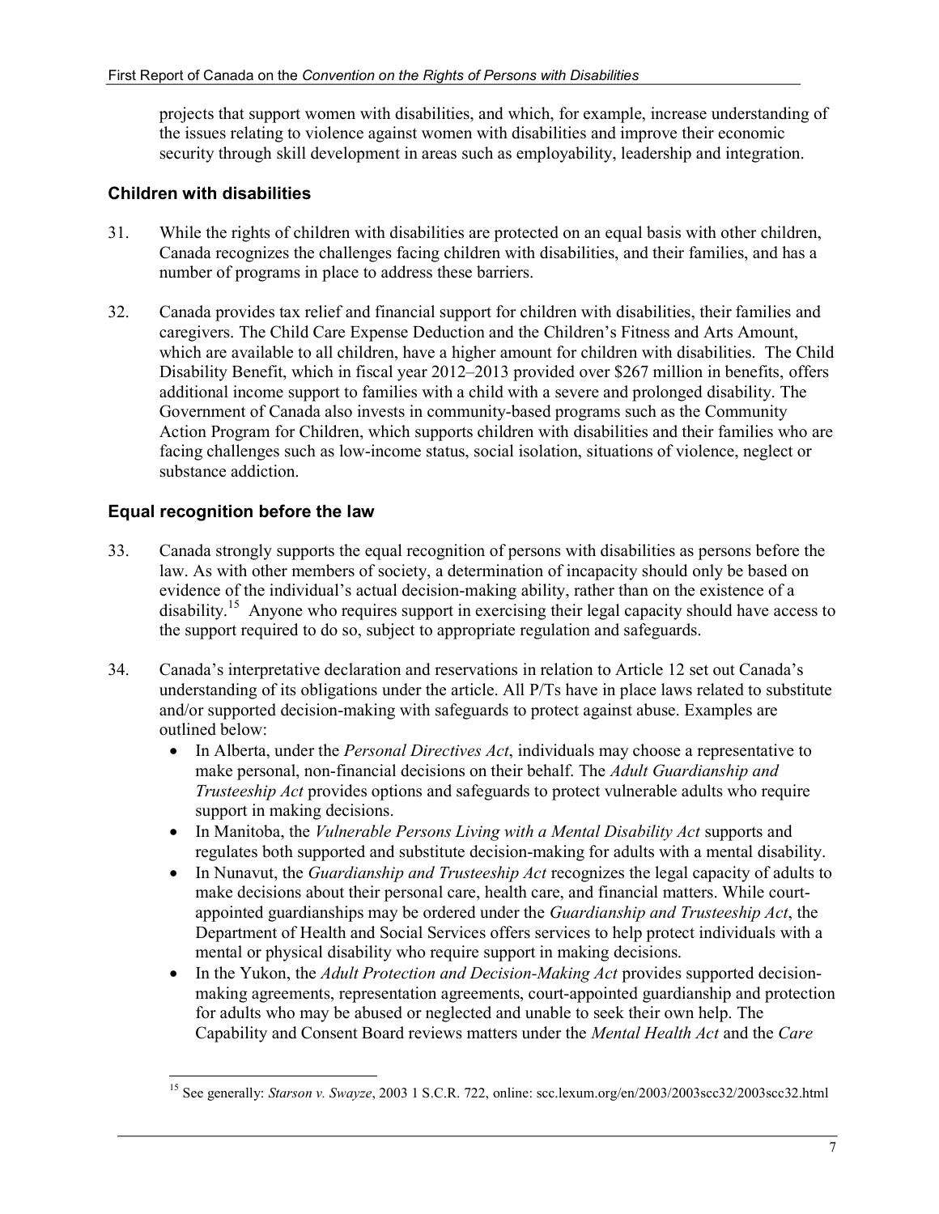projects that support women with disabilities, and which, for example, increase understanding of the issues relating to violence against women with disabilities and improve their economic security through skill development in areas such as employability, leadership and integration.

### Children with disabilities

31. While the rights of children with disabilities are protected on an equal basis with other children, Canada recognizes the challenges facing children with disabilities, and their families, and has a number of programs in place to address these barriers.

32. Canada provides tax relief and financial support for children with disabilities, their families and caregivers. The Child Care Expense Deduction and the Children's Fitness and Arts Amount, which are available to all children, have a higher amount for children with disabilities. The Child Disability Benefit, which in fiscal year 2012–2013 provided over $267 million in benefits, offers additional income support to families with a child with a severe and prolonged disability. The Government of Canada also invests in community-based programs such as the Community Action Program for Children, which supports children with disabilities and their families who are facing challenges such as low-income status, social isolation, situations of violence, neglect or substance addiction.

### Equal recognition before the law

33. Canada strongly supports the equal recognition of persons with disabilities as persons before the law. As with other members of society, a determination of incapacity should only be based on evidence of the individual's actual decision-making ability, rather than on the existence of a disability.[15] Anyone who requires support in exercising their legal capacity should have access to the support required to do so, subject to appropriate regulation and safeguards.

34. Canada's interpretative declaration and reservations in relation to Article 12 set out Canada's understanding of its obligations under the article. All P/Ts have in place laws related to substitute and/or supported decision-making with safeguards to protect against abuse. Examples are outlined below:
    - In Alberta, under the *Personal Directives Act*, individuals may choose a representative to make personal, non-financial decisions on their behalf. The *Adult Guardianship and Trusteeship Act* provides options and safeguards to protect vulnerable adults who require support in making decisions.
    - In Manitoba, the *Vulnerable Persons Living with a Mental Disability Act* supports and regulates both supported and substitute decision-making for adults with a mental disability.
    - In Nunavut, the *Guardianship and Trusteeship Act* recognizes the legal capacity of adults to make decisions about their personal care, health care, and financial matters. While court-appointed guardianships may be ordered under the *Guardianship and Trusteeship Act*, the Department of Health and Social Services offers services to help protect individuals with a mental or physical disability who require support in making decisions.
    - In the Yukon, the *Adult Protection and Decision-Making Act* provides supported decision-making agreements, representation agreements, court-appointed guardianship and protection for adults who may be abused or neglected and unable to seek their own help. The Capability and Consent Board reviews matters under the *Mental Health Act* and the *Care*

---

[15] See generally: *Starson v. Swayze*, 2003 1 S.C.R. 722, online: scc.lexum.org/en/2003/2003scc32/2003scc32.html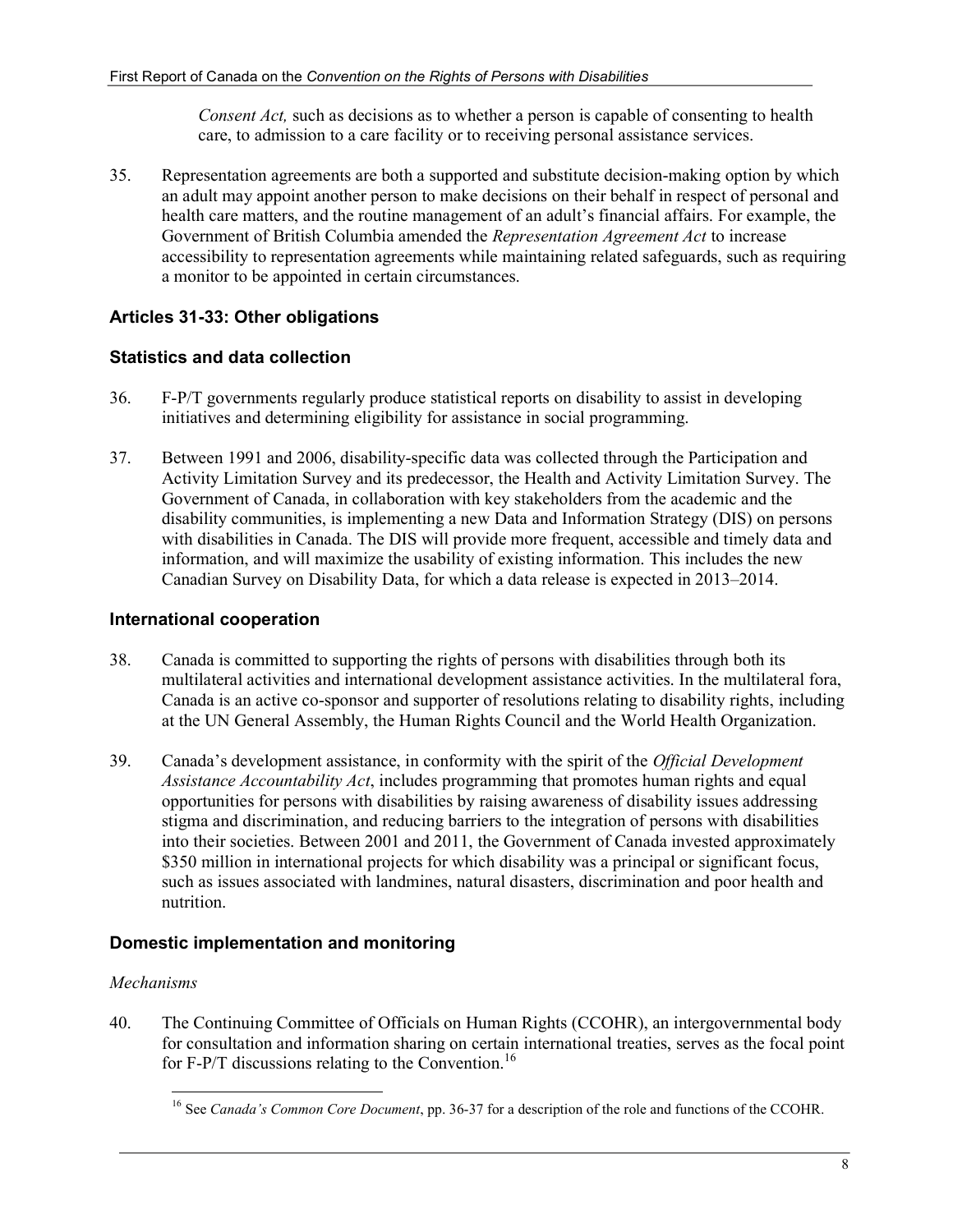*Consent Act,* such as decisions as to whether a person is capable of consenting to health care, to admission to a care facility or to receiving personal assistance services.

35. Representation agreements are both a supported and substitute decision-making option by which an adult may appoint another person to make decisions on their behalf in respect of personal and health care matters, and the routine management of an adult's financial affairs. For example, the Government of British Columbia amended the *Representation Agreement Act* to increase accessibility to representation agreements while maintaining related safeguards, such as requiring a monitor to be appointed in certain circumstances.

### Articles 31-33: Other obligations

### Statistics and data collection

36. F-P/T governments regularly produce statistical reports on disability to assist in developing initiatives and determining eligibility for assistance in social programming.

37. Between 1991 and 2006, disability-specific data was collected through the Participation and Activity Limitation Survey and its predecessor, the Health and Activity Limitation Survey. The Government of Canada, in collaboration with key stakeholders from the academic and the disability communities, is implementing a new Data and Information Strategy (DIS) on persons with disabilities in Canada. The DIS will provide more frequent, accessible and timely data and information, and will maximize the usability of existing information. This includes the new Canadian Survey on Disability Data, for which a data release is expected in 2013–2014.

### International cooperation

38. Canada is committed to supporting the rights of persons with disabilities through both its multilateral activities and international development assistance activities. In the multilateral fora, Canada is an active co-sponsor and supporter of resolutions relating to disability rights, including at the UN General Assembly, the Human Rights Council and the World Health Organization.

39. Canada's development assistance, in conformity with the spirit of the *Official Development Assistance Accountability Act*, includes programming that promotes human rights and equal opportunities for persons with disabilities by raising awareness of disability issues addressing stigma and discrimination, and reducing barriers to the integration of persons with disabilities into their societies. Between 2001 and 2011, the Government of Canada invested approximately $350 million in international projects for which disability was a principal or significant focus, such as issues associated with landmines, natural disasters, discrimination and poor health and nutrition.

### Domestic implementation and monitoring

*Mechanisms*

40. The Continuing Committee of Officials on Human Rights (CCOHR), an intergovernmental body for consultation and information sharing on certain international treaties, serves as the focal point for F-P/T discussions relating to the Convention.[16]

[16] See *Canada's Common Core Document*, pp. 36-37 for a description of the role and functions of the CCOHR.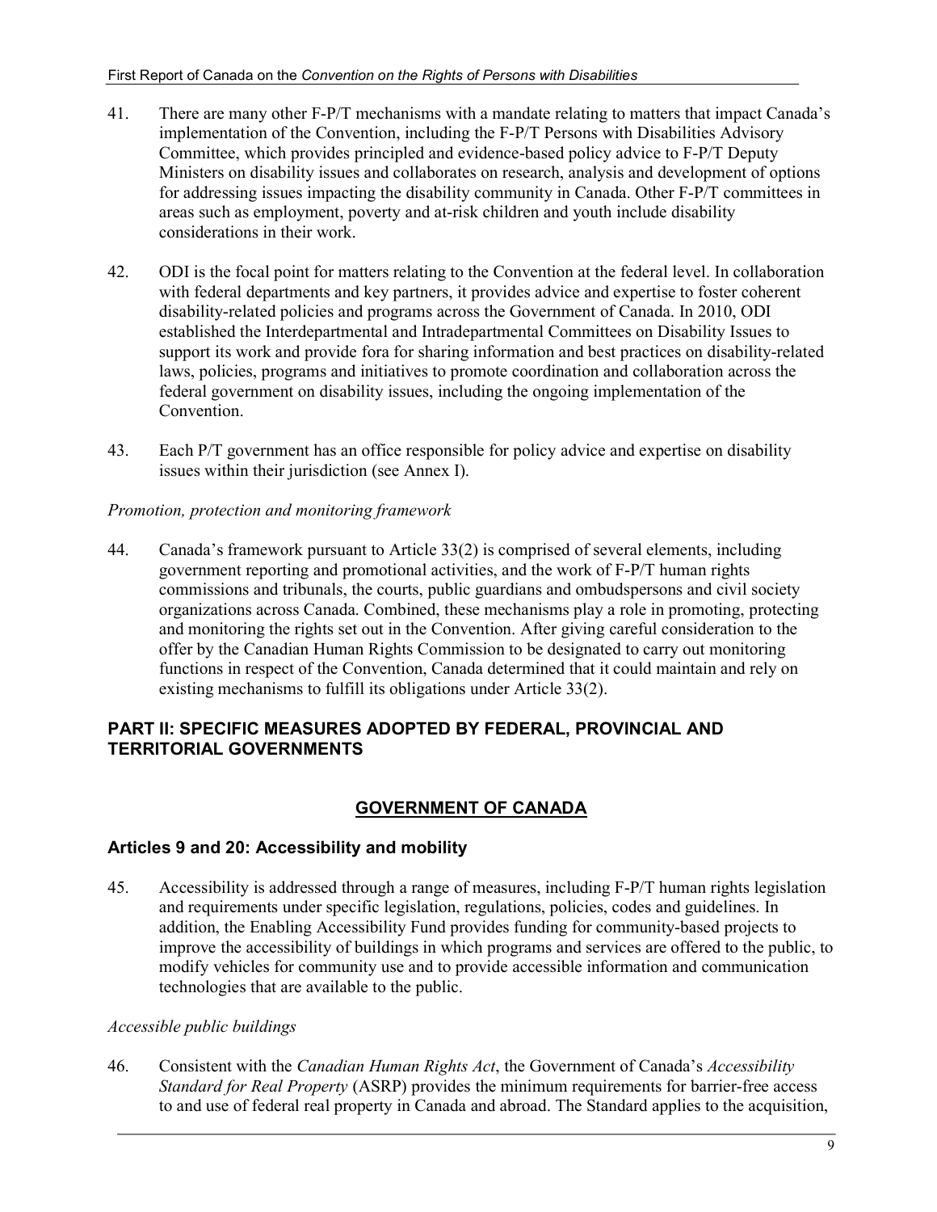41. There are many other F-P/T mechanisms with a mandate relating to matters that impact Canada's implementation of the Convention, including the F-P/T Persons with Disabilities Advisory Committee, which provides principled and evidence-based policy advice to F-P/T Deputy Ministers on disability issues and collaborates on research, analysis and development of options for addressing issues impacting the disability community in Canada. Other F-P/T committees in areas such as employment, poverty and at-risk children and youth include disability considerations in their work.

42. ODI is the focal point for matters relating to the Convention at the federal level. In collaboration with federal departments and key partners, it provides advice and expertise to foster coherent disability-related policies and programs across the Government of Canada. In 2010, ODI established the Interdepartmental and Intradepartmental Committees on Disability Issues to support its work and provide fora for sharing information and best practices on disability-related laws, policies, programs and initiatives to promote coordination and collaboration across the federal government on disability issues, including the ongoing implementation of the Convention.

43. Each P/T government has an office responsible for policy advice and expertise on disability issues within their jurisdiction (see Annex I).

*Promotion, protection and monitoring framework*

44. Canada's framework pursuant to Article 33(2) is comprised of several elements, including government reporting and promotional activities, and the work of F-P/T human rights commissions and tribunals, the courts, public guardians and ombudspersons and civil society organizations across Canada. Combined, these mechanisms play a role in promoting, protecting and monitoring the rights set out in the Convention. After giving careful consideration to the offer by the Canadian Human Rights Commission to be designated to carry out monitoring functions in respect of the Convention, Canada determined that it could maintain and rely on existing mechanisms to fulfill its obligations under Article 33(2).

## PART II: SPECIFIC MEASURES ADOPTED BY FEDERAL, PROVINCIAL AND TERRITORIAL GOVERNMENTS

## GOVERNMENT OF CANADA

### Articles 9 and 20: Accessibility and mobility

45. Accessibility is addressed through a range of measures, including F-P/T human rights legislation and requirements under specific legislation, regulations, policies, codes and guidelines. In addition, the Enabling Accessibility Fund provides funding for community-based projects to improve the accessibility of buildings in which programs and services are offered to the public, to modify vehicles for community use and to provide accessible information and communication technologies that are available to the public.

*Accessible public buildings*

46. Consistent with the *Canadian Human Rights Act*, the Government of Canada's *Accessibility Standard for Real Property* (ASRP) provides the minimum requirements for barrier-free access to and use of federal real property in Canada and abroad. The Standard applies to the acquisition,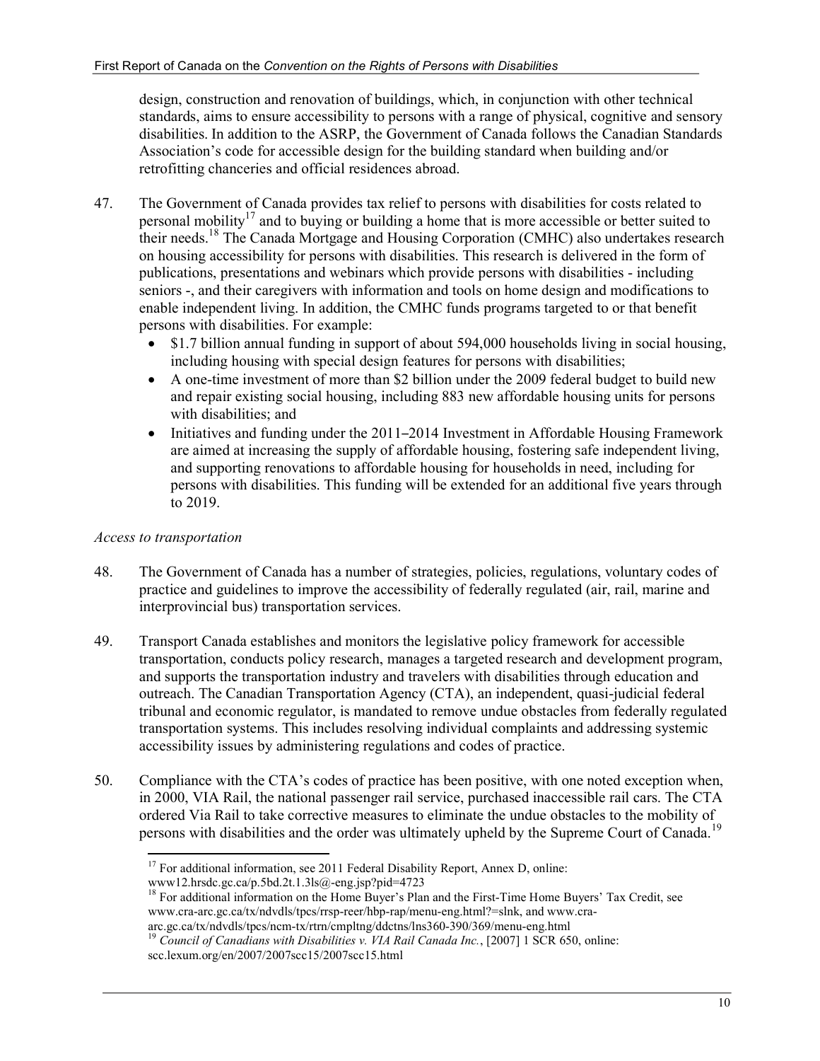design, construction and renovation of buildings, which, in conjunction with other technical standards, aims to ensure accessibility to persons with a range of physical, cognitive and sensory disabilities. In addition to the ASRP, the Government of Canada follows the Canadian Standards Association's code for accessible design for the building standard when building and/or retrofitting chanceries and official residences abroad.

47. The Government of Canada provides tax relief to persons with disabilities for costs related to personal mobility[17] and to buying or building a home that is more accessible or better suited to their needs.[18] The Canada Mortgage and Housing Corporation (CMHC) also undertakes research on housing accessibility for persons with disabilities. This research is delivered in the form of publications, presentations and webinars which provide persons with disabilities - including seniors -, and their caregivers with information and tools on home design and modifications to enable independent living. In addition, the CMHC funds programs targeted to or that benefit persons with disabilities. For example:
    - $1.7 billion annual funding in support of about 594,000 households living in social housing, including housing with special design features for persons with disabilities;
    - A one-time investment of more than $2 billion under the 2009 federal budget to build new and repair existing social housing, including 883 new affordable housing units for persons with disabilities; and
    - Initiatives and funding under the 2011–2014 Investment in Affordable Housing Framework are aimed at increasing the supply of affordable housing, fostering safe independent living, and supporting renovations to affordable housing for households in need, including for persons with disabilities. This funding will be extended for an additional five years through to 2019.

*Access to transportation*

48. The Government of Canada has a number of strategies, policies, regulations, voluntary codes of practice and guidelines to improve the accessibility of federally regulated (air, rail, marine and interprovincial bus) transportation services.

49. Transport Canada establishes and monitors the legislative policy framework for accessible transportation, conducts policy research, manages a targeted research and development program, and supports the transportation industry and travelers with disabilities through education and outreach. The Canadian Transportation Agency (CTA), an independent, quasi-judicial federal tribunal and economic regulator, is mandated to remove undue obstacles from federally regulated transportation systems. This includes resolving individual complaints and addressing systemic accessibility issues by administering regulations and codes of practice.

50. Compliance with the CTA's codes of practice has been positive, with one noted exception when, in 2000, VIA Rail, the national passenger rail service, purchased inaccessible rail cars. The CTA ordered Via Rail to take corrective measures to eliminate the undue obstacles to the mobility of persons with disabilities and the order was ultimately upheld by the Supreme Court of Canada.[19]

---

[17] For additional information, see 2011 Federal Disability Report, Annex D, online: www12.hrsdc.gc.ca/p.5bd.2t.1.3ls@-eng.jsp?pid=4723

[18] For additional information on the Home Buyer's Plan and the First-Time Home Buyers' Tax Credit, see www.cra-arc.gc.ca/tx/ndvdls/tpcs/rrsp-reer/hbp-rap/menu-eng.html?=slnk, and www.cra-arc.gc.ca/tx/ndvdls/tpcs/ncm-tx/rtrn/cmpltng/ddctns/lns360-390/369/menu-eng.html

[19] *Council of Canadians with Disabilities v. VIA Rail Canada Inc.*, [2007] 1 SCR 650, online: scc.lexum.org/en/2007/2007scc15/2007scc15.html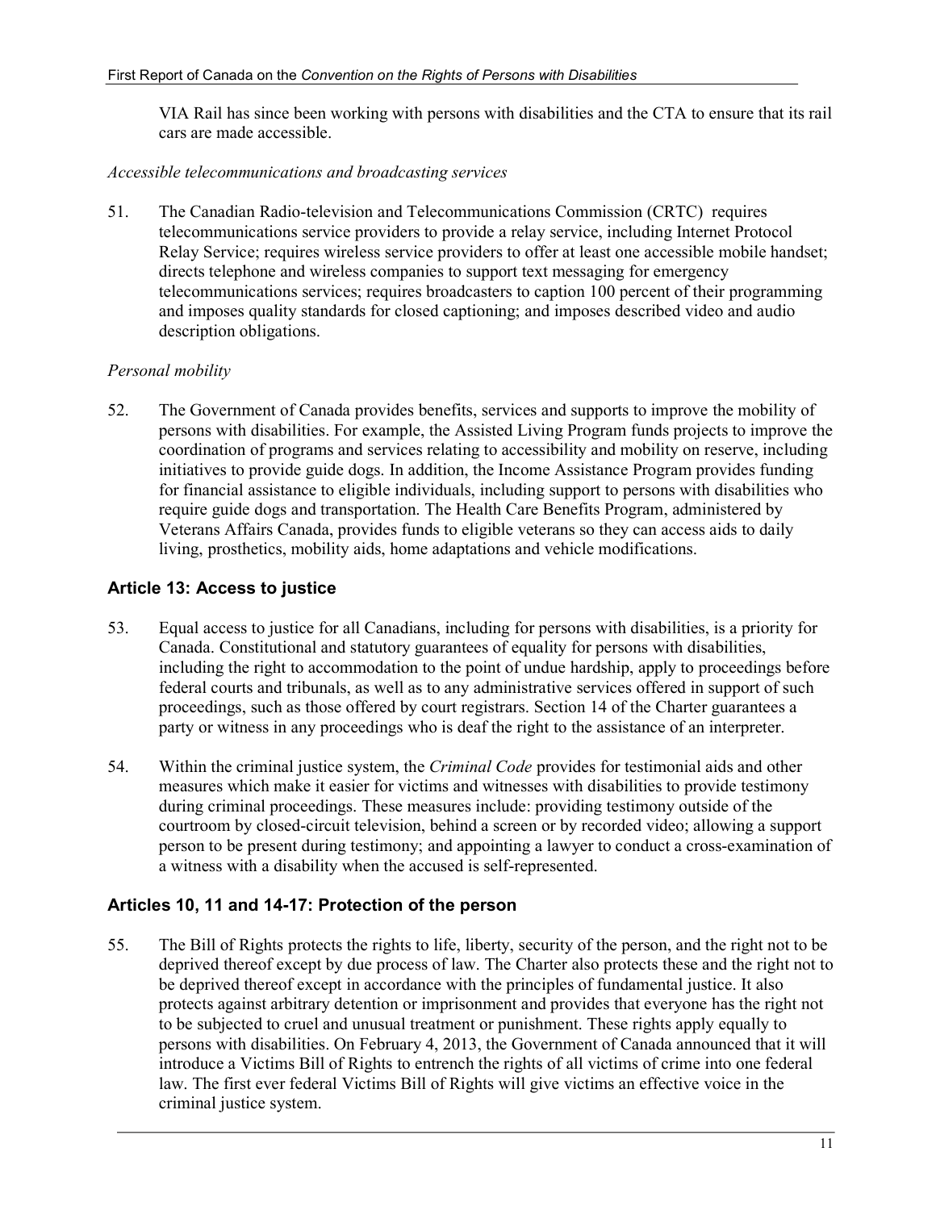VIA Rail has since been working with persons with disabilities and the CTA to ensure that its rail cars are made accessible.

*Accessible telecommunications and broadcasting services*

51. The Canadian Radio-television and Telecommunications Commission (CRTC) requires telecommunications service providers to provide a relay service, including Internet Protocol Relay Service; requires wireless service providers to offer at least one accessible mobile handset; directs telephone and wireless companies to support text messaging for emergency telecommunications services; requires broadcasters to caption 100 percent of their programming and imposes quality standards for closed captioning; and imposes described video and audio description obligations.

*Personal mobility*

52. The Government of Canada provides benefits, services and supports to improve the mobility of persons with disabilities. For example, the Assisted Living Program funds projects to improve the coordination of programs and services relating to accessibility and mobility on reserve, including initiatives to provide guide dogs. In addition, the Income Assistance Program provides funding for financial assistance to eligible individuals, including support to persons with disabilities who require guide dogs and transportation. The Health Care Benefits Program, administered by Veterans Affairs Canada, provides funds to eligible veterans so they can access aids to daily living, prosthetics, mobility aids, home adaptations and vehicle modifications.

## Article 13: Access to justice

53. Equal access to justice for all Canadians, including for persons with disabilities, is a priority for Canada. Constitutional and statutory guarantees of equality for persons with disabilities, including the right to accommodation to the point of undue hardship, apply to proceedings before federal courts and tribunals, as well as to any administrative services offered in support of such proceedings, such as those offered by court registrars. Section 14 of the Charter guarantees a party or witness in any proceedings who is deaf the right to the assistance of an interpreter.

54. Within the criminal justice system, the *Criminal Code* provides for testimonial aids and other measures which make it easier for victims and witnesses with disabilities to provide testimony during criminal proceedings. These measures include: providing testimony outside of the courtroom by closed-circuit television, behind a screen or by recorded video; allowing a support person to be present during testimony; and appointing a lawyer to conduct a cross-examination of a witness with a disability when the accused is self-represented.

## Articles 10, 11 and 14-17: Protection of the person

55. The Bill of Rights protects the rights to life, liberty, security of the person, and the right not to be deprived thereof except by due process of law. The Charter also protects these and the right not to be deprived thereof except in accordance with the principles of fundamental justice. It also protects against arbitrary detention or imprisonment and provides that everyone has the right not to be subjected to cruel and unusual treatment or punishment. These rights apply equally to persons with disabilities. On February 4, 2013, the Government of Canada announced that it will introduce a Victims Bill of Rights to entrench the rights of all victims of crime into one federal law. The first ever federal Victims Bill of Rights will give victims an effective voice in the criminal justice system.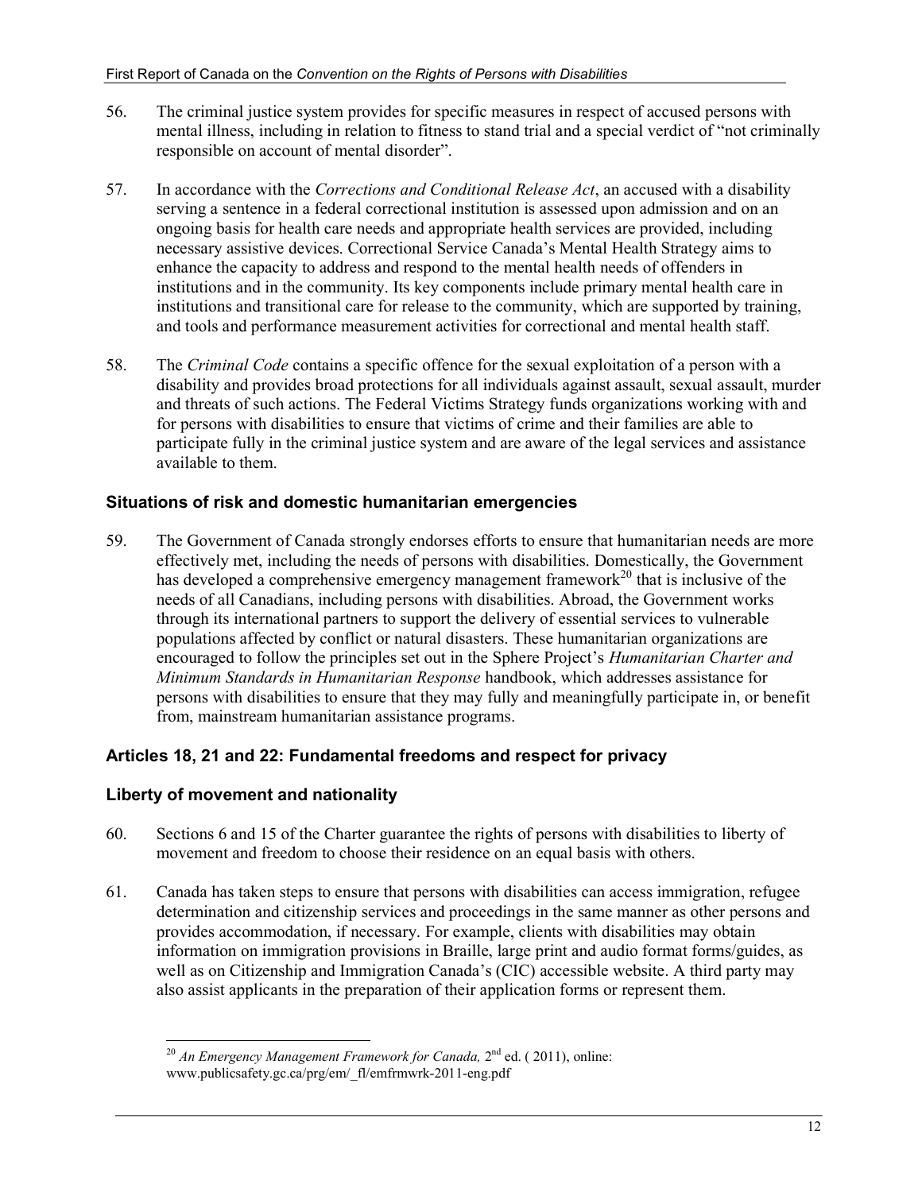56. The criminal justice system provides for specific measures in respect of accused persons with mental illness, including in relation to fitness to stand trial and a special verdict of "not criminally responsible on account of mental disorder".

57. In accordance with the *Corrections and Conditional Release Act*, an accused with a disability serving a sentence in a federal correctional institution is assessed upon admission and on an ongoing basis for health care needs and appropriate health services are provided, including necessary assistive devices. Correctional Service Canada's Mental Health Strategy aims to enhance the capacity to address and respond to the mental health needs of offenders in institutions and in the community. Its key components include primary mental health care in institutions and transitional care for release to the community, which are supported by training, and tools and performance measurement activities for correctional and mental health staff.

58. The *Criminal Code* contains a specific offence for the sexual exploitation of a person with a disability and provides broad protections for all individuals against assault, sexual assault, murder and threats of such actions. The Federal Victims Strategy funds organizations working with and for persons with disabilities to ensure that victims of crime and their families are able to participate fully in the criminal justice system and are aware of the legal services and assistance available to them.

### Situations of risk and domestic humanitarian emergencies

59. The Government of Canada strongly endorses efforts to ensure that humanitarian needs are more effectively met, including the needs of persons with disabilities. Domestically, the Government has developed a comprehensive emergency management framework[20] that is inclusive of the needs of all Canadians, including persons with disabilities. Abroad, the Government works through its international partners to support the delivery of essential services to vulnerable populations affected by conflict or natural disasters. These humanitarian organizations are encouraged to follow the principles set out in the Sphere Project's *Humanitarian Charter and Minimum Standards in Humanitarian Response* handbook, which addresses assistance for persons with disabilities to ensure that they may fully and meaningfully participate in, or benefit from, mainstream humanitarian assistance programs.

## Articles 18, 21 and 22: Fundamental freedoms and respect for privacy

### Liberty of movement and nationality

60. Sections 6 and 15 of the Charter guarantee the rights of persons with disabilities to liberty of movement and freedom to choose their residence on an equal basis with others.

61. Canada has taken steps to ensure that persons with disabilities can access immigration, refugee determination and citizenship services and proceedings in the same manner as other persons and provides accommodation, if necessary. For example, clients with disabilities may obtain information on immigration provisions in Braille, large print and audio format forms/guides, as well as on Citizenship and Immigration Canada's (CIC) accessible website. A third party may also assist applicants in the preparation of their application forms or represent them.

---

[20] *An Emergency Management Framework for Canada,* 2nd ed. ( 2011), online: www.publicsafety.gc.ca/prg/em/_fl/emfrmwrk-2011-eng.pdf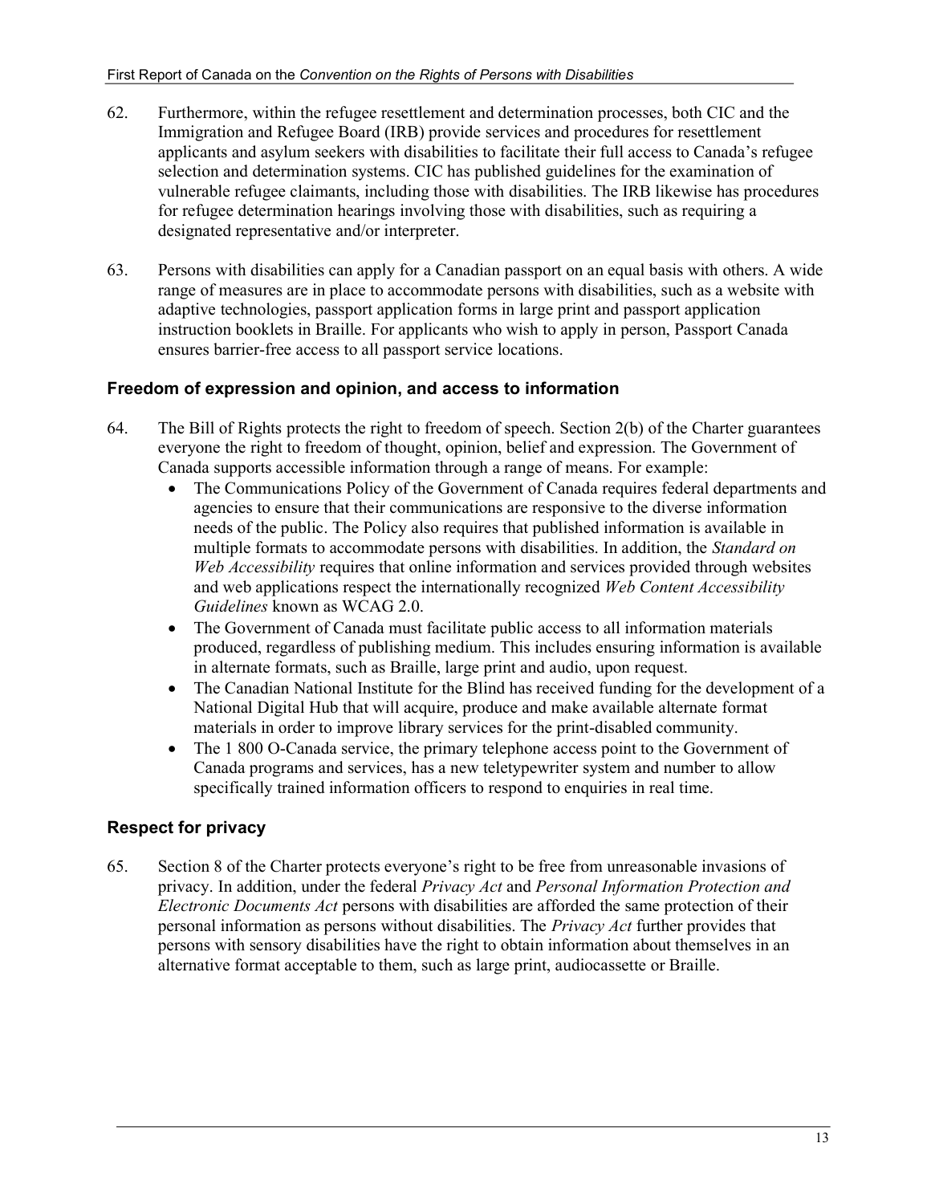62. Furthermore, within the refugee resettlement and determination processes, both CIC and the Immigration and Refugee Board (IRB) provide services and procedures for resettlement applicants and asylum seekers with disabilities to facilitate their full access to Canada's refugee selection and determination systems. CIC has published guidelines for the examination of vulnerable refugee claimants, including those with disabilities. The IRB likewise has procedures for refugee determination hearings involving those with disabilities, such as requiring a designated representative and/or interpreter.

63. Persons with disabilities can apply for a Canadian passport on an equal basis with others. A wide range of measures are in place to accommodate persons with disabilities, such as a website with adaptive technologies, passport application forms in large print and passport application instruction booklets in Braille. For applicants who wish to apply in person, Passport Canada ensures barrier-free access to all passport service locations.

### Freedom of expression and opinion, and access to information

64. The Bill of Rights protects the right to freedom of speech. Section 2(b) of the Charter guarantees everyone the right to freedom of thought, opinion, belief and expression. The Government of Canada supports accessible information through a range of means. For example:
    - The Communications Policy of the Government of Canada requires federal departments and agencies to ensure that their communications are responsive to the diverse information needs of the public. The Policy also requires that published information is available in multiple formats to accommodate persons with disabilities. In addition, the *Standard on Web Accessibility* requires that online information and services provided through websites and web applications respect the internationally recognized *Web Content Accessibility Guidelines* known as WCAG 2.0.
    - The Government of Canada must facilitate public access to all information materials produced, regardless of publishing medium. This includes ensuring information is available in alternate formats, such as Braille, large print and audio, upon request.
    - The Canadian National Institute for the Blind has received funding for the development of a National Digital Hub that will acquire, produce and make available alternate format materials in order to improve library services for the print-disabled community.
    - The 1 800 O-Canada service, the primary telephone access point to the Government of Canada programs and services, has a new teletypewriter system and number to allow specifically trained information officers to respond to enquiries in real time.

### Respect for privacy

65. Section 8 of the Charter protects everyone's right to be free from unreasonable invasions of privacy. In addition, under the federal *Privacy Act* and *Personal Information Protection and Electronic Documents Act* persons with disabilities are afforded the same protection of their personal information as persons without disabilities. The *Privacy Act* further provides that persons with sensory disabilities have the right to obtain information about themselves in an alternative format acceptable to them, such as large print, audiocassette or Braille.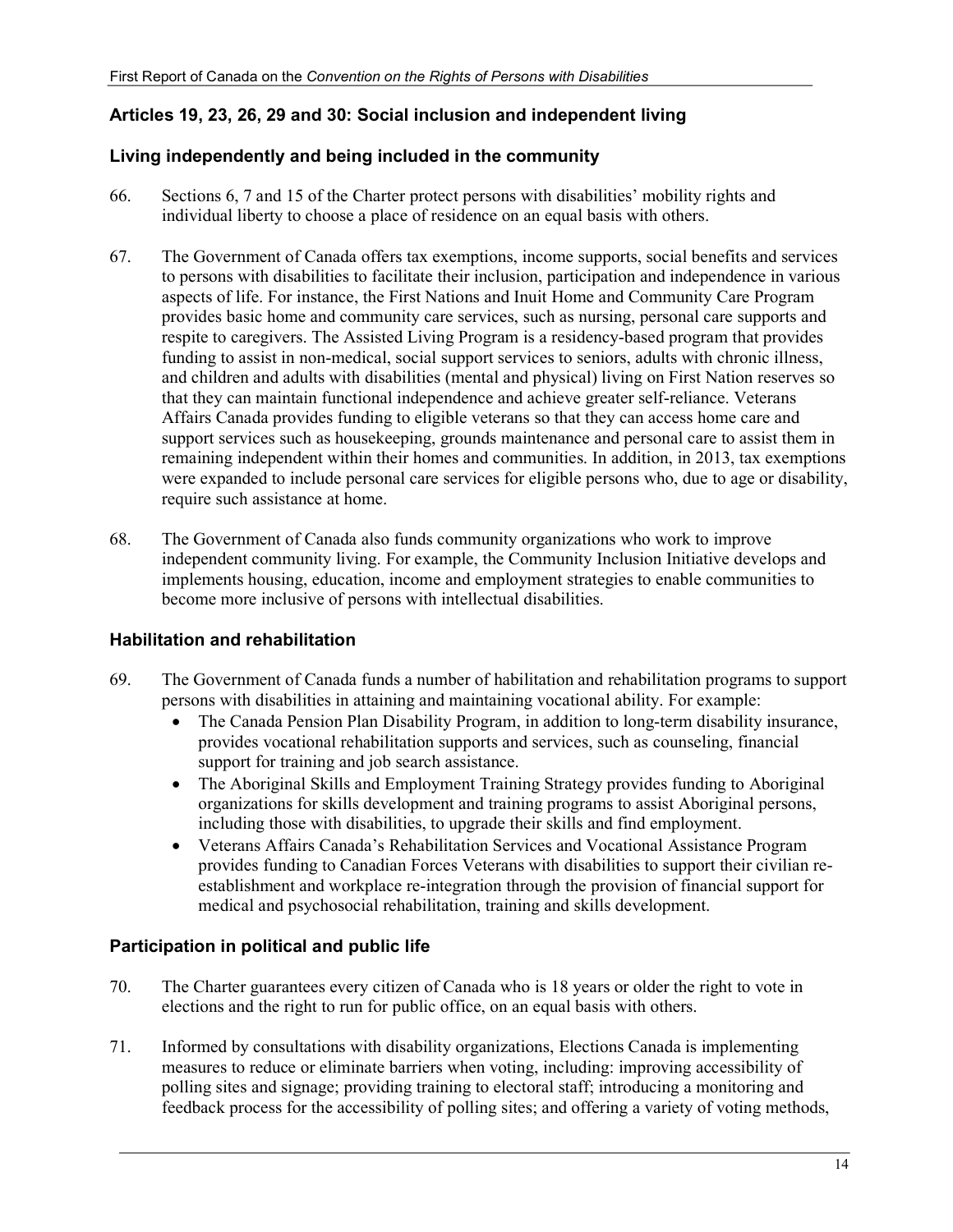## Articles 19, 23, 26, 29 and 30: Social inclusion and independent living

### Living independently and being included in the community

66. Sections 6, 7 and 15 of the Charter protect persons with disabilities' mobility rights and individual liberty to choose a place of residence on an equal basis with others.

67. The Government of Canada offers tax exemptions, income supports, social benefits and services to persons with disabilities to facilitate their inclusion, participation and independence in various aspects of life. For instance, the First Nations and Inuit Home and Community Care Program provides basic home and community care services, such as nursing, personal care supports and respite to caregivers. The Assisted Living Program is a residency-based program that provides funding to assist in non-medical, social support services to seniors, adults with chronic illness, and children and adults with disabilities (mental and physical) living on First Nation reserves so that they can maintain functional independence and achieve greater self-reliance. Veterans Affairs Canada provides funding to eligible veterans so that they can access home care and support services such as housekeeping, grounds maintenance and personal care to assist them in remaining independent within their homes and communities. In addition, in 2013, tax exemptions were expanded to include personal care services for eligible persons who, due to age or disability, require such assistance at home.

68. The Government of Canada also funds community organizations who work to improve independent community living. For example, the Community Inclusion Initiative develops and implements housing, education, income and employment strategies to enable communities to become more inclusive of persons with intellectual disabilities.

### Habilitation and rehabilitation

69. The Government of Canada funds a number of habilitation and rehabilitation programs to support persons with disabilities in attaining and maintaining vocational ability. For example:
    - The Canada Pension Plan Disability Program, in addition to long-term disability insurance, provides vocational rehabilitation supports and services, such as counseling, financial support for training and job search assistance.
    - The Aboriginal Skills and Employment Training Strategy provides funding to Aboriginal organizations for skills development and training programs to assist Aboriginal persons, including those with disabilities, to upgrade their skills and find employment.
    - Veterans Affairs Canada's Rehabilitation Services and Vocational Assistance Program provides funding to Canadian Forces Veterans with disabilities to support their civilian re-establishment and workplace re-integration through the provision of financial support for medical and psychosocial rehabilitation, training and skills development.

### Participation in political and public life

70. The Charter guarantees every citizen of Canada who is 18 years or older the right to vote in elections and the right to run for public office, on an equal basis with others.

71. Informed by consultations with disability organizations, Elections Canada is implementing measures to reduce or eliminate barriers when voting, including: improving accessibility of polling sites and signage; providing training to electoral staff; introducing a monitoring and feedback process for the accessibility of polling sites; and offering a variety of voting methods,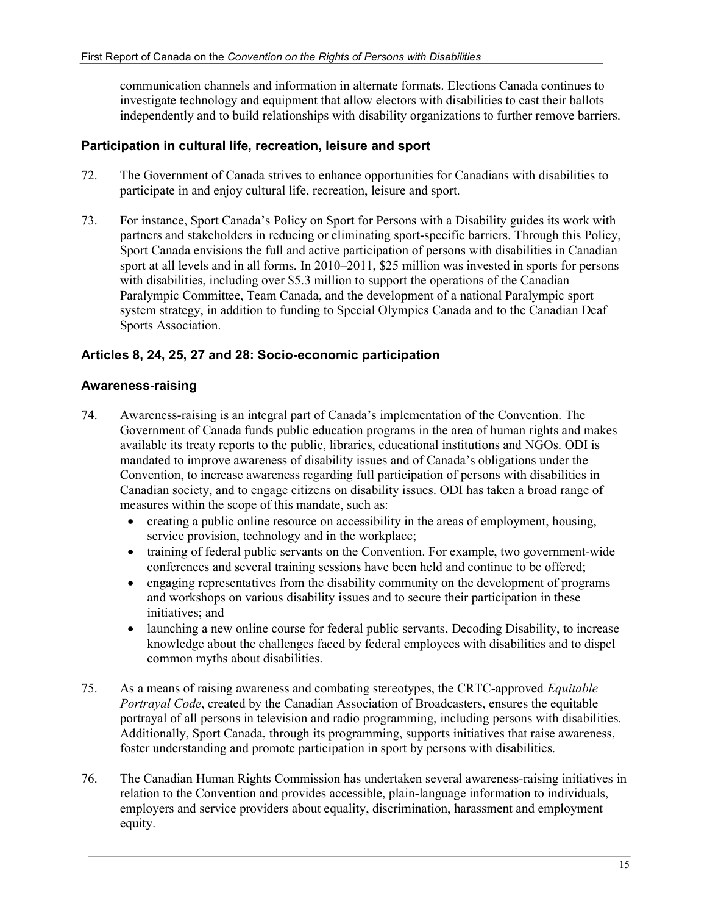communication channels and information in alternate formats. Elections Canada continues to investigate technology and equipment that allow electors with disabilities to cast their ballots independently and to build relationships with disability organizations to further remove barriers.

### Participation in cultural life, recreation, leisure and sport

72. The Government of Canada strives to enhance opportunities for Canadians with disabilities to participate in and enjoy cultural life, recreation, leisure and sport.

73. For instance, Sport Canada's Policy on Sport for Persons with a Disability guides its work with partners and stakeholders in reducing or eliminating sport-specific barriers. Through this Policy, Sport Canada envisions the full and active participation of persons with disabilities in Canadian sport at all levels and in all forms. In 2010–2011, $25 million was invested in sports for persons with disabilities, including over $5.3 million to support the operations of the Canadian Paralympic Committee, Team Canada, and the development of a national Paralympic sport system strategy, in addition to funding to Special Olympics Canada and to the Canadian Deaf Sports Association.

## Articles 8, 24, 25, 27 and 28: Socio-economic participation

### Awareness-raising

74. Awareness-raising is an integral part of Canada's implementation of the Convention. The Government of Canada funds public education programs in the area of human rights and makes available its treaty reports to the public, libraries, educational institutions and NGOs. ODI is mandated to improve awareness of disability issues and of Canada's obligations under the Convention, to increase awareness regarding full participation of persons with disabilities in Canadian society, and to engage citizens on disability issues. ODI has taken a broad range of measures within the scope of this mandate, such as:
    - creating a public online resource on accessibility in the areas of employment, housing, service provision, technology and in the workplace;
    - training of federal public servants on the Convention. For example, two government-wide conferences and several training sessions have been held and continue to be offered;
    - engaging representatives from the disability community on the development of programs and workshops on various disability issues and to secure their participation in these initiatives; and
    - launching a new online course for federal public servants, Decoding Disability, to increase knowledge about the challenges faced by federal employees with disabilities and to dispel common myths about disabilities.

75. As a means of raising awareness and combating stereotypes, the CRTC-approved *Equitable Portrayal Code*, created by the Canadian Association of Broadcasters, ensures the equitable portrayal of all persons in television and radio programming, including persons with disabilities. Additionally, Sport Canada, through its programming, supports initiatives that raise awareness, foster understanding and promote participation in sport by persons with disabilities.

76. The Canadian Human Rights Commission has undertaken several awareness-raising initiatives in relation to the Convention and provides accessible, plain-language information to individuals, employers and service providers about equality, discrimination, harassment and employment equity.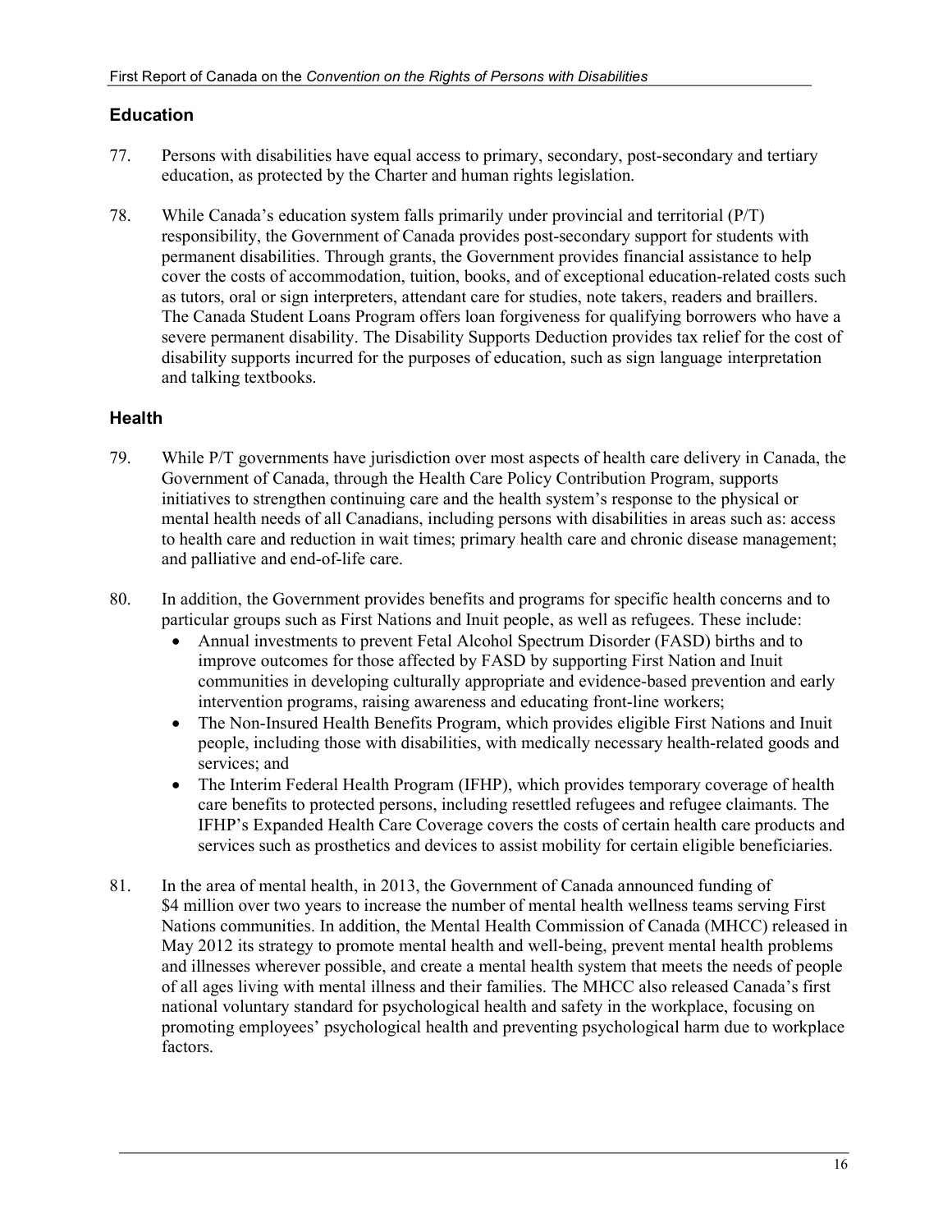## Education

77. Persons with disabilities have equal access to primary, secondary, post-secondary and tertiary education, as protected by the Charter and human rights legislation.

78. While Canada's education system falls primarily under provincial and territorial (P/T) responsibility, the Government of Canada provides post-secondary support for students with permanent disabilities. Through grants, the Government provides financial assistance to help cover the costs of accommodation, tuition, books, and of exceptional education-related costs such as tutors, oral or sign interpreters, attendant care for studies, note takers, readers and braillers. The Canada Student Loans Program offers loan forgiveness for qualifying borrowers who have a severe permanent disability. The Disability Supports Deduction provides tax relief for the cost of disability supports incurred for the purposes of education, such as sign language interpretation and talking textbooks.

## Health

79. While P/T governments have jurisdiction over most aspects of health care delivery in Canada, the Government of Canada, through the Health Care Policy Contribution Program, supports initiatives to strengthen continuing care and the health system's response to the physical or mental health needs of all Canadians, including persons with disabilities in areas such as: access to health care and reduction in wait times; primary health care and chronic disease management; and palliative and end-of-life care.

80. In addition, the Government provides benefits and programs for specific health concerns and to particular groups such as First Nations and Inuit people, as well as refugees. These include:
    - Annual investments to prevent Fetal Alcohol Spectrum Disorder (FASD) births and to improve outcomes for those affected by FASD by supporting First Nation and Inuit communities in developing culturally appropriate and evidence-based prevention and early intervention programs, raising awareness and educating front-line workers;
    - The Non-Insured Health Benefits Program, which provides eligible First Nations and Inuit people, including those with disabilities, with medically necessary health-related goods and services; and
    - The Interim Federal Health Program (IFHP), which provides temporary coverage of health care benefits to protected persons, including resettled refugees and refugee claimants. The IFHP's Expanded Health Care Coverage covers the costs of certain health care products and services such as prosthetics and devices to assist mobility for certain eligible beneficiaries.

81. In the area of mental health, in 2013, the Government of Canada announced funding of $4 million over two years to increase the number of mental health wellness teams serving First Nations communities. In addition, the Mental Health Commission of Canada (MHCC) released in May 2012 its strategy to promote mental health and well-being, prevent mental health problems and illnesses wherever possible, and create a mental health system that meets the needs of people of all ages living with mental illness and their families. The MHCC also released Canada's first national voluntary standard for psychological health and safety in the workplace, focusing on promoting employees' psychological health and preventing psychological harm due to workplace factors.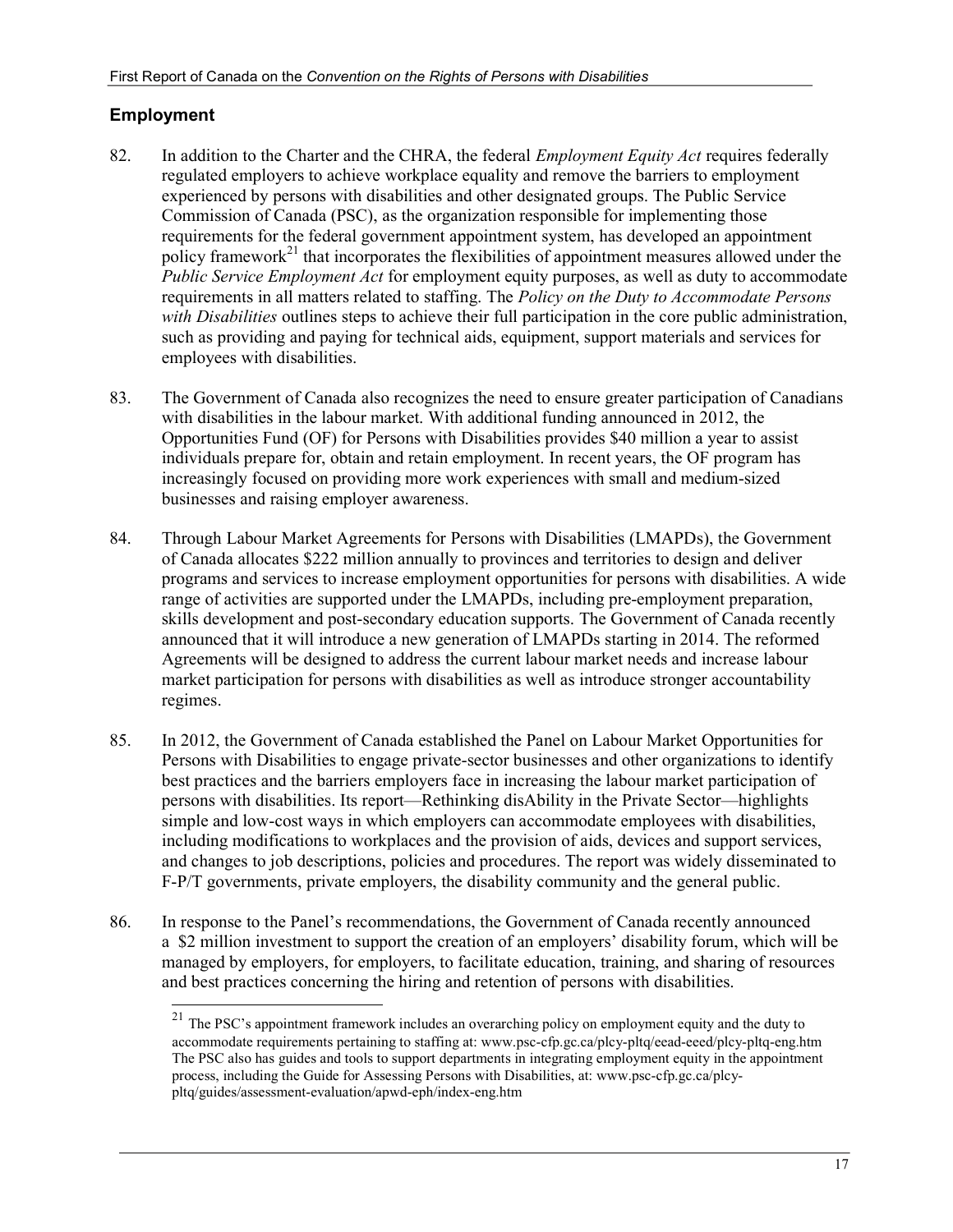## Employment

82. In addition to the Charter and the CHRA, the federal *Employment Equity Act* requires federally regulated employers to achieve workplace equality and remove the barriers to employment experienced by persons with disabilities and other designated groups. The Public Service Commission of Canada (PSC), as the organization responsible for implementing those requirements for the federal government appointment system, has developed an appointment policy framework[21] that incorporates the flexibilities of appointment measures allowed under the *Public Service Employment Act* for employment equity purposes, as well as duty to accommodate requirements in all matters related to staffing. The *Policy on the Duty to Accommodate Persons with Disabilities* outlines steps to achieve their full participation in the core public administration, such as providing and paying for technical aids, equipment, support materials and services for employees with disabilities.

83. The Government of Canada also recognizes the need to ensure greater participation of Canadians with disabilities in the labour market. With additional funding announced in 2012, the Opportunities Fund (OF) for Persons with Disabilities provides $40 million a year to assist individuals prepare for, obtain and retain employment. In recent years, the OF program has increasingly focused on providing more work experiences with small and medium-sized businesses and raising employer awareness.

84. Through Labour Market Agreements for Persons with Disabilities (LMAPDs), the Government of Canada allocates $222 million annually to provinces and territories to design and deliver programs and services to increase employment opportunities for persons with disabilities. A wide range of activities are supported under the LMAPDs, including pre-employment preparation, skills development and post-secondary education supports. The Government of Canada recently announced that it will introduce a new generation of LMAPDs starting in 2014. The reformed Agreements will be designed to address the current labour market needs and increase labour market participation for persons with disabilities as well as introduce stronger accountability regimes.

85. In 2012, the Government of Canada established the Panel on Labour Market Opportunities for Persons with Disabilities to engage private-sector businesses and other organizations to identify best practices and the barriers employers face in increasing the labour market participation of persons with disabilities. Its report—Rethinking disAbility in the Private Sector—highlights simple and low-cost ways in which employers can accommodate employees with disabilities, including modifications to workplaces and the provision of aids, devices and support services, and changes to job descriptions, policies and procedures. The report was widely disseminated to F-P/T governments, private employers, the disability community and the general public.

86. In response to the Panel's recommendations, the Government of Canada recently announced a $2 million investment to support the creation of an employers' disability forum, which will be managed by employers, for employers, to facilitate education, training, and sharing of resources and best practices concerning the hiring and retention of persons with disabilities.

---

[21] The PSC's appointment framework includes an overarching policy on employment equity and the duty to accommodate requirements pertaining to staffing at: www.psc-cfp.gc.ca/plcy-pltq/eead-eeed/plcy-pltq-eng.htm The PSC also has guides and tools to support departments in integrating employment equity in the appointment process, including the Guide for Assessing Persons with Disabilities, at: www.psc-cfp.gc.ca/plcy-pltq/guides/assessment-evaluation/apwd-eph/index-eng.htm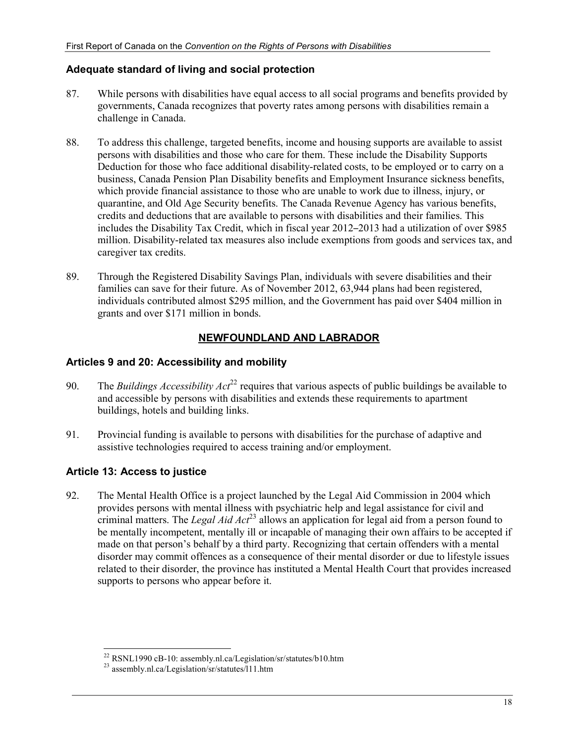### Adequate standard of living and social protection

87. While persons with disabilities have equal access to all social programs and benefits provided by governments, Canada recognizes that poverty rates among persons with disabilities remain a challenge in Canada.

88. To address this challenge, targeted benefits, income and housing supports are available to assist persons with disabilities and those who care for them. These include the Disability Supports Deduction for those who face additional disability-related costs, to be employed or to carry on a business, Canada Pension Plan Disability benefits and Employment Insurance sickness benefits, which provide financial assistance to those who are unable to work due to illness, injury, or quarantine, and Old Age Security benefits. The Canada Revenue Agency has various benefits, credits and deductions that are available to persons with disabilities and their families. This includes the Disability Tax Credit, which in fiscal year 2012–2013 had a utilization of over $985 million. Disability-related tax measures also include exemptions from goods and services tax, and caregiver tax credits.

89. Through the Registered Disability Savings Plan, individuals with severe disabilities and their families can save for their future. As of November 2012, 63,944 plans had been registered, individuals contributed almost $295 million, and the Government has paid over $404 million in grants and over $171 million in bonds.

## NEWFOUNDLAND AND LABRADOR

### Articles 9 and 20: Accessibility and mobility

90. The *Buildings Accessibility Act*[22] requires that various aspects of public buildings be available to and accessible by persons with disabilities and extends these requirements to apartment buildings, hotels and building links.

91. Provincial funding is available to persons with disabilities for the purchase of adaptive and assistive technologies required to access training and/or employment.

### Article 13: Access to justice

92. The Mental Health Office is a project launched by the Legal Aid Commission in 2004 which provides persons with mental illness with psychiatric help and legal assistance for civil and criminal matters. The *Legal Aid Act*[23] allows an application for legal aid from a person found to be mentally incompetent, mentally ill or incapable of managing their own affairs to be accepted if made on that person's behalf by a third party. Recognizing that certain offenders with a mental disorder may commit offences as a consequence of their mental disorder or due to lifestyle issues related to their disorder, the province has instituted a Mental Health Court that provides increased supports to persons who appear before it.

[22] RSNL1990 cB-10: assembly.nl.ca/Legislation/sr/statutes/b10.htm
[23] assembly.nl.ca/Legislation/sr/statutes/l11.htm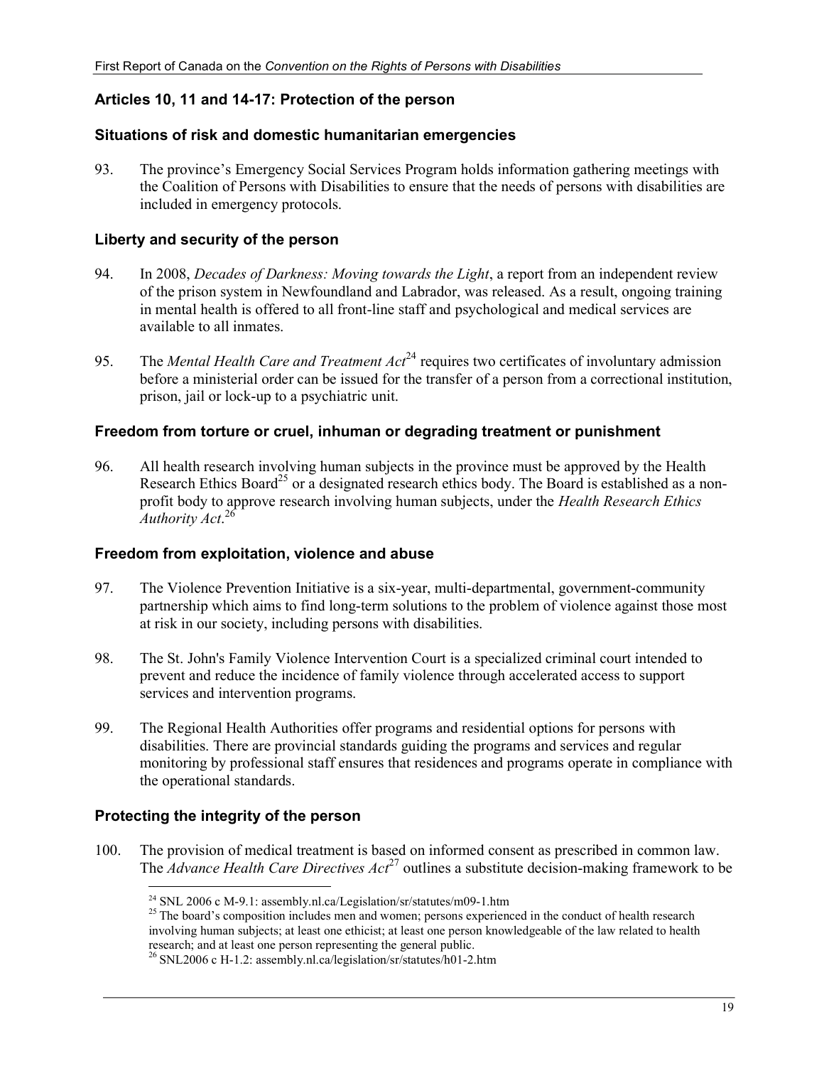### Articles 10, 11 and 14-17: Protection of the person

#### Situations of risk and domestic humanitarian emergencies

93. The province's Emergency Social Services Program holds information gathering meetings with the Coalition of Persons with Disabilities to ensure that the needs of persons with disabilities are included in emergency protocols.

#### Liberty and security of the person

94. In 2008, *Decades of Darkness: Moving towards the Light*, a report from an independent review of the prison system in Newfoundland and Labrador, was released. As a result, ongoing training in mental health is offered to all front-line staff and psychological and medical services are available to all inmates.

95. The *Mental Health Care and Treatment Act*[24] requires two certificates of involuntary admission before a ministerial order can be issued for the transfer of a person from a correctional institution, prison, jail or lock-up to a psychiatric unit.

#### Freedom from torture or cruel, inhuman or degrading treatment or punishment

96. All health research involving human subjects in the province must be approved by the Health Research Ethics Board[25] or a designated research ethics body. The Board is established as a non-profit body to approve research involving human subjects, under the *Health Research Ethics Authority Act*.[26]

#### Freedom from exploitation, violence and abuse

97. The Violence Prevention Initiative is a six-year, multi-departmental, government-community partnership which aims to find long-term solutions to the problem of violence against those most at risk in our society, including persons with disabilities.

98. The St. John's Family Violence Intervention Court is a specialized criminal court intended to prevent and reduce the incidence of family violence through accelerated access to support services and intervention programs.

99. The Regional Health Authorities offer programs and residential options for persons with disabilities. There are provincial standards guiding the programs and services and regular monitoring by professional staff ensures that residences and programs operate in compliance with the operational standards.

#### Protecting the integrity of the person

100. The provision of medical treatment is based on informed consent as prescribed in common law. The *Advance Health Care Directives Act*[27] outlines a substitute decision-making framework to be

---

[24] SNL 2006 c M-9.1: assembly.nl.ca/Legislation/sr/statutes/m09-1.htm

[25] The board's composition includes men and women; persons experienced in the conduct of health research involving human subjects; at least one ethicist; at least one person knowledgeable of the law related to health research; and at least one person representing the general public.

[26] SNL2006 c H-1.2: assembly.nl.ca/legislation/sr/statutes/h01-2.htm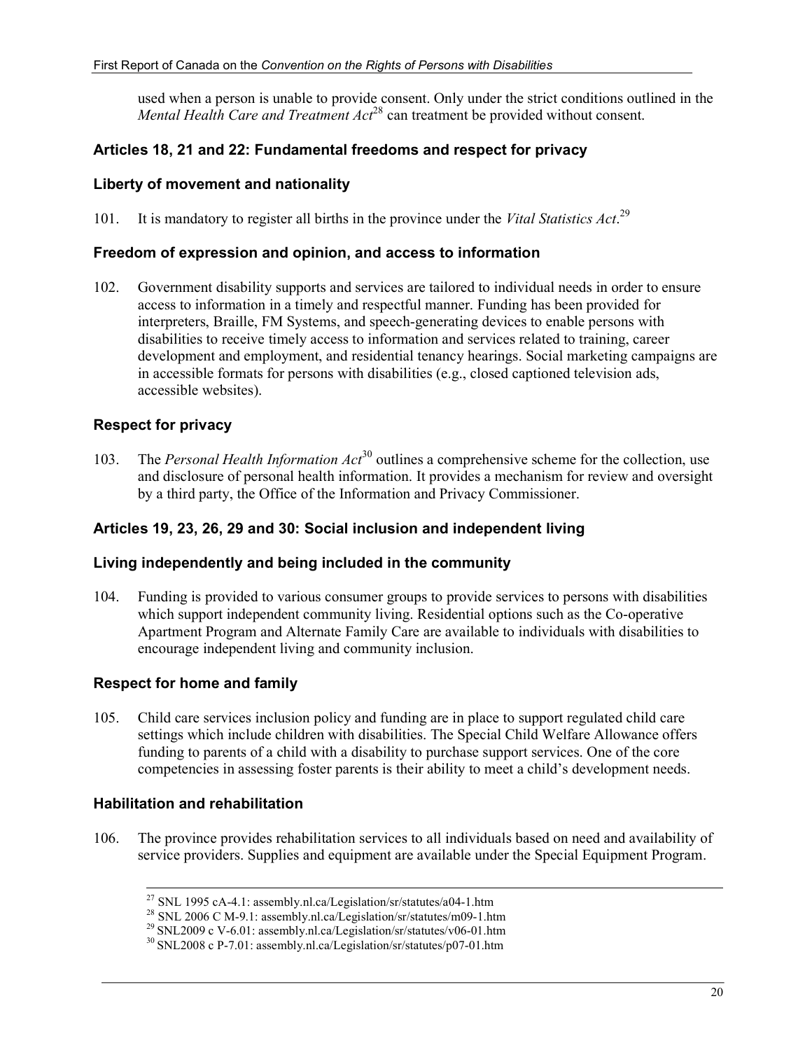used when a person is unable to provide consent. Only under the strict conditions outlined in the *Mental Health Care and Treatment Act*[28] can treatment be provided without consent.

### Articles 18, 21 and 22: Fundamental freedoms and respect for privacy

#### Liberty of movement and nationality

101. It is mandatory to register all births in the province under the *Vital Statistics Act*.[29]

#### Freedom of expression and opinion, and access to information

102. Government disability supports and services are tailored to individual needs in order to ensure access to information in a timely and respectful manner. Funding has been provided for interpreters, Braille, FM Systems, and speech-generating devices to enable persons with disabilities to receive timely access to information and services related to training, career development and employment, and residential tenancy hearings. Social marketing campaigns are in accessible formats for persons with disabilities (e.g., closed captioned television ads, accessible websites).

#### Respect for privacy

103. The *Personal Health Information Act*[30] outlines a comprehensive scheme for the collection, use and disclosure of personal health information. It provides a mechanism for review and oversight by a third party, the Office of the Information and Privacy Commissioner.

### Articles 19, 23, 26, 29 and 30: Social inclusion and independent living

#### Living independently and being included in the community

104. Funding is provided to various consumer groups to provide services to persons with disabilities which support independent community living. Residential options such as the Co-operative Apartment Program and Alternate Family Care are available to individuals with disabilities to encourage independent living and community inclusion.

#### Respect for home and family

105. Child care services inclusion policy and funding are in place to support regulated child care settings which include children with disabilities. The Special Child Welfare Allowance offers funding to parents of a child with a disability to purchase support services. One of the core competencies in assessing foster parents is their ability to meet a child's development needs.

#### Habilitation and rehabilitation

106. The province provides rehabilitation services to all individuals based on need and availability of service providers. Supplies and equipment are available under the Special Equipment Program.

---

[27] SNL 1995 cA-4.1: assembly.nl.ca/Legislation/sr/statutes/a04-1.htm

[28] SNL 2006 C M-9.1: assembly.nl.ca/Legislation/sr/statutes/m09-1.htm

[29] SNL2009 c V-6.01: assembly.nl.ca/Legislation/sr/statutes/v06-01.htm

[30] SNL2008 c P-7.01: assembly.nl.ca/Legislation/sr/statutes/p07-01.htm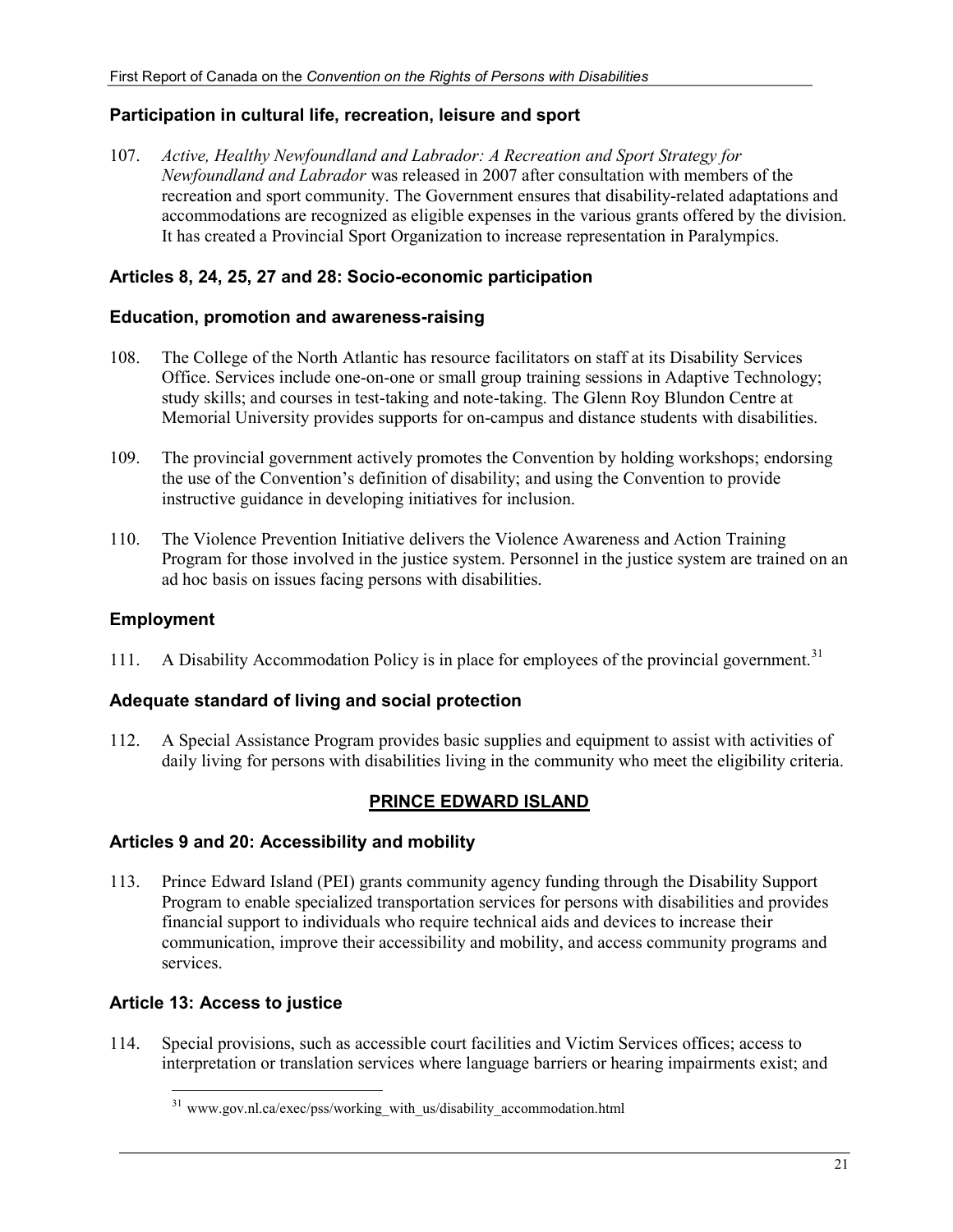### Participation in cultural life, recreation, leisure and sport

107. *Active, Healthy Newfoundland and Labrador: A Recreation and Sport Strategy for Newfoundland and Labrador* was released in 2007 after consultation with members of the recreation and sport community. The Government ensures that disability-related adaptations and accommodations are recognized as eligible expenses in the various grants offered by the division. It has created a Provincial Sport Organization to increase representation in Paralympics.

### Articles 8, 24, 25, 27 and 28: Socio-economic participation

### Education, promotion and awareness-raising

108. The College of the North Atlantic has resource facilitators on staff at its Disability Services Office. Services include one-on-one or small group training sessions in Adaptive Technology; study skills; and courses in test-taking and note-taking. The Glenn Roy Blundon Centre at Memorial University provides supports for on-campus and distance students with disabilities.

109. The provincial government actively promotes the Convention by holding workshops; endorsing the use of the Convention's definition of disability; and using the Convention to provide instructive guidance in developing initiatives for inclusion.

110. The Violence Prevention Initiative delivers the Violence Awareness and Action Training Program for those involved in the justice system. Personnel in the justice system are trained on an ad hoc basis on issues facing persons with disabilities.

### Employment

111. A Disability Accommodation Policy is in place for employees of the provincial government.[31]

### Adequate standard of living and social protection

112. A Special Assistance Program provides basic supplies and equipment to assist with activities of daily living for persons with disabilities living in the community who meet the eligibility criteria.

## PRINCE EDWARD ISLAND

### Articles 9 and 20: Accessibility and mobility

113. Prince Edward Island (PEI) grants community agency funding through the Disability Support Program to enable specialized transportation services for persons with disabilities and provides financial support to individuals who require technical aids and devices to increase their communication, improve their accessibility and mobility, and access community programs and services.

### Article 13: Access to justice

114. Special provisions, such as accessible court facilities and Victim Services offices; access to interpretation or translation services where language barriers or hearing impairments exist; and

[31] www.gov.nl.ca/exec/pss/working_with_us/disability_accommodation.html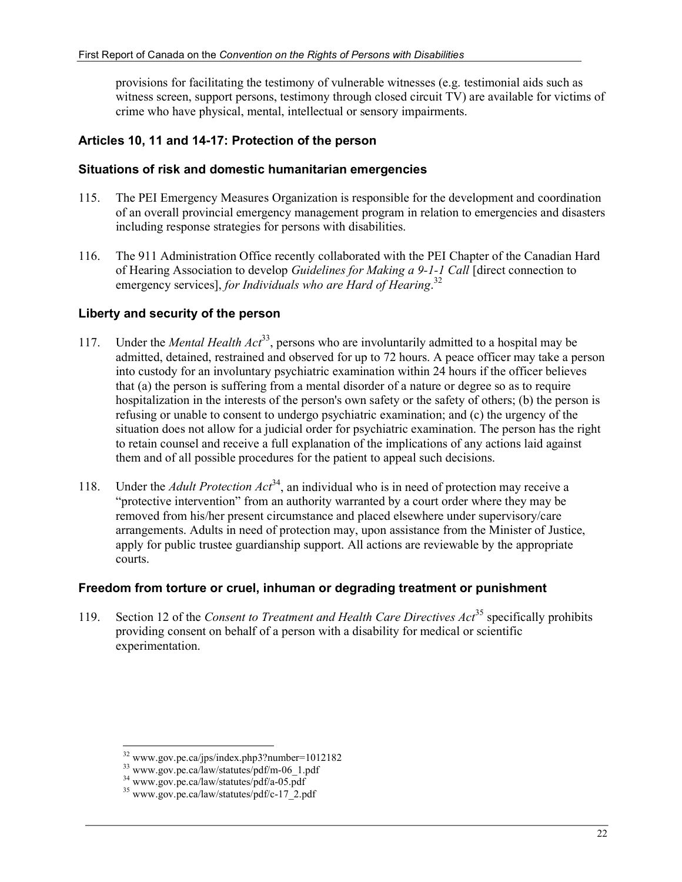provisions for facilitating the testimony of vulnerable witnesses (e.g. testimonial aids such as witness screen, support persons, testimony through closed circuit TV) are available for victims of crime who have physical, mental, intellectual or sensory impairments.

### Articles 10, 11 and 14-17: Protection of the person

#### Situations of risk and domestic humanitarian emergencies

115. The PEI Emergency Measures Organization is responsible for the development and coordination of an overall provincial emergency management program in relation to emergencies and disasters including response strategies for persons with disabilities.

116. The 911 Administration Office recently collaborated with the PEI Chapter of the Canadian Hard of Hearing Association to develop *Guidelines for Making a 9-1-1 Call* [direct connection to emergency services], *for Individuals who are Hard of Hearing*.[32]

#### Liberty and security of the person

117. Under the *Mental Health Act*[33], persons who are involuntarily admitted to a hospital may be admitted, detained, restrained and observed for up to 72 hours. A peace officer may take a person into custody for an involuntary psychiatric examination within 24 hours if the officer believes that (a) the person is suffering from a mental disorder of a nature or degree so as to require hospitalization in the interests of the person's own safety or the safety of others; (b) the person is refusing or unable to consent to undergo psychiatric examination; and (c) the urgency of the situation does not allow for a judicial order for psychiatric examination. The person has the right to retain counsel and receive a full explanation of the implications of any actions laid against them and of all possible procedures for the patient to appeal such decisions.

118. Under the *Adult Protection Act*[34], an individual who is in need of protection may receive a "protective intervention" from an authority warranted by a court order where they may be removed from his/her present circumstance and placed elsewhere under supervisory/care arrangements. Adults in need of protection may, upon assistance from the Minister of Justice, apply for public trustee guardianship support. All actions are reviewable by the appropriate courts.

#### Freedom from torture or cruel, inhuman or degrading treatment or punishment

119. Section 12 of the *Consent to Treatment and Health Care Directives Act*[35] specifically prohibits providing consent on behalf of a person with a disability for medical or scientific experimentation.

---

[32] www.gov.pe.ca/jps/index.php3?number=1012182

[33] www.gov.pe.ca/law/statutes/pdf/m-06_1.pdf

[34] www.gov.pe.ca/law/statutes/pdf/a-05.pdf

[35] www.gov.pe.ca/law/statutes/pdf/c-17_2.pdf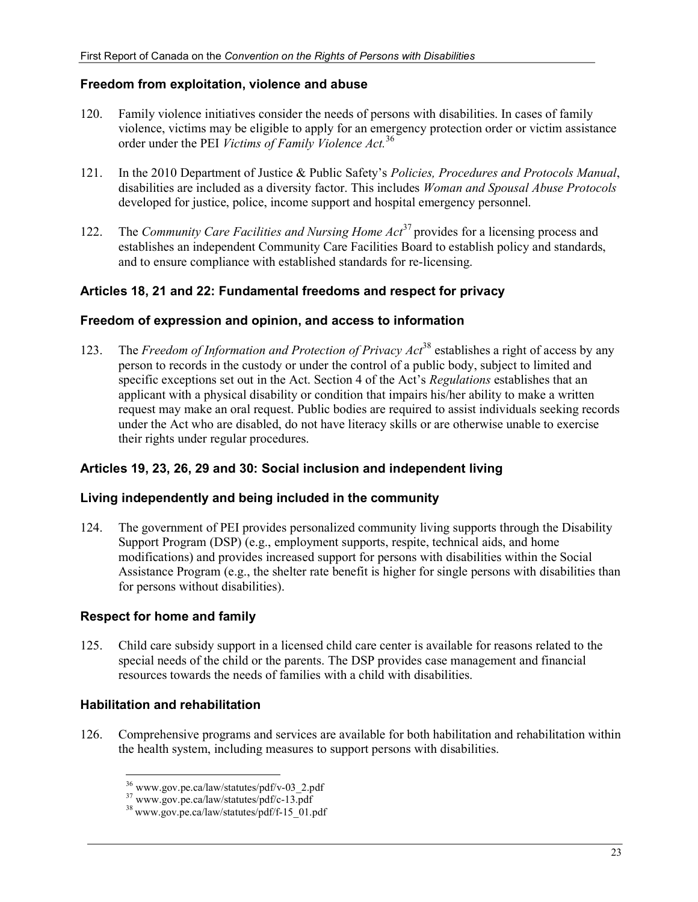### Freedom from exploitation, violence and abuse

120. Family violence initiatives consider the needs of persons with disabilities. In cases of family violence, victims may be eligible to apply for an emergency protection order or victim assistance order under the PEI *Victims of Family Violence Act.*[36]

121. In the 2010 Department of Justice & Public Safety's *Policies, Procedures and Protocols Manual*, disabilities are included as a diversity factor. This includes *Woman and Spousal Abuse Protocols* developed for justice, police, income support and hospital emergency personnel.

122. The *Community Care Facilities and Nursing Home Act*[37] provides for a licensing process and establishes an independent Community Care Facilities Board to establish policy and standards, and to ensure compliance with established standards for re-licensing.

## Articles 18, 21 and 22: Fundamental freedoms and respect for privacy

### Freedom of expression and opinion, and access to information

123. The *Freedom of Information and Protection of Privacy Act*[38] establishes a right of access by any person to records in the custody or under the control of a public body, subject to limited and specific exceptions set out in the Act. Section 4 of the Act's *Regulations* establishes that an applicant with a physical disability or condition that impairs his/her ability to make a written request may make an oral request. Public bodies are required to assist individuals seeking records under the Act who are disabled, do not have literacy skills or are otherwise unable to exercise their rights under regular procedures.

## Articles 19, 23, 26, 29 and 30: Social inclusion and independent living

### Living independently and being included in the community

124. The government of PEI provides personalized community living supports through the Disability Support Program (DSP) (e.g., employment supports, respite, technical aids, and home modifications) and provides increased support for persons with disabilities within the Social Assistance Program (e.g., the shelter rate benefit is higher for single persons with disabilities than for persons without disabilities).

### Respect for home and family

125. Child care subsidy support in a licensed child care center is available for reasons related to the special needs of the child or the parents. The DSP provides case management and financial resources towards the needs of families with a child with disabilities.

### Habilitation and rehabilitation

126. Comprehensive programs and services are available for both habilitation and rehabilitation within the health system, including measures to support persons with disabilities.

[36] www.gov.pe.ca/law/statutes/pdf/v-03_2.pdf
[37] www.gov.pe.ca/law/statutes/pdf/c-13.pdf
[38] www.gov.pe.ca/law/statutes/pdf/f-15_01.pdf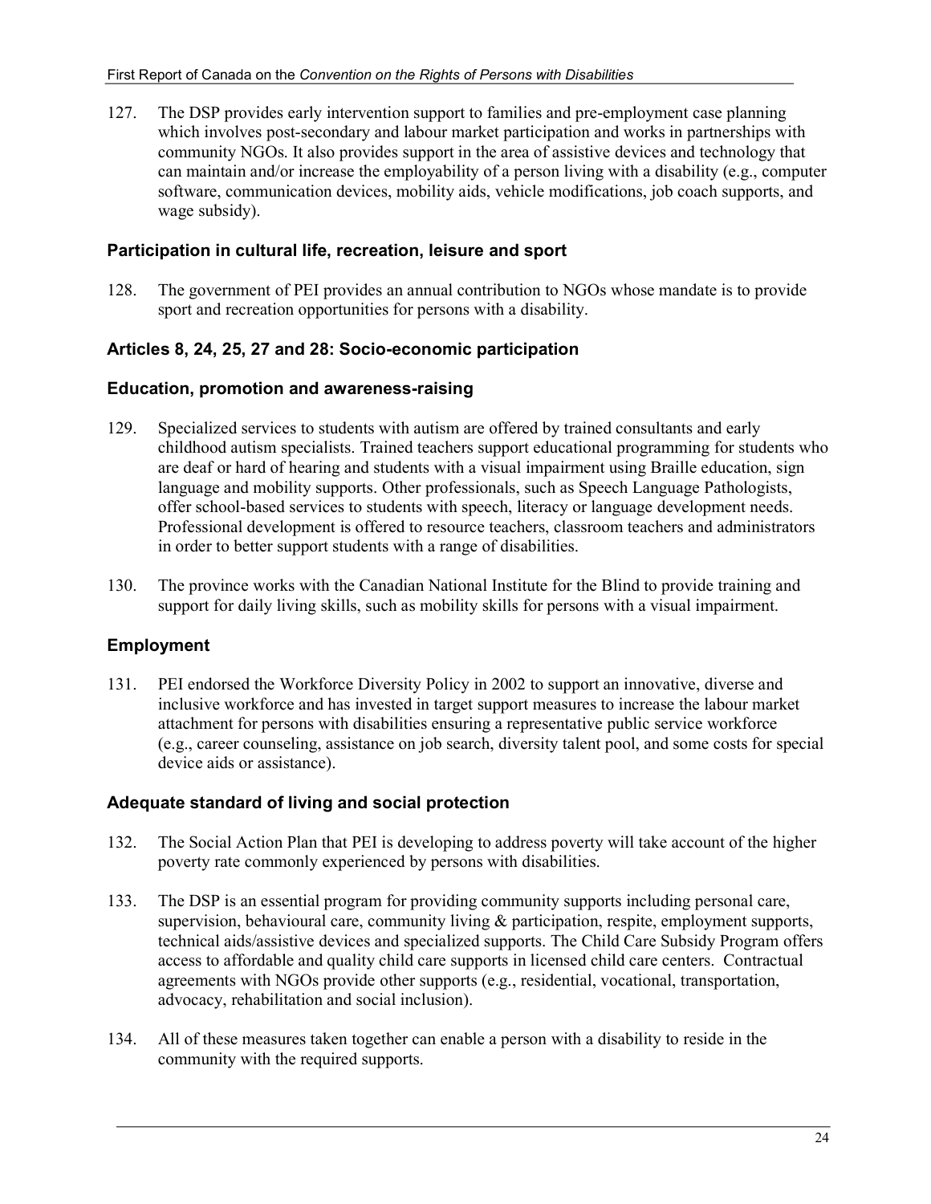127. The DSP provides early intervention support to families and pre-employment case planning which involves post-secondary and labour market participation and works in partnerships with community NGOs. It also provides support in the area of assistive devices and technology that can maintain and/or increase the employability of a person living with a disability (e.g., computer software, communication devices, mobility aids, vehicle modifications, job coach supports, and wage subsidy).

### Participation in cultural life, recreation, leisure and sport

128. The government of PEI provides an annual contribution to NGOs whose mandate is to provide sport and recreation opportunities for persons with a disability.

### Articles 8, 24, 25, 27 and 28: Socio-economic participation

### Education, promotion and awareness-raising

129. Specialized services to students with autism are offered by trained consultants and early childhood autism specialists. Trained teachers support educational programming for students who are deaf or hard of hearing and students with a visual impairment using Braille education, sign language and mobility supports. Other professionals, such as Speech Language Pathologists, offer school-based services to students with speech, literacy or language development needs. Professional development is offered to resource teachers, classroom teachers and administrators in order to better support students with a range of disabilities.

130. The province works with the Canadian National Institute for the Blind to provide training and support for daily living skills, such as mobility skills for persons with a visual impairment.

### Employment

131. PEI endorsed the Workforce Diversity Policy in 2002 to support an innovative, diverse and inclusive workforce and has invested in target support measures to increase the labour market attachment for persons with disabilities ensuring a representative public service workforce (e.g., career counseling, assistance on job search, diversity talent pool, and some costs for special device aids or assistance).

### Adequate standard of living and social protection

132. The Social Action Plan that PEI is developing to address poverty will take account of the higher poverty rate commonly experienced by persons with disabilities.

133. The DSP is an essential program for providing community supports including personal care, supervision, behavioural care, community living & participation, respite, employment supports, technical aids/assistive devices and specialized supports. The Child Care Subsidy Program offers access to affordable and quality child care supports in licensed child care centers. Contractual agreements with NGOs provide other supports (e.g., residential, vocational, transportation, advocacy, rehabilitation and social inclusion).

134. All of these measures taken together can enable a person with a disability to reside in the community with the required supports.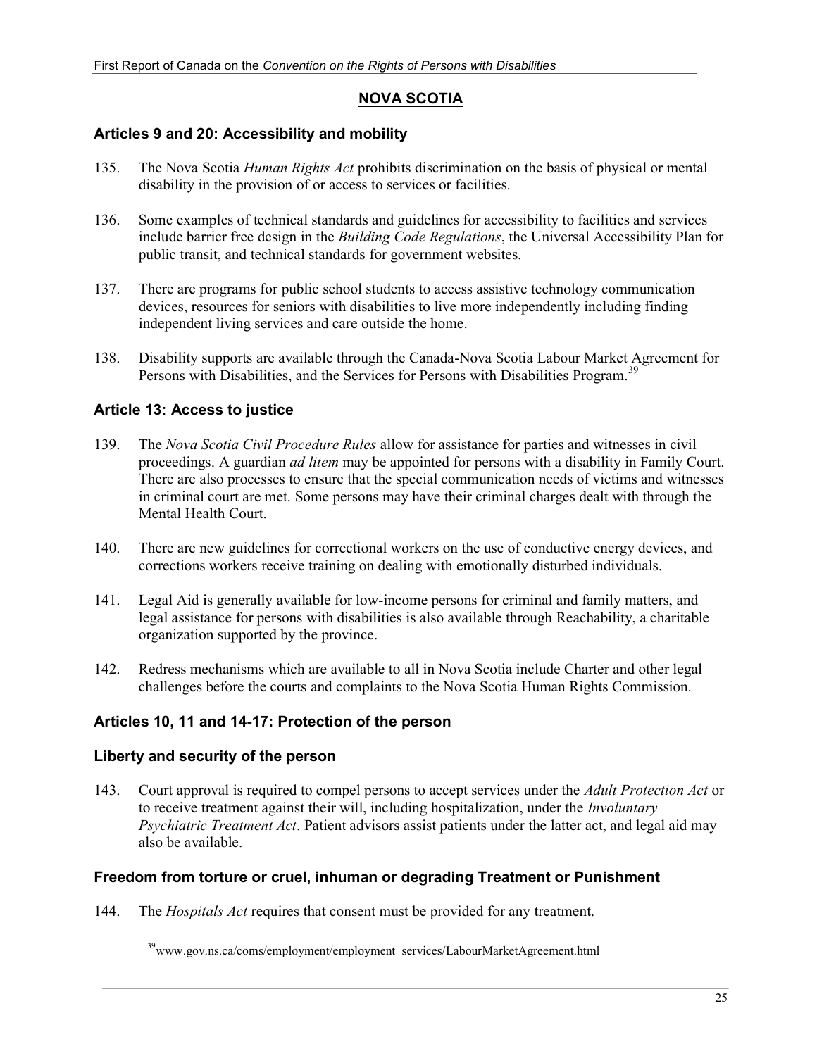## NOVA SCOTIA

### Articles 9 and 20: Accessibility and mobility

135. The Nova Scotia *Human Rights Act* prohibits discrimination on the basis of physical or mental disability in the provision of or access to services or facilities.

136. Some examples of technical standards and guidelines for accessibility to facilities and services include barrier free design in the *Building Code Regulations*, the Universal Accessibility Plan for public transit, and technical standards for government websites.

137. There are programs for public school students to access assistive technology communication devices, resources for seniors with disabilities to live more independently including finding independent living services and care outside the home.

138. Disability supports are available through the Canada-Nova Scotia Labour Market Agreement for Persons with Disabilities, and the Services for Persons with Disabilities Program.[39]

### Article 13: Access to justice

139. The *Nova Scotia Civil Procedure Rules* allow for assistance for parties and witnesses in civil proceedings. A guardian *ad litem* may be appointed for persons with a disability in Family Court. There are also processes to ensure that the special communication needs of victims and witnesses in criminal court are met. Some persons may have their criminal charges dealt with through the Mental Health Court.

140. There are new guidelines for correctional workers on the use of conductive energy devices, and corrections workers receive training on dealing with emotionally disturbed individuals.

141. Legal Aid is generally available for low-income persons for criminal and family matters, and legal assistance for persons with disabilities is also available through Reachability, a charitable organization supported by the province.

142. Redress mechanisms which are available to all in Nova Scotia include Charter and other legal challenges before the courts and complaints to the Nova Scotia Human Rights Commission.

### Articles 10, 11 and 14-17: Protection of the person

#### Liberty and security of the person

143. Court approval is required to compel persons to accept services under the *Adult Protection Act* or to receive treatment against their will, including hospitalization, under the *Involuntary Psychiatric Treatment Act*. Patient advisors assist patients under the latter act, and legal aid may also be available.

#### Freedom from torture or cruel, inhuman or degrading Treatment or Punishment

144. The *Hospitals Act* requires that consent must be provided for any treatment.

[39] www.gov.ns.ca/coms/employment/employment_services/LabourMarketAgreement.html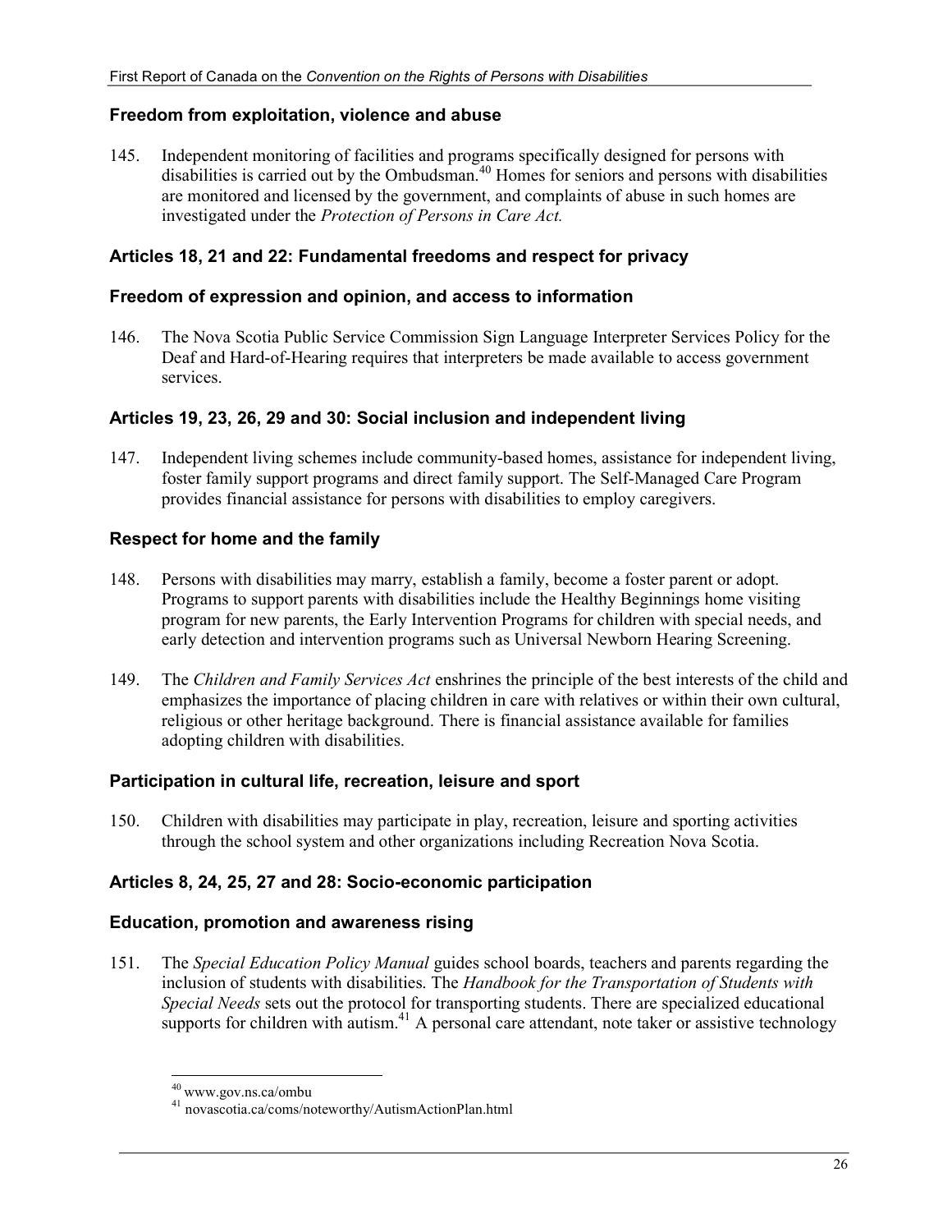### Freedom from exploitation, violence and abuse

145. Independent monitoring of facilities and programs specifically designed for persons with disabilities is carried out by the Ombudsman.[40] Homes for seniors and persons with disabilities are monitored and licensed by the government, and complaints of abuse in such homes are investigated under the *Protection of Persons in Care Act.*

### Articles 18, 21 and 22: Fundamental freedoms and respect for privacy

### Freedom of expression and opinion, and access to information

146. The Nova Scotia Public Service Commission Sign Language Interpreter Services Policy for the Deaf and Hard-of-Hearing requires that interpreters be made available to access government services.

### Articles 19, 23, 26, 29 and 30: Social inclusion and independent living

147. Independent living schemes include community-based homes, assistance for independent living, foster family support programs and direct family support. The Self-Managed Care Program provides financial assistance for persons with disabilities to employ caregivers.

### Respect for home and the family

148. Persons with disabilities may marry, establish a family, become a foster parent or adopt. Programs to support parents with disabilities include the Healthy Beginnings home visiting program for new parents, the Early Intervention Programs for children with special needs, and early detection and intervention programs such as Universal Newborn Hearing Screening.

149. The *Children and Family Services Act* enshrines the principle of the best interests of the child and emphasizes the importance of placing children in care with relatives or within their own cultural, religious or other heritage background. There is financial assistance available for families adopting children with disabilities.

### Participation in cultural life, recreation, leisure and sport

150. Children with disabilities may participate in play, recreation, leisure and sporting activities through the school system and other organizations including Recreation Nova Scotia.

### Articles 8, 24, 25, 27 and 28: Socio-economic participation

### Education, promotion and awareness rising

151. The *Special Education Policy Manual* guides school boards, teachers and parents regarding the inclusion of students with disabilities. The *Handbook for the Transportation of Students with Special Needs* sets out the protocol for transporting students. There are specialized educational supports for children with autism.[41] A personal care attendant, note taker or assistive technology

---

[40] www.gov.ns.ca/ombu

[41] novascotia.ca/coms/noteworthy/AutismActionPlan.html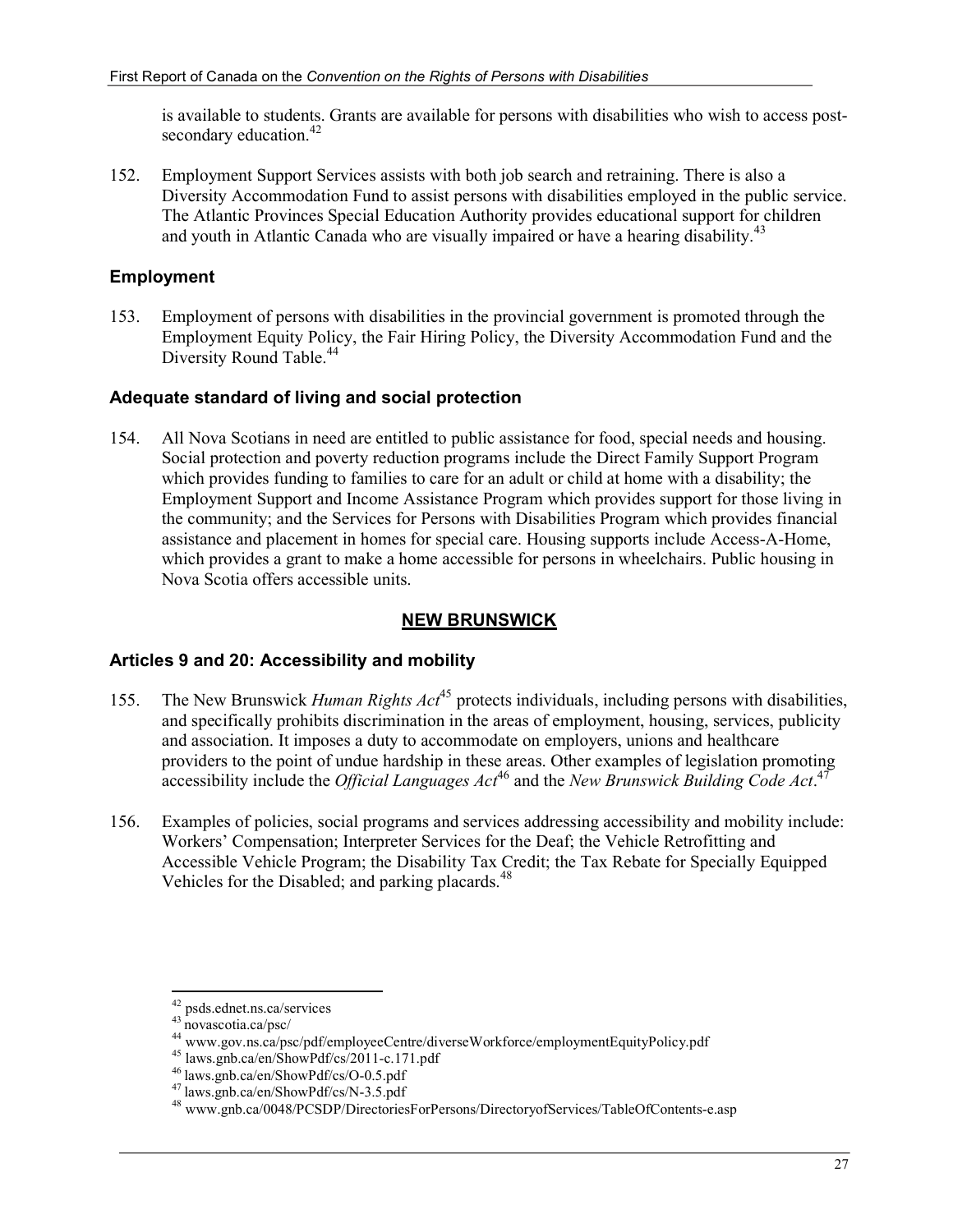is available to students. Grants are available for persons with disabilities who wish to access post-secondary education.[42]

152. Employment Support Services assists with both job search and retraining. There is also a Diversity Accommodation Fund to assist persons with disabilities employed in the public service. The Atlantic Provinces Special Education Authority provides educational support for children and youth in Atlantic Canada who are visually impaired or have a hearing disability.[43]

### Employment

153. Employment of persons with disabilities in the provincial government is promoted through the Employment Equity Policy, the Fair Hiring Policy, the Diversity Accommodation Fund and the Diversity Round Table.[44]

### Adequate standard of living and social protection

154. All Nova Scotians in need are entitled to public assistance for food, special needs and housing. Social protection and poverty reduction programs include the Direct Family Support Program which provides funding to families to care for an adult or child at home with a disability; the Employment Support and Income Assistance Program which provides support for those living in the community; and the Services for Persons with Disabilities Program which provides financial assistance and placement in homes for special care. Housing supports include Access-A-Home, which provides a grant to make a home accessible for persons in wheelchairs. Public housing in Nova Scotia offers accessible units.

## NEW BRUNSWICK

### Articles 9 and 20: Accessibility and mobility

155. The New Brunswick *Human Rights Act*[45] protects individuals, including persons with disabilities, and specifically prohibits discrimination in the areas of employment, housing, services, publicity and association. It imposes a duty to accommodate on employers, unions and healthcare providers to the point of undue hardship in these areas. Other examples of legislation promoting accessibility include the *Official Languages Act*[46] and the *New Brunswick Building Code Act*.[47]

156. Examples of policies, social programs and services addressing accessibility and mobility include: Workers' Compensation; Interpreter Services for the Deaf; the Vehicle Retrofitting and Accessible Vehicle Program; the Disability Tax Credit; the Tax Rebate for Specially Equipped Vehicles for the Disabled; and parking placards.[48]

---

[42] psds.ednet.ns.ca/services
[43] novascotia.ca/psc/
[44] www.gov.ns.ca/psc/pdf/employeeCentre/diverseWorkforce/employmentEquityPolicy.pdf
[45] laws.gnb.ca/en/ShowPdf/cs/2011-c.171.pdf
[46] laws.gnb.ca/en/ShowPdf/cs/O-0.5.pdf
[47] laws.gnb.ca/en/ShowPdf/cs/N-3.5.pdf
[48] www.gnb.ca/0048/PCSDP/DirectoriesForPersons/DirectoryofServices/TableOfContents-e.asp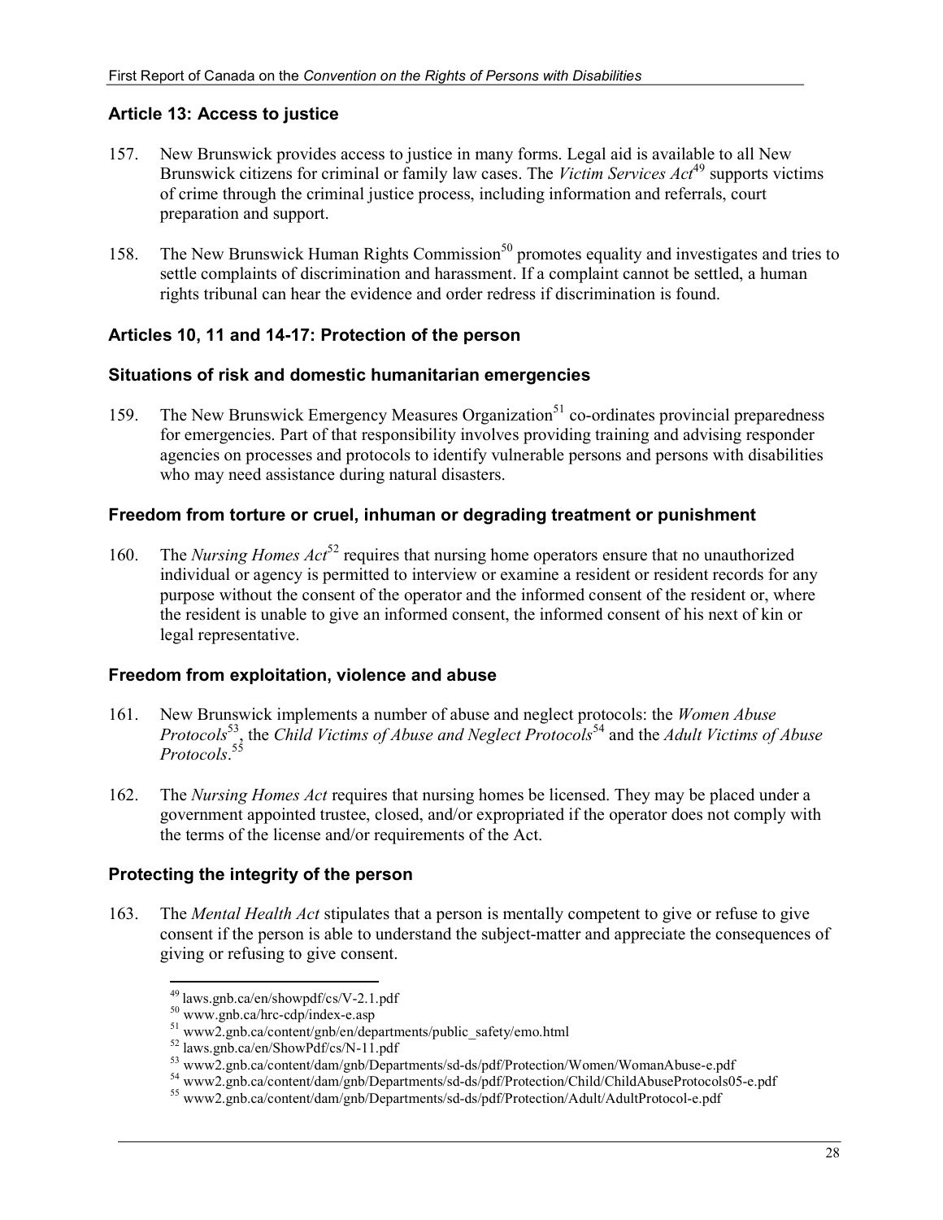## Article 13: Access to justice

157. New Brunswick provides access to justice in many forms. Legal aid is available to all New Brunswick citizens for criminal or family law cases. The *Victim Services Act*[49] supports victims of crime through the criminal justice process, including information and referrals, court preparation and support.

158. The New Brunswick Human Rights Commission[50] promotes equality and investigates and tries to settle complaints of discrimination and harassment. If a complaint cannot be settled, a human rights tribunal can hear the evidence and order redress if discrimination is found.

## Articles 10, 11 and 14-17: Protection of the person

### Situations of risk and domestic humanitarian emergencies

159. The New Brunswick Emergency Measures Organization[51] co-ordinates provincial preparedness for emergencies. Part of that responsibility involves providing training and advising responder agencies on processes and protocols to identify vulnerable persons and persons with disabilities who may need assistance during natural disasters.

### Freedom from torture or cruel, inhuman or degrading treatment or punishment

160. The *Nursing Homes Act*[52] requires that nursing home operators ensure that no unauthorized individual or agency is permitted to interview or examine a resident or resident records for any purpose without the consent of the operator and the informed consent of the resident or, where the resident is unable to give an informed consent, the informed consent of his next of kin or legal representative.

### Freedom from exploitation, violence and abuse

161. New Brunswick implements a number of abuse and neglect protocols: the *Women Abuse Protocols*[53], the *Child Victims of Abuse and Neglect Protocols*[54] and the *Adult Victims of Abuse Protocols*.[55]

162. The *Nursing Homes Act* requires that nursing homes be licensed. They may be placed under a government appointed trustee, closed, and/or expropriated if the operator does not comply with the terms of the license and/or requirements of the Act.

### Protecting the integrity of the person

163. The *Mental Health Act* stipulates that a person is mentally competent to give or refuse to give consent if the person is able to understand the subject-matter and appreciate the consequences of giving or refusing to give consent.

---

[49] laws.gnb.ca/en/showpdf/cs/V-2.1.pdf
[50] www.gnb.ca/hrc-cdp/index-e.asp
[51] www2.gnb.ca/content/gnb/en/departments/public_safety/emo.html
[52] laws.gnb.ca/en/ShowPdf/cs/N-11.pdf
[53] www2.gnb.ca/content/dam/gnb/Departments/sd-ds/pdf/Protection/Women/WomanAbuse-e.pdf
[54] www2.gnb.ca/content/dam/gnb/Departments/sd-ds/pdf/Protection/Child/ChildAbuseProtocols05-e.pdf
[55] www2.gnb.ca/content/dam/gnb/Departments/sd-ds/pdf/Protection/Adult/AdultProtocol-e.pdf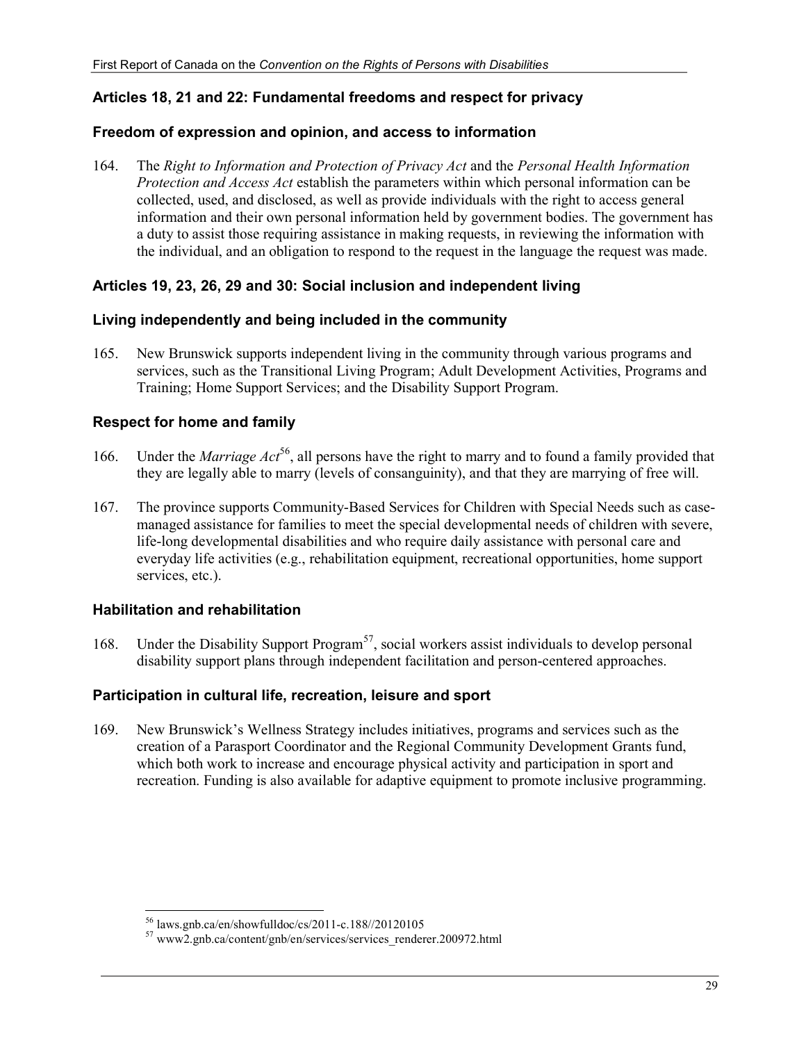### Articles 18, 21 and 22: Fundamental freedoms and respect for privacy

### Freedom of expression and opinion, and access to information

164. The *Right to Information and Protection of Privacy Act* and the *Personal Health Information Protection and Access Act* establish the parameters within which personal information can be collected, used, and disclosed, as well as provide individuals with the right to access general information and their own personal information held by government bodies. The government has a duty to assist those requiring assistance in making requests, in reviewing the information with the individual, and an obligation to respond to the request in the language the request was made.

### Articles 19, 23, 26, 29 and 30: Social inclusion and independent living

### Living independently and being included in the community

165. New Brunswick supports independent living in the community through various programs and services, such as the Transitional Living Program; Adult Development Activities, Programs and Training; Home Support Services; and the Disability Support Program.

### Respect for home and family

166. Under the *Marriage Act*[56], all persons have the right to marry and to found a family provided that they are legally able to marry (levels of consanguinity), and that they are marrying of free will.

167. The province supports Community-Based Services for Children with Special Needs such as case-managed assistance for families to meet the special developmental needs of children with severe, life-long developmental disabilities and who require daily assistance with personal care and everyday life activities (e.g., rehabilitation equipment, recreational opportunities, home support services, etc.).

### Habilitation and rehabilitation

168. Under the Disability Support Program[57], social workers assist individuals to develop personal disability support plans through independent facilitation and person-centered approaches.

### Participation in cultural life, recreation, leisure and sport

169. New Brunswick's Wellness Strategy includes initiatives, programs and services such as the creation of a Parasport Coordinator and the Regional Community Development Grants fund, which both work to increase and encourage physical activity and participation in sport and recreation. Funding is also available for adaptive equipment to promote inclusive programming.

---

[56] laws.gnb.ca/en/showfulldoc/cs/2011-c.188//20120105

[57] www2.gnb.ca/content/gnb/en/services/services_renderer.200972.html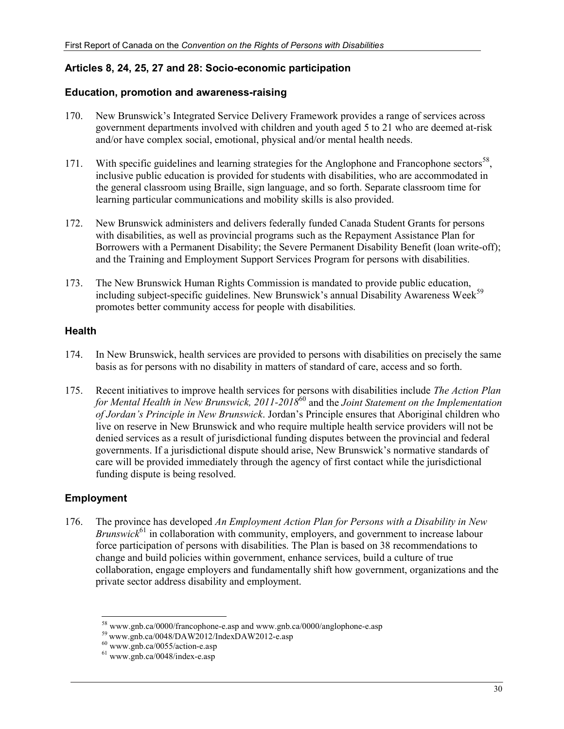## Articles 8, 24, 25, 27 and 28: Socio-economic participation

### Education, promotion and awareness-raising

170. New Brunswick's Integrated Service Delivery Framework provides a range of services across government departments involved with children and youth aged 5 to 21 who are deemed at-risk and/or have complex social, emotional, physical and/or mental health needs.

171. With specific guidelines and learning strategies for the Anglophone and Francophone sectors[58], inclusive public education is provided for students with disabilities, who are accommodated in the general classroom using Braille, sign language, and so forth. Separate classroom time for learning particular communications and mobility skills is also provided.

172. New Brunswick administers and delivers federally funded Canada Student Grants for persons with disabilities, as well as provincial programs such as the Repayment Assistance Plan for Borrowers with a Permanent Disability; the Severe Permanent Disability Benefit (loan write-off); and the Training and Employment Support Services Program for persons with disabilities.

173. The New Brunswick Human Rights Commission is mandated to provide public education, including subject-specific guidelines. New Brunswick's annual Disability Awareness Week[59] promotes better community access for people with disabilities.

### Health

174. In New Brunswick, health services are provided to persons with disabilities on precisely the same basis as for persons with no disability in matters of standard of care, access and so forth.

175. Recent initiatives to improve health services for persons with disabilities include *The Action Plan for Mental Health in New Brunswick, 2011-2018*[60] and the *Joint Statement on the Implementation of Jordan's Principle in New Brunswick*. Jordan's Principle ensures that Aboriginal children who live on reserve in New Brunswick and who require multiple health service providers will not be denied services as a result of jurisdictional funding disputes between the provincial and federal governments. If a jurisdictional dispute should arise, New Brunswick's normative standards of care will be provided immediately through the agency of first contact while the jurisdictional funding dispute is being resolved.

### Employment

176. The province has developed *An Employment Action Plan for Persons with a Disability in New Brunswick*[61] in collaboration with community, employers, and government to increase labour force participation of persons with disabilities. The Plan is based on 38 recommendations to change and build policies within government, enhance services, build a culture of true collaboration, engage employers and fundamentally shift how government, organizations and the private sector address disability and employment.

---

[58] www.gnb.ca/0000/francophone-e.asp and www.gnb.ca/0000/anglophone-e.asp
[59] www.gnb.ca/0048/DAW2012/IndexDAW2012-e.asp
[60] www.gnb.ca/0055/action-e.asp
[61] www.gnb.ca/0048/index-e.asp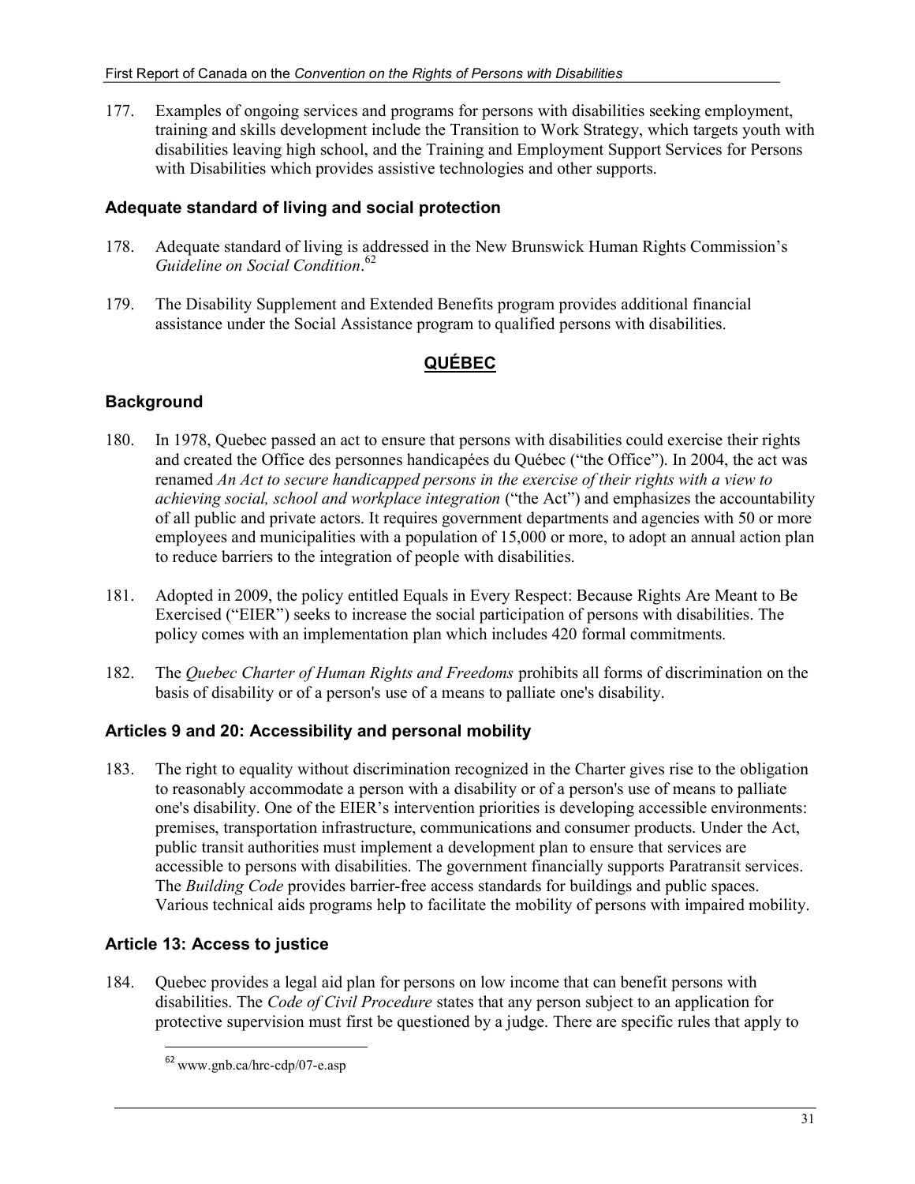177. Examples of ongoing services and programs for persons with disabilities seeking employment, training and skills development include the Transition to Work Strategy, which targets youth with disabilities leaving high school, and the Training and Employment Support Services for Persons with Disabilities which provides assistive technologies and other supports.

### Adequate standard of living and social protection

178. Adequate standard of living is addressed in the New Brunswick Human Rights Commission's *Guideline on Social Condition*.[62]

179. The Disability Supplement and Extended Benefits program provides additional financial assistance under the Social Assistance program to qualified persons with disabilities.

## QUÉBEC

### Background

180. In 1978, Quebec passed an act to ensure that persons with disabilities could exercise their rights and created the Office des personnes handicapées du Québec ("the Office"). In 2004, the act was renamed *An Act to secure handicapped persons in the exercise of their rights with a view to achieving social, school and workplace integration* ("the Act") and emphasizes the accountability of all public and private actors. It requires government departments and agencies with 50 or more employees and municipalities with a population of 15,000 or more, to adopt an annual action plan to reduce barriers to the integration of people with disabilities.

181. Adopted in 2009, the policy entitled Equals in Every Respect: Because Rights Are Meant to Be Exercised ("EIER") seeks to increase the social participation of persons with disabilities. The policy comes with an implementation plan which includes 420 formal commitments.

182. The *Quebec Charter of Human Rights and Freedoms* prohibits all forms of discrimination on the basis of disability or of a person's use of a means to palliate one's disability.

### Articles 9 and 20: Accessibility and personal mobility

183. The right to equality without discrimination recognized in the Charter gives rise to the obligation to reasonably accommodate a person with a disability or of a person's use of means to palliate one's disability. One of the EIER's intervention priorities is developing accessible environments: premises, transportation infrastructure, communications and consumer products. Under the Act, public transit authorities must implement a development plan to ensure that services are accessible to persons with disabilities. The government financially supports Paratransit services. The *Building Code* provides barrier-free access standards for buildings and public spaces. Various technical aids programs help to facilitate the mobility of persons with impaired mobility.

### Article 13: Access to justice

184. Quebec provides a legal aid plan for persons on low income that can benefit persons with disabilities. The *Code of Civil Procedure* states that any person subject to an application for protective supervision must first be questioned by a judge. There are specific rules that apply to

[62] www.gnb.ca/hrc-cdp/07-e.asp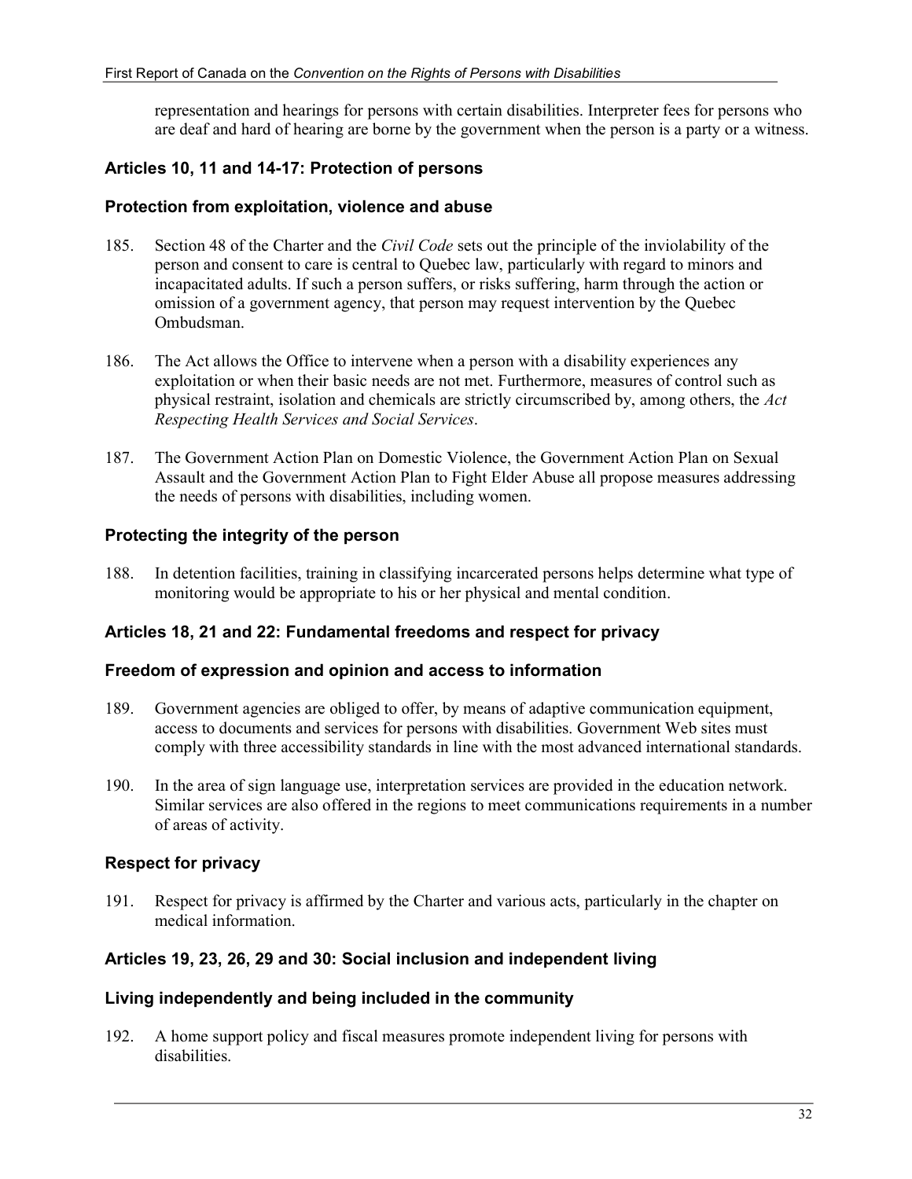representation and hearings for persons with certain disabilities. Interpreter fees for persons who are deaf and hard of hearing are borne by the government when the person is a party or a witness.

### Articles 10, 11 and 14-17: Protection of persons

### Protection from exploitation, violence and abuse

185. Section 48 of the Charter and the *Civil Code* sets out the principle of the inviolability of the person and consent to care is central to Quebec law, particularly with regard to minors and incapacitated adults. If such a person suffers, or risks suffering, harm through the action or omission of a government agency, that person may request intervention by the Quebec Ombudsman.

186. The Act allows the Office to intervene when a person with a disability experiences any exploitation or when their basic needs are not met. Furthermore, measures of control such as physical restraint, isolation and chemicals are strictly circumscribed by, among others, the *Act Respecting Health Services and Social Services*.

187. The Government Action Plan on Domestic Violence, the Government Action Plan on Sexual Assault and the Government Action Plan to Fight Elder Abuse all propose measures addressing the needs of persons with disabilities, including women.

### Protecting the integrity of the person

188. In detention facilities, training in classifying incarcerated persons helps determine what type of monitoring would be appropriate to his or her physical and mental condition.

### Articles 18, 21 and 22: Fundamental freedoms and respect for privacy

### Freedom of expression and opinion and access to information

189. Government agencies are obliged to offer, by means of adaptive communication equipment, access to documents and services for persons with disabilities. Government Web sites must comply with three accessibility standards in line with the most advanced international standards.

190. In the area of sign language use, interpretation services are provided in the education network. Similar services are also offered in the regions to meet communications requirements in a number of areas of activity.

### Respect for privacy

191. Respect for privacy is affirmed by the Charter and various acts, particularly in the chapter on medical information.

### Articles 19, 23, 26, 29 and 30: Social inclusion and independent living

### Living independently and being included in the community

192. A home support policy and fiscal measures promote independent living for persons with disabilities.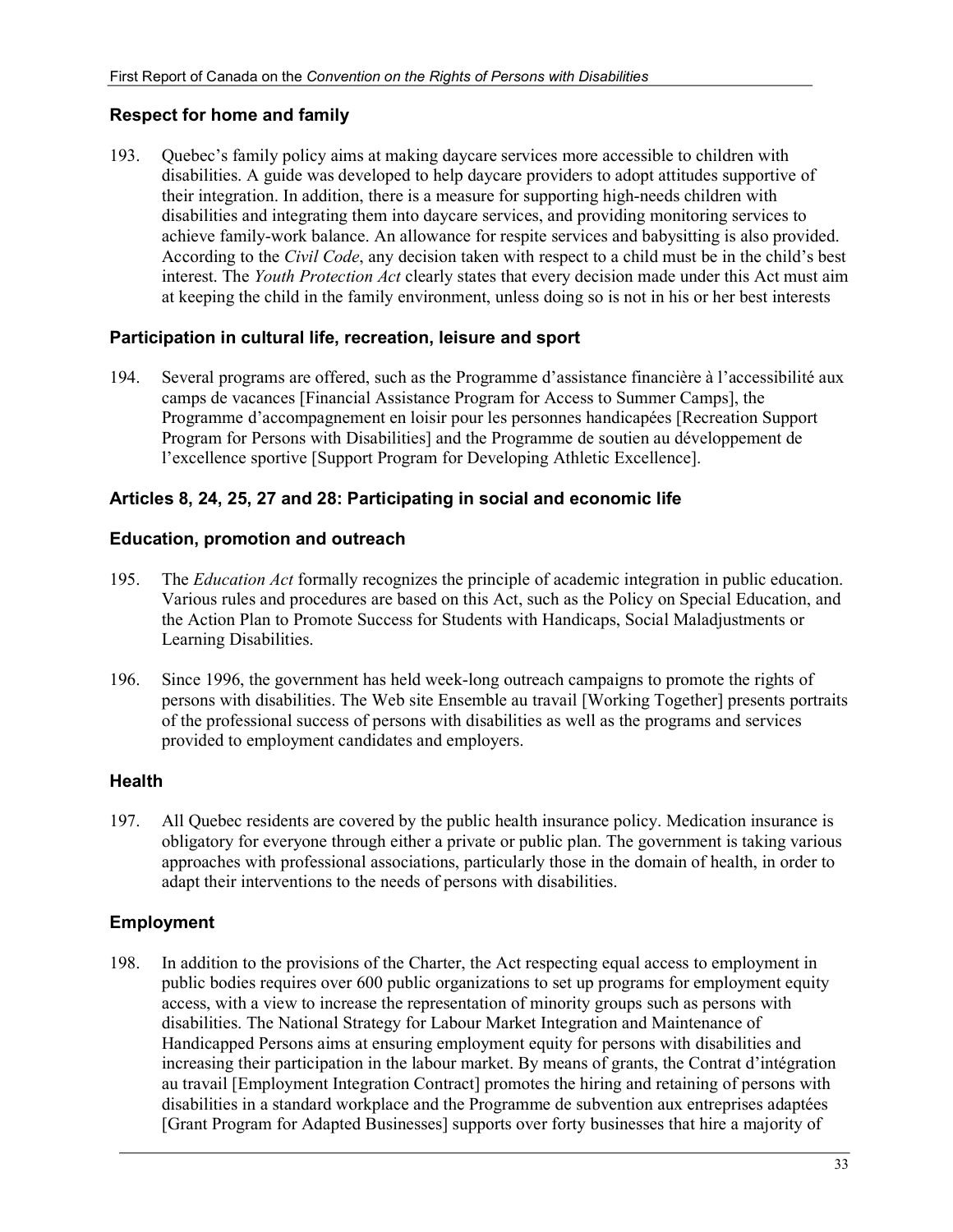### Respect for home and family

193. Quebec's family policy aims at making daycare services more accessible to children with disabilities. A guide was developed to help daycare providers to adopt attitudes supportive of their integration. In addition, there is a measure for supporting high-needs children with disabilities and integrating them into daycare services, and providing monitoring services to achieve family-work balance. An allowance for respite services and babysitting is also provided. According to the *Civil Code*, any decision taken with respect to a child must be in the child's best interest. The *Youth Protection Act* clearly states that every decision made under this Act must aim at keeping the child in the family environment, unless doing so is not in his or her best interests

### Participation in cultural life, recreation, leisure and sport

194. Several programs are offered, such as the Programme d'assistance financière à l'accessibilité aux camps de vacances [Financial Assistance Program for Access to Summer Camps], the Programme d'accompagnement en loisir pour les personnes handicapées [Recreation Support Program for Persons with Disabilities] and the Programme de soutien au développement de l'excellence sportive [Support Program for Developing Athletic Excellence].

### Articles 8, 24, 25, 27 and 28: Participating in social and economic life

### Education, promotion and outreach

195. The *Education Act* formally recognizes the principle of academic integration in public education. Various rules and procedures are based on this Act, such as the Policy on Special Education, and the Action Plan to Promote Success for Students with Handicaps, Social Maladjustments or Learning Disabilities.

196. Since 1996, the government has held week-long outreach campaigns to promote the rights of persons with disabilities. The Web site Ensemble au travail [Working Together] presents portraits of the professional success of persons with disabilities as well as the programs and services provided to employment candidates and employers.

### Health

197. All Quebec residents are covered by the public health insurance policy. Medication insurance is obligatory for everyone through either a private or public plan. The government is taking various approaches with professional associations, particularly those in the domain of health, in order to adapt their interventions to the needs of persons with disabilities.

### Employment

198. In addition to the provisions of the Charter, the Act respecting equal access to employment in public bodies requires over 600 public organizations to set up programs for employment equity access, with a view to increase the representation of minority groups such as persons with disabilities. The National Strategy for Labour Market Integration and Maintenance of Handicapped Persons aims at ensuring employment equity for persons with disabilities and increasing their participation in the labour market. By means of grants, the Contrat d'intégration au travail [Employment Integration Contract] promotes the hiring and retaining of persons with disabilities in a standard workplace and the Programme de subvention aux entreprises adaptées [Grant Program for Adapted Businesses] supports over forty businesses that hire a majority of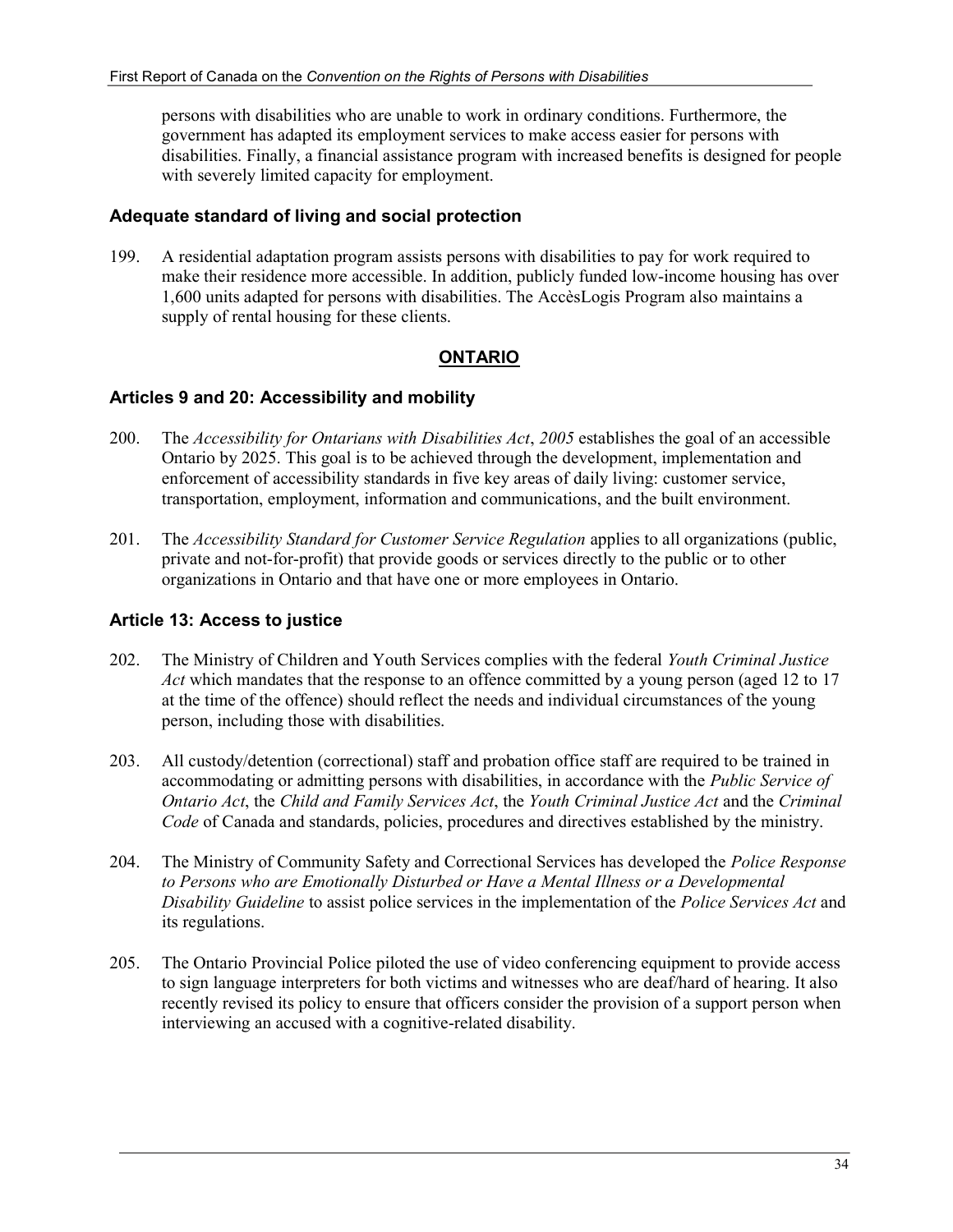persons with disabilities who are unable to work in ordinary conditions. Furthermore, the government has adapted its employment services to make access easier for persons with disabilities. Finally, a financial assistance program with increased benefits is designed for people with severely limited capacity for employment.

### Adequate standard of living and social protection

199. A residential adaptation program assists persons with disabilities to pay for work required to make their residence more accessible. In addition, publicly funded low-income housing has over 1,600 units adapted for persons with disabilities. The AccèsLogis Program also maintains a supply of rental housing for these clients.

## ONTARIO

### Articles 9 and 20: Accessibility and mobility

200. The *Accessibility for Ontarians with Disabilities Act*, *2005* establishes the goal of an accessible Ontario by 2025. This goal is to be achieved through the development, implementation and enforcement of accessibility standards in five key areas of daily living: customer service, transportation, employment, information and communications, and the built environment.

201. The *Accessibility Standard for Customer Service Regulation* applies to all organizations (public, private and not-for-profit) that provide goods or services directly to the public or to other organizations in Ontario and that have one or more employees in Ontario.

### Article 13: Access to justice

202. The Ministry of Children and Youth Services complies with the federal *Youth Criminal Justice Act* which mandates that the response to an offence committed by a young person (aged 12 to 17 at the time of the offence) should reflect the needs and individual circumstances of the young person, including those with disabilities.

203. All custody/detention (correctional) staff and probation office staff are required to be trained in accommodating or admitting persons with disabilities, in accordance with the *Public Service of Ontario Act*, the *Child and Family Services Act*, the *Youth Criminal Justice Act* and the *Criminal Code* of Canada and standards, policies, procedures and directives established by the ministry.

204. The Ministry of Community Safety and Correctional Services has developed the *Police Response to Persons who are Emotionally Disturbed or Have a Mental Illness or a Developmental Disability Guideline* to assist police services in the implementation of the *Police Services Act* and its regulations.

205. The Ontario Provincial Police piloted the use of video conferencing equipment to provide access to sign language interpreters for both victims and witnesses who are deaf/hard of hearing. It also recently revised its policy to ensure that officers consider the provision of a support person when interviewing an accused with a cognitive-related disability.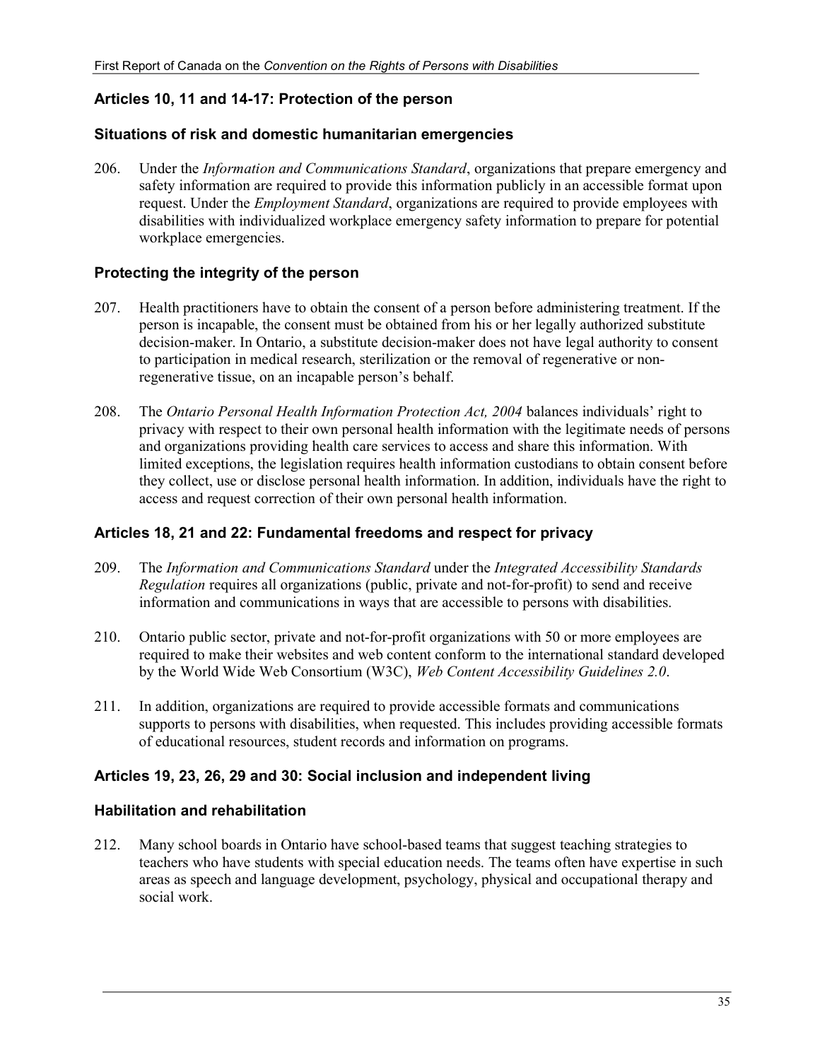### Articles 10, 11 and 14-17: Protection of the person

#### Situations of risk and domestic humanitarian emergencies

206. Under the *Information and Communications Standard*, organizations that prepare emergency and safety information are required to provide this information publicly in an accessible format upon request. Under the *Employment Standard*, organizations are required to provide employees with disabilities with individualized workplace emergency safety information to prepare for potential workplace emergencies.

#### Protecting the integrity of the person

207. Health practitioners have to obtain the consent of a person before administering treatment. If the person is incapable, the consent must be obtained from his or her legally authorized substitute decision-maker. In Ontario, a substitute decision-maker does not have legal authority to consent to participation in medical research, sterilization or the removal of regenerative or non-regenerative tissue, on an incapable person's behalf.

208. The *Ontario Personal Health Information Protection Act, 2004* balances individuals' right to privacy with respect to their own personal health information with the legitimate needs of persons and organizations providing health care services to access and share this information. With limited exceptions, the legislation requires health information custodians to obtain consent before they collect, use or disclose personal health information. In addition, individuals have the right to access and request correction of their own personal health information.

### Articles 18, 21 and 22: Fundamental freedoms and respect for privacy

209. The *Information and Communications Standard* under the *Integrated Accessibility Standards Regulation* requires all organizations (public, private and not-for-profit) to send and receive information and communications in ways that are accessible to persons with disabilities.

210. Ontario public sector, private and not-for-profit organizations with 50 or more employees are required to make their websites and web content conform to the international standard developed by the World Wide Web Consortium (W3C), *Web Content Accessibility Guidelines 2.0*.

211. In addition, organizations are required to provide accessible formats and communications supports to persons with disabilities, when requested. This includes providing accessible formats of educational resources, student records and information on programs.

### Articles 19, 23, 26, 29 and 30: Social inclusion and independent living

#### Habilitation and rehabilitation

212. Many school boards in Ontario have school-based teams that suggest teaching strategies to teachers who have students with special education needs. The teams often have expertise in such areas as speech and language development, psychology, physical and occupational therapy and social work.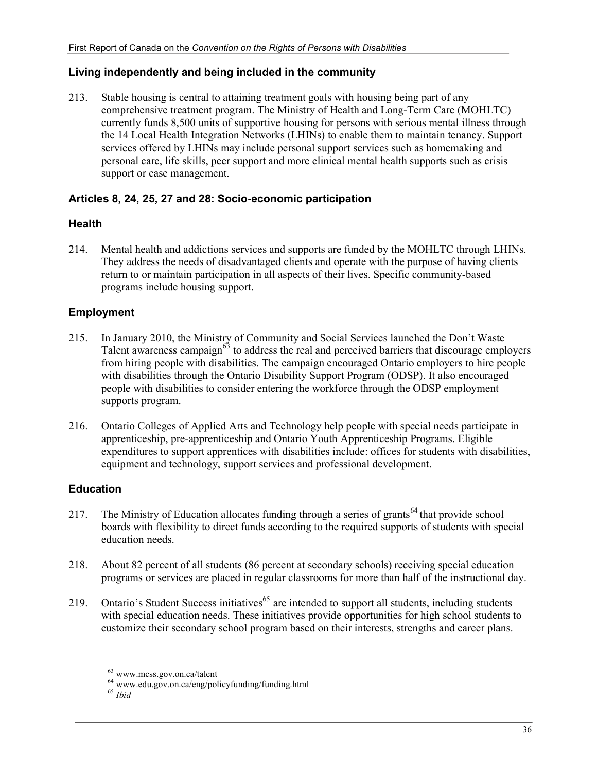### Living independently and being included in the community

213. Stable housing is central to attaining treatment goals with housing being part of any comprehensive treatment program. The Ministry of Health and Long-Term Care (MOHLTC) currently funds 8,500 units of supportive housing for persons with serious mental illness through the 14 Local Health Integration Networks (LHINs) to enable them to maintain tenancy. Support services offered by LHINs may include personal support services such as homemaking and personal care, life skills, peer support and more clinical mental health supports such as crisis support or case management.

### Articles 8, 24, 25, 27 and 28: Socio-economic participation

### Health

214. Mental health and addictions services and supports are funded by the MOHLTC through LHINs. They address the needs of disadvantaged clients and operate with the purpose of having clients return to or maintain participation in all aspects of their lives. Specific community-based programs include housing support.

### Employment

215. In January 2010, the Ministry of Community and Social Services launched the Don't Waste Talent awareness campaign[63] to address the real and perceived barriers that discourage employers from hiring people with disabilities. The campaign encouraged Ontario employers to hire people with disabilities through the Ontario Disability Support Program (ODSP). It also encouraged people with disabilities to consider entering the workforce through the ODSP employment supports program.

216. Ontario Colleges of Applied Arts and Technology help people with special needs participate in apprenticeship, pre-apprenticeship and Ontario Youth Apprenticeship Programs. Eligible expenditures to support apprentices with disabilities include: offices for students with disabilities, equipment and technology, support services and professional development.

### Education

217. The Ministry of Education allocates funding through a series of grants[64] that provide school boards with flexibility to direct funds according to the required supports of students with special education needs.

218. About 82 percent of all students (86 percent at secondary schools) receiving special education programs or services are placed in regular classrooms for more than half of the instructional day.

219. Ontario's Student Success initiatives[65] are intended to support all students, including students with special education needs. These initiatives provide opportunities for high school students to customize their secondary school program based on their interests, strengths and career plans.

---

[63] www.mcss.gov.on.ca/talent

[64] www.edu.gov.on.ca/eng/policyfunding/funding.html

[65] *Ibid*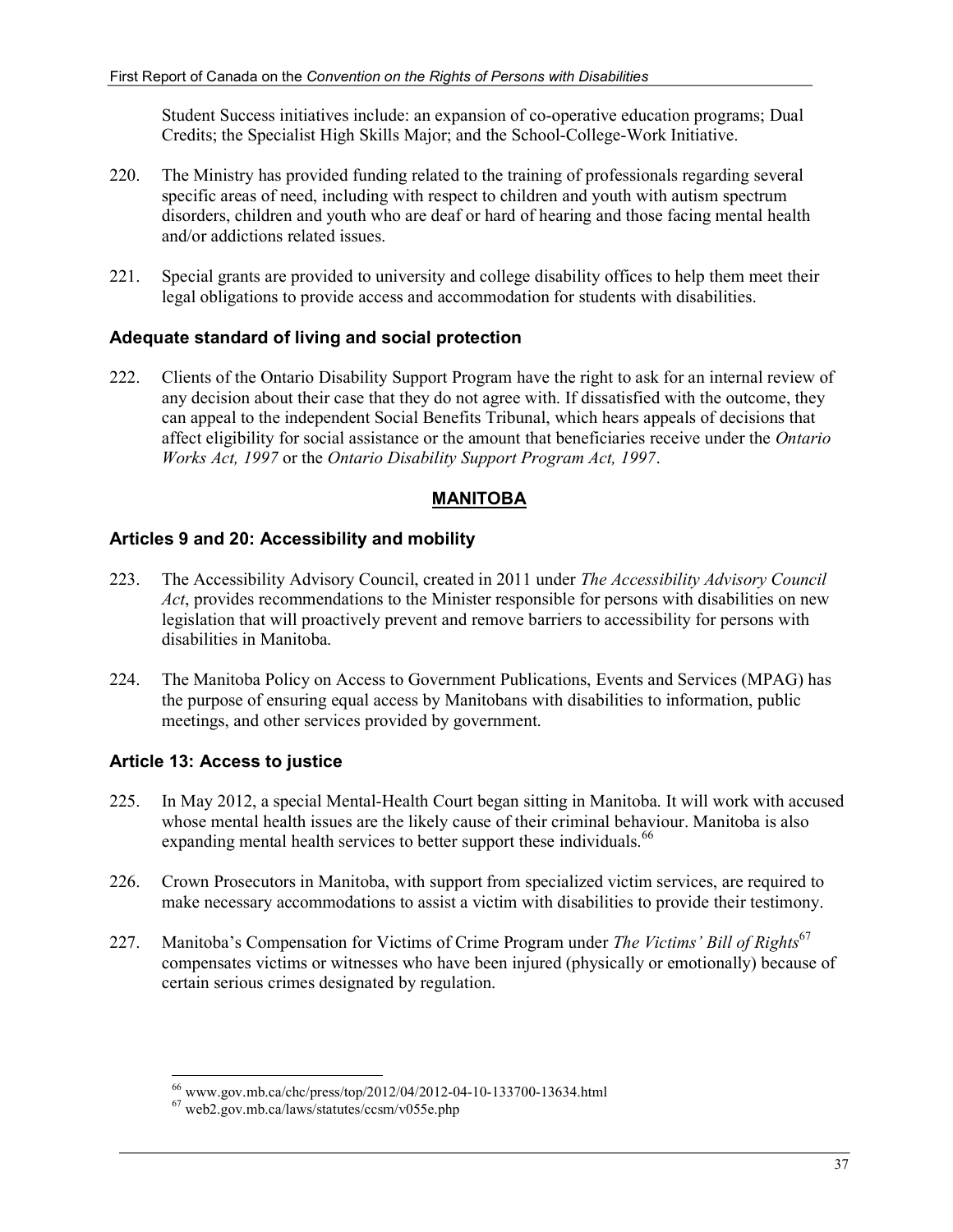Student Success initiatives include: an expansion of co-operative education programs; Dual Credits; the Specialist High Skills Major; and the School-College-Work Initiative.

220. The Ministry has provided funding related to the training of professionals regarding several specific areas of need, including with respect to children and youth with autism spectrum disorders, children and youth who are deaf or hard of hearing and those facing mental health and/or addictions related issues.

221. Special grants are provided to university and college disability offices to help them meet their legal obligations to provide access and accommodation for students with disabilities.

### Adequate standard of living and social protection

222. Clients of the Ontario Disability Support Program have the right to ask for an internal review of any decision about their case that they do not agree with. If dissatisfied with the outcome, they can appeal to the independent Social Benefits Tribunal, which hears appeals of decisions that affect eligibility for social assistance or the amount that beneficiaries receive under the *Ontario Works Act, 1997* or the *Ontario Disability Support Program Act, 1997*.

## MANITOBA

### Articles 9 and 20: Accessibility and mobility

223. The Accessibility Advisory Council, created in 2011 under *The Accessibility Advisory Council Act*, provides recommendations to the Minister responsible for persons with disabilities on new legislation that will proactively prevent and remove barriers to accessibility for persons with disabilities in Manitoba.

224. The Manitoba Policy on Access to Government Publications, Events and Services (MPAG) has the purpose of ensuring equal access by Manitobans with disabilities to information, public meetings, and other services provided by government.

### Article 13: Access to justice

225. In May 2012, a special Mental-Health Court began sitting in Manitoba. It will work with accused whose mental health issues are the likely cause of their criminal behaviour. Manitoba is also expanding mental health services to better support these individuals.[66]

226. Crown Prosecutors in Manitoba, with support from specialized victim services, are required to make necessary accommodations to assist a victim with disabilities to provide their testimony.

227. Manitoba's Compensation for Victims of Crime Program under *The Victims' Bill of Rights*[67] compensates victims or witnesses who have been injured (physically or emotionally) because of certain serious crimes designated by regulation.

---

[66] www.gov.mb.ca/chc/press/top/2012/04/2012-04-10-133700-13634.html

[67] web2.gov.mb.ca/laws/statutes/ccsm/v055e.php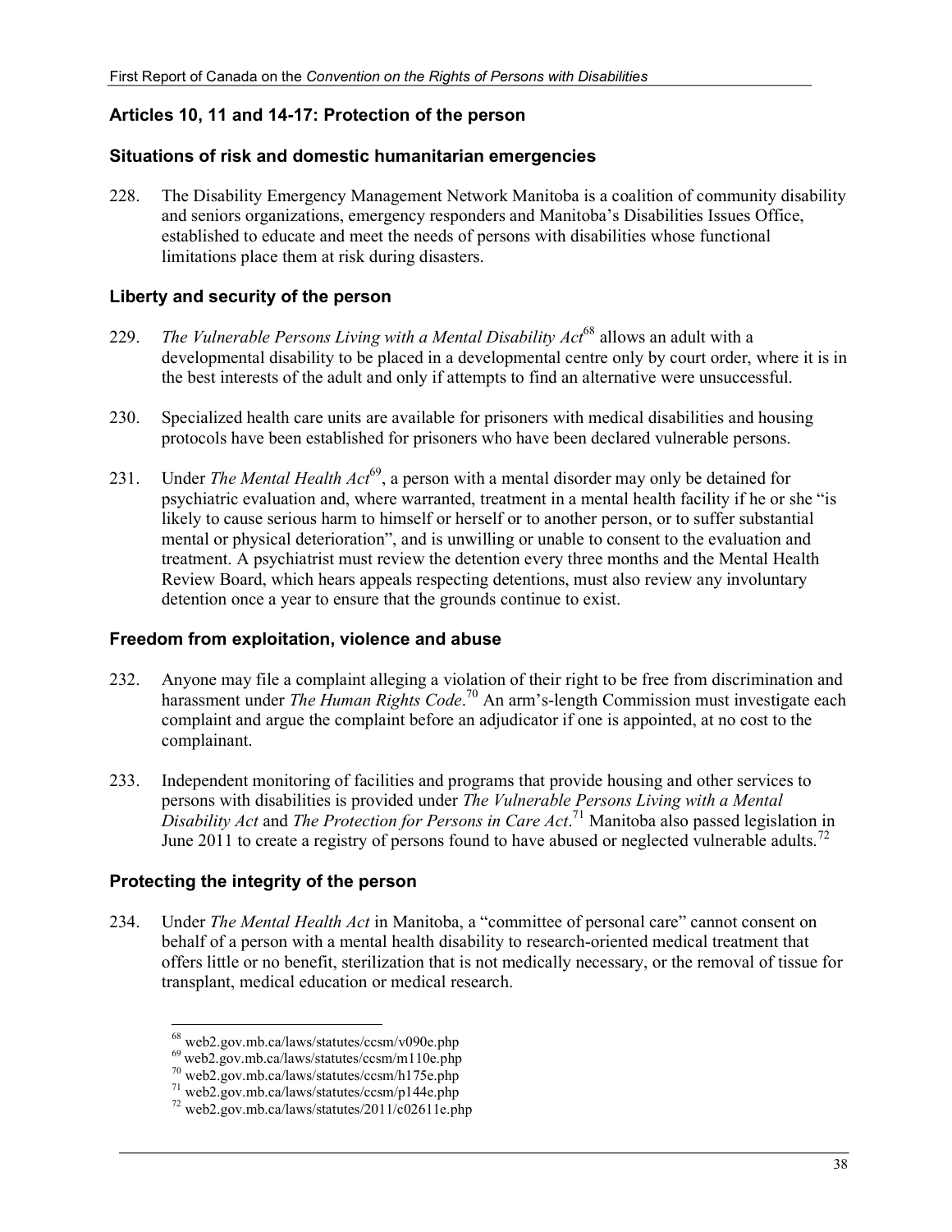## Articles 10, 11 and 14-17: Protection of the person

### Situations of risk and domestic humanitarian emergencies

228. The Disability Emergency Management Network Manitoba is a coalition of community disability and seniors organizations, emergency responders and Manitoba's Disabilities Issues Office, established to educate and meet the needs of persons with disabilities whose functional limitations place them at risk during disasters.

### Liberty and security of the person

229. *The Vulnerable Persons Living with a Mental Disability Act*[68] allows an adult with a developmental disability to be placed in a developmental centre only by court order, where it is in the best interests of the adult and only if attempts to find an alternative were unsuccessful.

230. Specialized health care units are available for prisoners with medical disabilities and housing protocols have been established for prisoners who have been declared vulnerable persons.

231. Under *The Mental Health Act*[69], a person with a mental disorder may only be detained for psychiatric evaluation and, where warranted, treatment in a mental health facility if he or she "is likely to cause serious harm to himself or herself or to another person, or to suffer substantial mental or physical deterioration", and is unwilling or unable to consent to the evaluation and treatment. A psychiatrist must review the detention every three months and the Mental Health Review Board, which hears appeals respecting detentions, must also review any involuntary detention once a year to ensure that the grounds continue to exist.

### Freedom from exploitation, violence and abuse

232. Anyone may file a complaint alleging a violation of their right to be free from discrimination and harassment under *The Human Rights Code*.[70] An arm's-length Commission must investigate each complaint and argue the complaint before an adjudicator if one is appointed, at no cost to the complainant.

233. Independent monitoring of facilities and programs that provide housing and other services to persons with disabilities is provided under *The Vulnerable Persons Living with a Mental Disability Act* and *The Protection for Persons in Care Act*.[71] Manitoba also passed legislation in June 2011 to create a registry of persons found to have abused or neglected vulnerable adults.[72]

### Protecting the integrity of the person

234. Under *The Mental Health Act* in Manitoba, a "committee of personal care" cannot consent on behalf of a person with a mental health disability to research-oriented medical treatment that offers little or no benefit, sterilization that is not medically necessary, or the removal of tissue for transplant, medical education or medical research.

---

[68] web2.gov.mb.ca/laws/statutes/ccsm/v090e.php
[69] web2.gov.mb.ca/laws/statutes/ccsm/m110e.php
[70] web2.gov.mb.ca/laws/statutes/ccsm/h175e.php
[71] web2.gov.mb.ca/laws/statutes/ccsm/p144e.php
[72] web2.gov.mb.ca/laws/statutes/2011/c02611e.php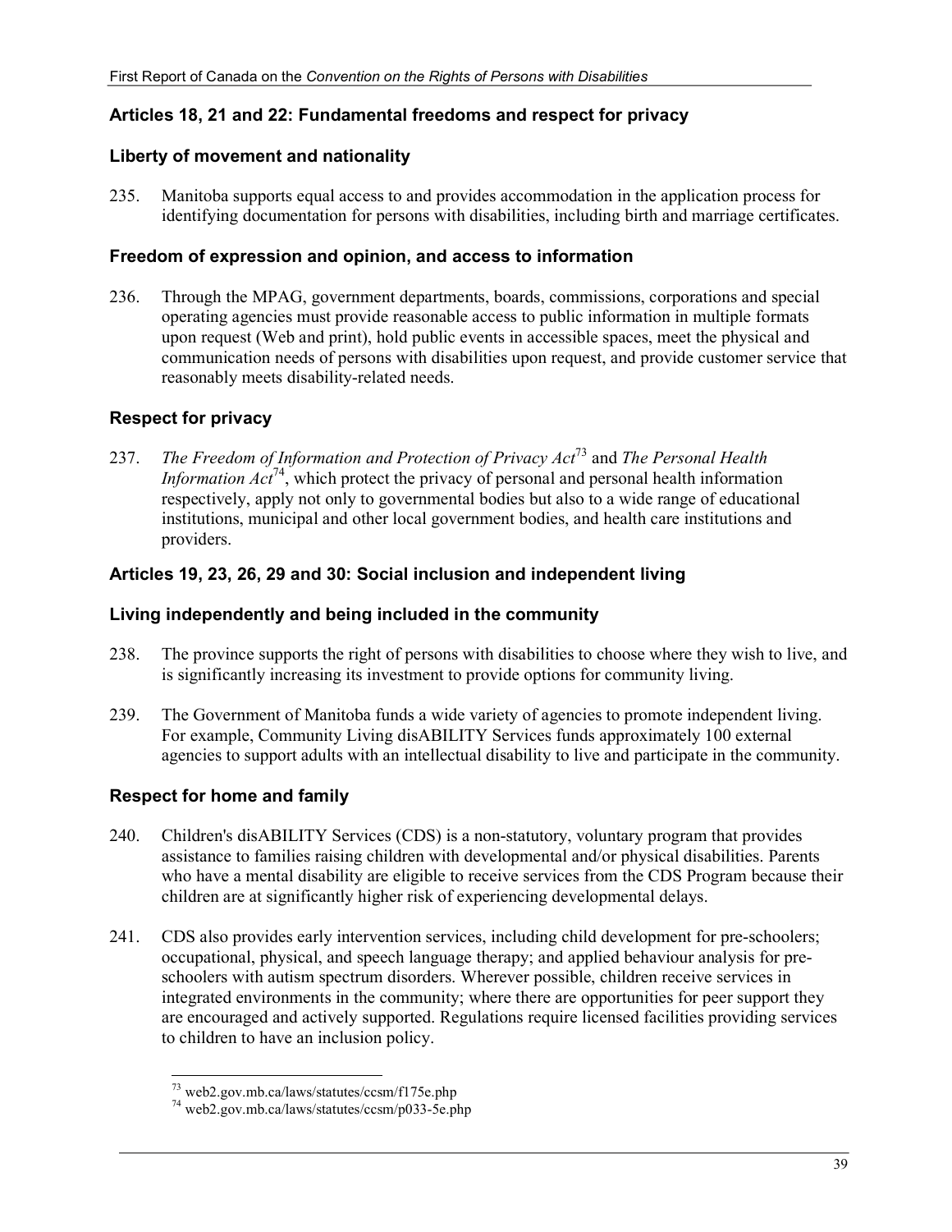## Articles 18, 21 and 22: Fundamental freedoms and respect for privacy

### Liberty of movement and nationality

235. Manitoba supports equal access to and provides accommodation in the application process for identifying documentation for persons with disabilities, including birth and marriage certificates.

### Freedom of expression and opinion, and access to information

236. Through the MPAG, government departments, boards, commissions, corporations and special operating agencies must provide reasonable access to public information in multiple formats upon request (Web and print), hold public events in accessible spaces, meet the physical and communication needs of persons with disabilities upon request, and provide customer service that reasonably meets disability-related needs.

### Respect for privacy

237. *The Freedom of Information and Protection of Privacy Act*[73] and *The Personal Health Information Act*[74], which protect the privacy of personal and personal health information respectively, apply not only to governmental bodies but also to a wide range of educational institutions, municipal and other local government bodies, and health care institutions and providers.

## Articles 19, 23, 26, 29 and 30: Social inclusion and independent living

### Living independently and being included in the community

238. The province supports the right of persons with disabilities to choose where they wish to live, and is significantly increasing its investment to provide options for community living.

239. The Government of Manitoba funds a wide variety of agencies to promote independent living. For example, Community Living disABILITY Services funds approximately 100 external agencies to support adults with an intellectual disability to live and participate in the community.

### Respect for home and family

240. Children's disABILITY Services (CDS) is a non-statutory, voluntary program that provides assistance to families raising children with developmental and/or physical disabilities. Parents who have a mental disability are eligible to receive services from the CDS Program because their children are at significantly higher risk of experiencing developmental delays.

241. CDS also provides early intervention services, including child development for pre-schoolers; occupational, physical, and speech language therapy; and applied behaviour analysis for pre-schoolers with autism spectrum disorders. Wherever possible, children receive services in integrated environments in the community; where there are opportunities for peer support they are encouraged and actively supported. Regulations require licensed facilities providing services to children to have an inclusion policy.

---

[73] web2.gov.mb.ca/laws/statutes/ccsm/f175e.php

[74] web2.gov.mb.ca/laws/statutes/ccsm/p033-5e.php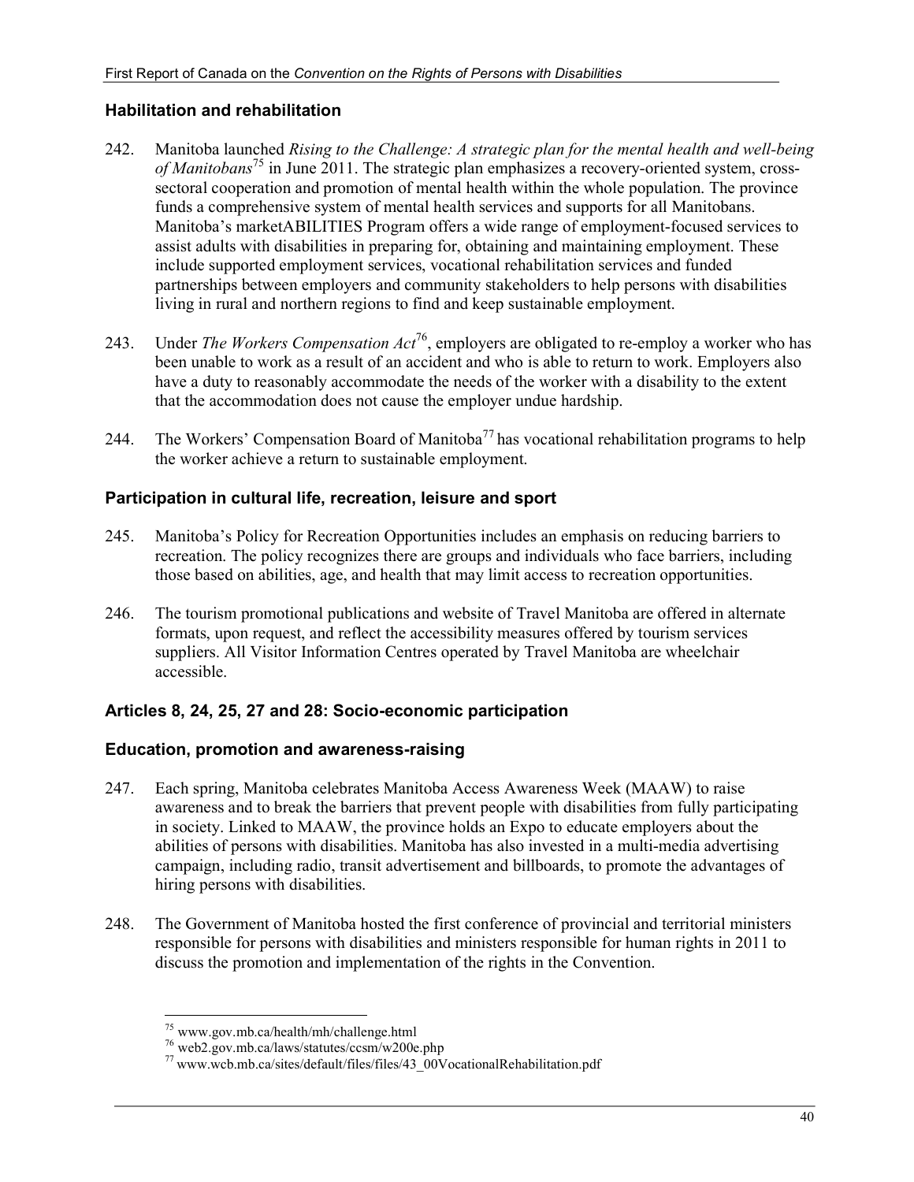### Habilitation and rehabilitation

242. Manitoba launched *Rising to the Challenge: A strategic plan for the mental health and well-being of Manitobans*[75] in June 2011. The strategic plan emphasizes a recovery-oriented system, cross-sectoral cooperation and promotion of mental health within the whole population. The province funds a comprehensive system of mental health services and supports for all Manitobans. Manitoba's marketABILITIES Program offers a wide range of employment-focused services to assist adults with disabilities in preparing for, obtaining and maintaining employment. These include supported employment services, vocational rehabilitation services and funded partnerships between employers and community stakeholders to help persons with disabilities living in rural and northern regions to find and keep sustainable employment.

243. Under *The Workers Compensation Act*[76], employers are obligated to re-employ a worker who has been unable to work as a result of an accident and who is able to return to work. Employers also have a duty to reasonably accommodate the needs of the worker with a disability to the extent that the accommodation does not cause the employer undue hardship.

244. The Workers' Compensation Board of Manitoba[77] has vocational rehabilitation programs to help the worker achieve a return to sustainable employment.

### Participation in cultural life, recreation, leisure and sport

245. Manitoba's Policy for Recreation Opportunities includes an emphasis on reducing barriers to recreation. The policy recognizes there are groups and individuals who face barriers, including those based on abilities, age, and health that may limit access to recreation opportunities.

246. The tourism promotional publications and website of Travel Manitoba are offered in alternate formats, upon request, and reflect the accessibility measures offered by tourism services suppliers. All Visitor Information Centres operated by Travel Manitoba are wheelchair accessible.

### Articles 8, 24, 25, 27 and 28: Socio-economic participation

### Education, promotion and awareness-raising

247. Each spring, Manitoba celebrates Manitoba Access Awareness Week (MAAW) to raise awareness and to break the barriers that prevent people with disabilities from fully participating in society. Linked to MAAW, the province holds an Expo to educate employers about the abilities of persons with disabilities. Manitoba has also invested in a multi-media advertising campaign, including radio, transit advertisement and billboards, to promote the advantages of hiring persons with disabilities.

248. The Government of Manitoba hosted the first conference of provincial and territorial ministers responsible for persons with disabilities and ministers responsible for human rights in 2011 to discuss the promotion and implementation of the rights in the Convention.

---

[75] www.gov.mb.ca/health/mh/challenge.html

[76] web2.gov.mb.ca/laws/statutes/ccsm/w200e.php

[77] www.wcb.mb.ca/sites/default/files/files/43_00VocationalRehabilitation.pdf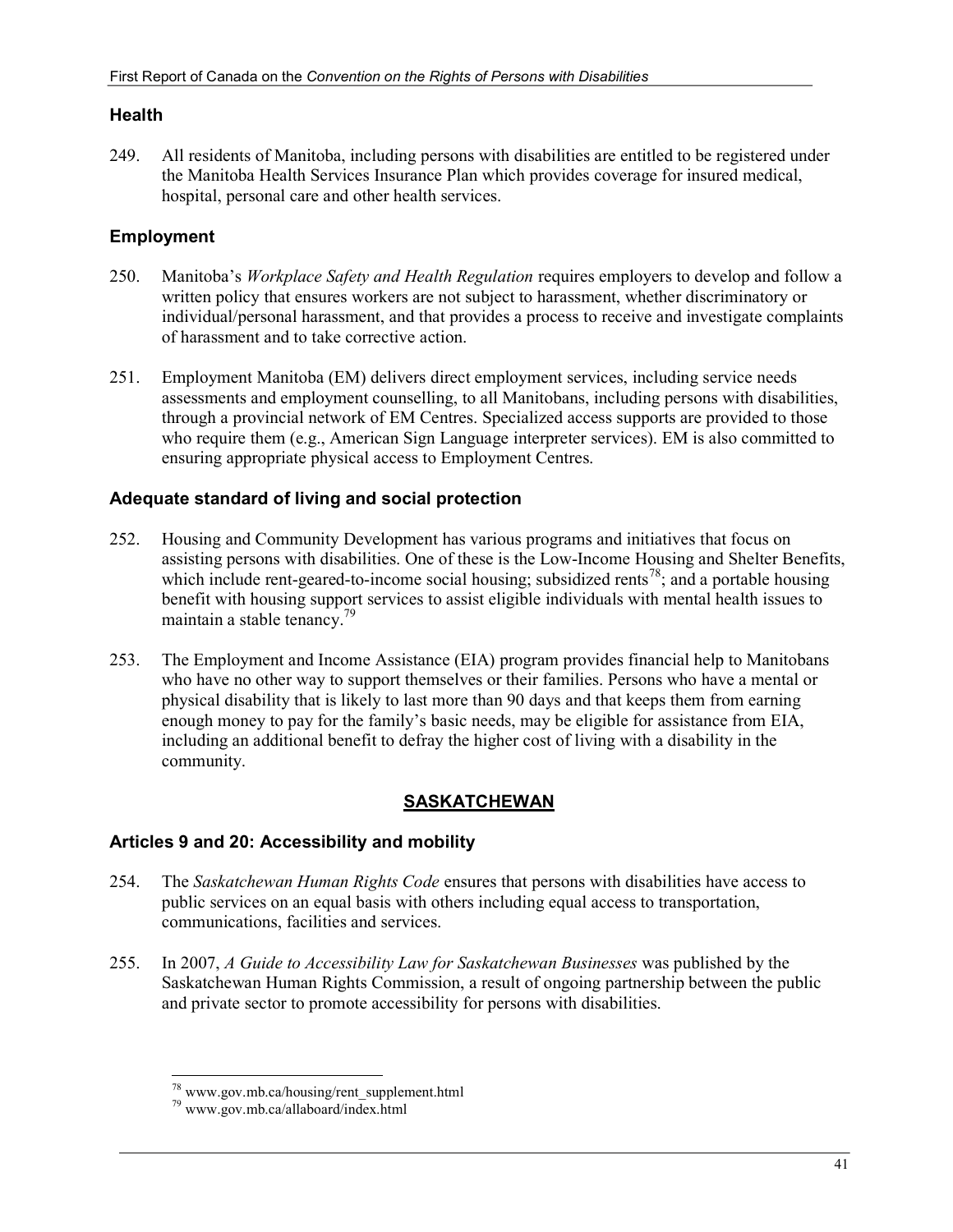### Health

249. All residents of Manitoba, including persons with disabilities are entitled to be registered under the Manitoba Health Services Insurance Plan which provides coverage for insured medical, hospital, personal care and other health services.

### Employment

250. Manitoba's *Workplace Safety and Health Regulation* requires employers to develop and follow a written policy that ensures workers are not subject to harassment, whether discriminatory or individual/personal harassment, and that provides a process to receive and investigate complaints of harassment and to take corrective action.

251. Employment Manitoba (EM) delivers direct employment services, including service needs assessments and employment counselling, to all Manitobans, including persons with disabilities, through a provincial network of EM Centres. Specialized access supports are provided to those who require them (e.g., American Sign Language interpreter services). EM is also committed to ensuring appropriate physical access to Employment Centres.

### Adequate standard of living and social protection

252. Housing and Community Development has various programs and initiatives that focus on assisting persons with disabilities. One of these is the Low-Income Housing and Shelter Benefits, which include rent-geared-to-income social housing; subsidized rents[78]; and a portable housing benefit with housing support services to assist eligible individuals with mental health issues to maintain a stable tenancy.[79]

253. The Employment and Income Assistance (EIA) program provides financial help to Manitobans who have no other way to support themselves or their families. Persons who have a mental or physical disability that is likely to last more than 90 days and that keeps them from earning enough money to pay for the family's basic needs, may be eligible for assistance from EIA, including an additional benefit to defray the higher cost of living with a disability in the community.

## SASKATCHEWAN

### Articles 9 and 20: Accessibility and mobility

254. The *Saskatchewan Human Rights Code* ensures that persons with disabilities have access to public services on an equal basis with others including equal access to transportation, communications, facilities and services.

255. In 2007, *A Guide to Accessibility Law for Saskatchewan Businesses* was published by the Saskatchewan Human Rights Commission, a result of ongoing partnership between the public and private sector to promote accessibility for persons with disabilities.

---

[78] www.gov.mb.ca/housing/rent_supplement.html

[79] www.gov.mb.ca/allaboard/index.html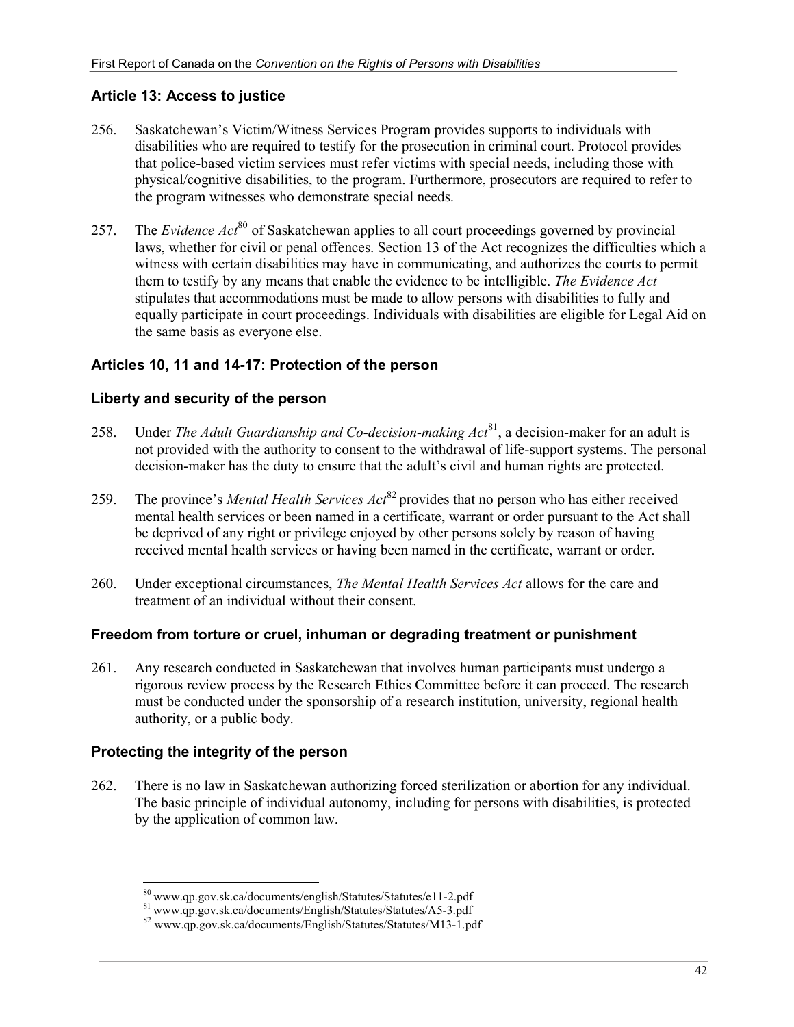### Article 13: Access to justice

256. Saskatchewan's Victim/Witness Services Program provides supports to individuals with disabilities who are required to testify for the prosecution in criminal court. Protocol provides that police-based victim services must refer victims with special needs, including those with physical/cognitive disabilities, to the program. Furthermore, prosecutors are required to refer to the program witnesses who demonstrate special needs.

257. The *Evidence Act*[80] of Saskatchewan applies to all court proceedings governed by provincial laws, whether for civil or penal offences. Section 13 of the Act recognizes the difficulties which a witness with certain disabilities may have in communicating, and authorizes the courts to permit them to testify by any means that enable the evidence to be intelligible. *The Evidence Act* stipulates that accommodations must be made to allow persons with disabilities to fully and equally participate in court proceedings. Individuals with disabilities are eligible for Legal Aid on the same basis as everyone else.

### Articles 10, 11 and 14-17: Protection of the person

### Liberty and security of the person

258. Under *The Adult Guardianship and Co-decision-making Act*[81], a decision-maker for an adult is not provided with the authority to consent to the withdrawal of life-support systems. The personal decision-maker has the duty to ensure that the adult's civil and human rights are protected.

259. The province's *Mental Health Services Act*[82] provides that no person who has either received mental health services or been named in a certificate, warrant or order pursuant to the Act shall be deprived of any right or privilege enjoyed by other persons solely by reason of having received mental health services or having been named in the certificate, warrant or order.

260. Under exceptional circumstances, *The Mental Health Services Act* allows for the care and treatment of an individual without their consent.

### Freedom from torture or cruel, inhuman or degrading treatment or punishment

261. Any research conducted in Saskatchewan that involves human participants must undergo a rigorous review process by the Research Ethics Committee before it can proceed. The research must be conducted under the sponsorship of a research institution, university, regional health authority, or a public body.

### Protecting the integrity of the person

262. There is no law in Saskatchewan authorizing forced sterilization or abortion for any individual. The basic principle of individual autonomy, including for persons with disabilities, is protected by the application of common law.

---

[80] www.qp.gov.sk.ca/documents/english/Statutes/Statutes/e11-2.pdf

[81] www.qp.gov.sk.ca/documents/English/Statutes/Statutes/A5-3.pdf

[82] www.qp.gov.sk.ca/documents/English/Statutes/Statutes/M13-1.pdf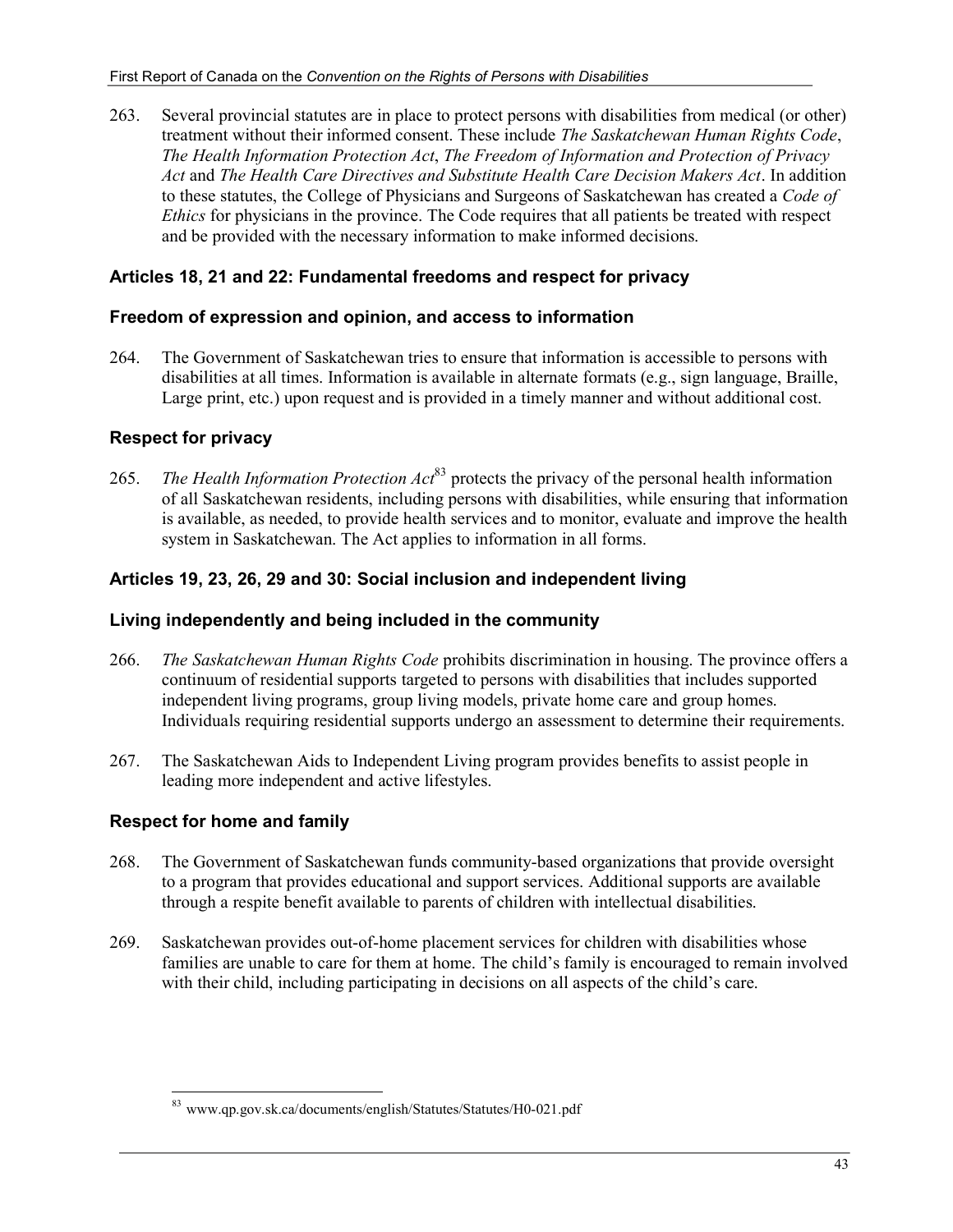263. Several provincial statutes are in place to protect persons with disabilities from medical (or other) treatment without their informed consent. These include *The Saskatchewan Human Rights Code*, *The Health Information Protection Act*, *The Freedom of Information and Protection of Privacy Act* and *The Health Care Directives and Substitute Health Care Decision Makers Act*. In addition to these statutes, the College of Physicians and Surgeons of Saskatchewan has created a *Code of Ethics* for physicians in the province. The Code requires that all patients be treated with respect and be provided with the necessary information to make informed decisions.

### Articles 18, 21 and 22: Fundamental freedoms and respect for privacy

### Freedom of expression and opinion, and access to information

264. The Government of Saskatchewan tries to ensure that information is accessible to persons with disabilities at all times. Information is available in alternate formats (e.g., sign language, Braille, Large print, etc.) upon request and is provided in a timely manner and without additional cost.

### Respect for privacy

265. *The Health Information Protection Act*[83] protects the privacy of the personal health information of all Saskatchewan residents, including persons with disabilities, while ensuring that information is available, as needed, to provide health services and to monitor, evaluate and improve the health system in Saskatchewan. The Act applies to information in all forms.

### Articles 19, 23, 26, 29 and 30: Social inclusion and independent living

### Living independently and being included in the community

266. *The Saskatchewan Human Rights Code* prohibits discrimination in housing. The province offers a continuum of residential supports targeted to persons with disabilities that includes supported independent living programs, group living models, private home care and group homes. Individuals requiring residential supports undergo an assessment to determine their requirements.

267. The Saskatchewan Aids to Independent Living program provides benefits to assist people in leading more independent and active lifestyles.

### Respect for home and family

268. The Government of Saskatchewan funds community-based organizations that provide oversight to a program that provides educational and support services. Additional supports are available through a respite benefit available to parents of children with intellectual disabilities.

269. Saskatchewan provides out-of-home placement services for children with disabilities whose families are unable to care for them at home. The child's family is encouraged to remain involved with their child, including participating in decisions on all aspects of the child's care.

---

[83] www.qp.gov.sk.ca/documents/english/Statutes/Statutes/H0-021.pdf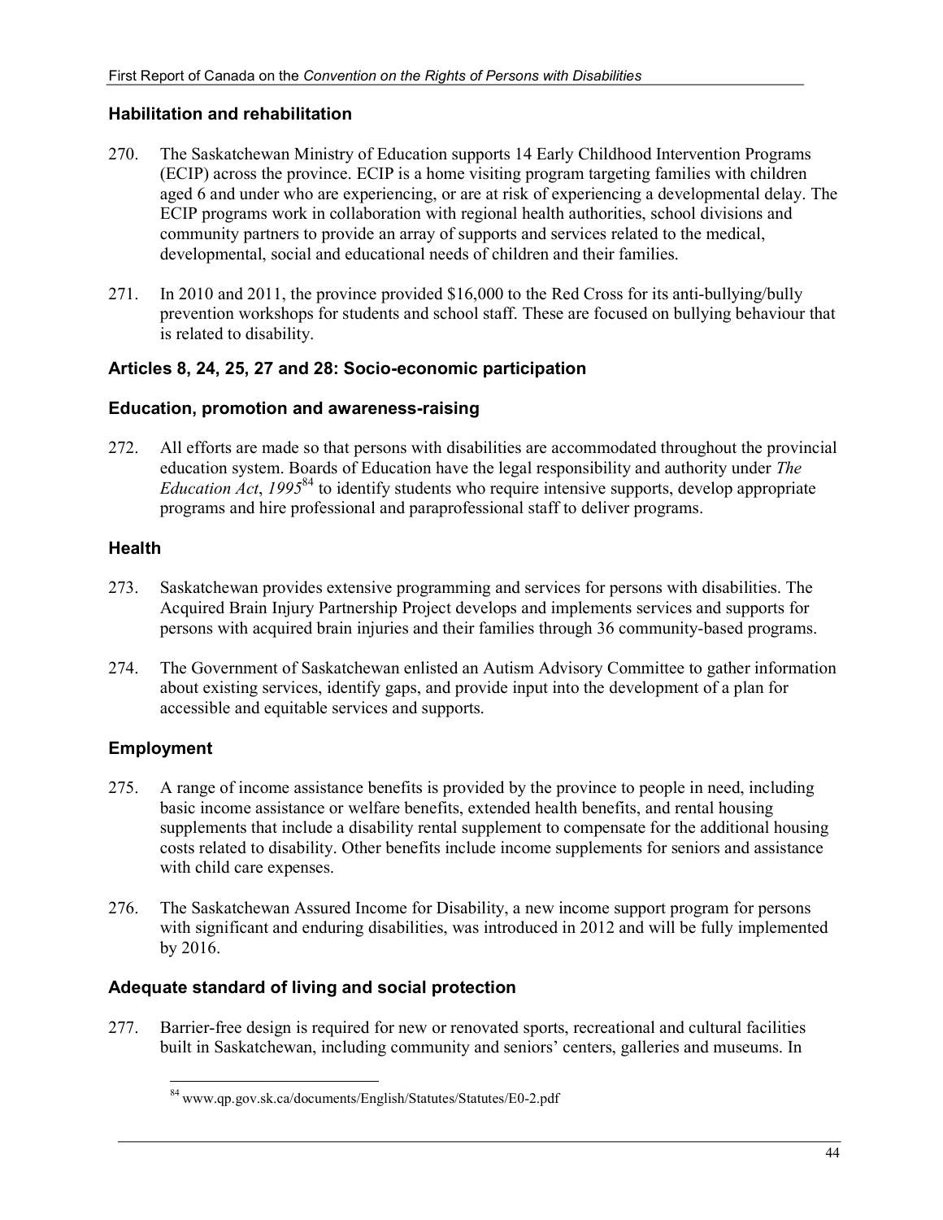### Habilitation and rehabilitation

270. The Saskatchewan Ministry of Education supports 14 Early Childhood Intervention Programs (ECIP) across the province. ECIP is a home visiting program targeting families with children aged 6 and under who are experiencing, or are at risk of experiencing a developmental delay. The ECIP programs work in collaboration with regional health authorities, school divisions and community partners to provide an array of supports and services related to the medical, developmental, social and educational needs of children and their families.

271. In 2010 and 2011, the province provided $16,000 to the Red Cross for its anti-bullying/bully prevention workshops for students and school staff. These are focused on bullying behaviour that is related to disability.

### Articles 8, 24, 25, 27 and 28: Socio-economic participation

### Education, promotion and awareness-raising

272. All efforts are made so that persons with disabilities are accommodated throughout the provincial education system. Boards of Education have the legal responsibility and authority under *The Education Act, 1995*[84] to identify students who require intensive supports, develop appropriate programs and hire professional and paraprofessional staff to deliver programs.

### Health

273. Saskatchewan provides extensive programming and services for persons with disabilities. The Acquired Brain Injury Partnership Project develops and implements services and supports for persons with acquired brain injuries and their families through 36 community-based programs.

274. The Government of Saskatchewan enlisted an Autism Advisory Committee to gather information about existing services, identify gaps, and provide input into the development of a plan for accessible and equitable services and supports.

### Employment

275. A range of income assistance benefits is provided by the province to people in need, including basic income assistance or welfare benefits, extended health benefits, and rental housing supplements that include a disability rental supplement to compensate for the additional housing costs related to disability. Other benefits include income supplements for seniors and assistance with child care expenses.

276. The Saskatchewan Assured Income for Disability, a new income support program for persons with significant and enduring disabilities, was introduced in 2012 and will be fully implemented by 2016.

### Adequate standard of living and social protection

277. Barrier-free design is required for new or renovated sports, recreational and cultural facilities built in Saskatchewan, including community and seniors' centers, galleries and museums. In

[84] www.qp.gov.sk.ca/documents/English/Statutes/Statutes/E0-2.pdf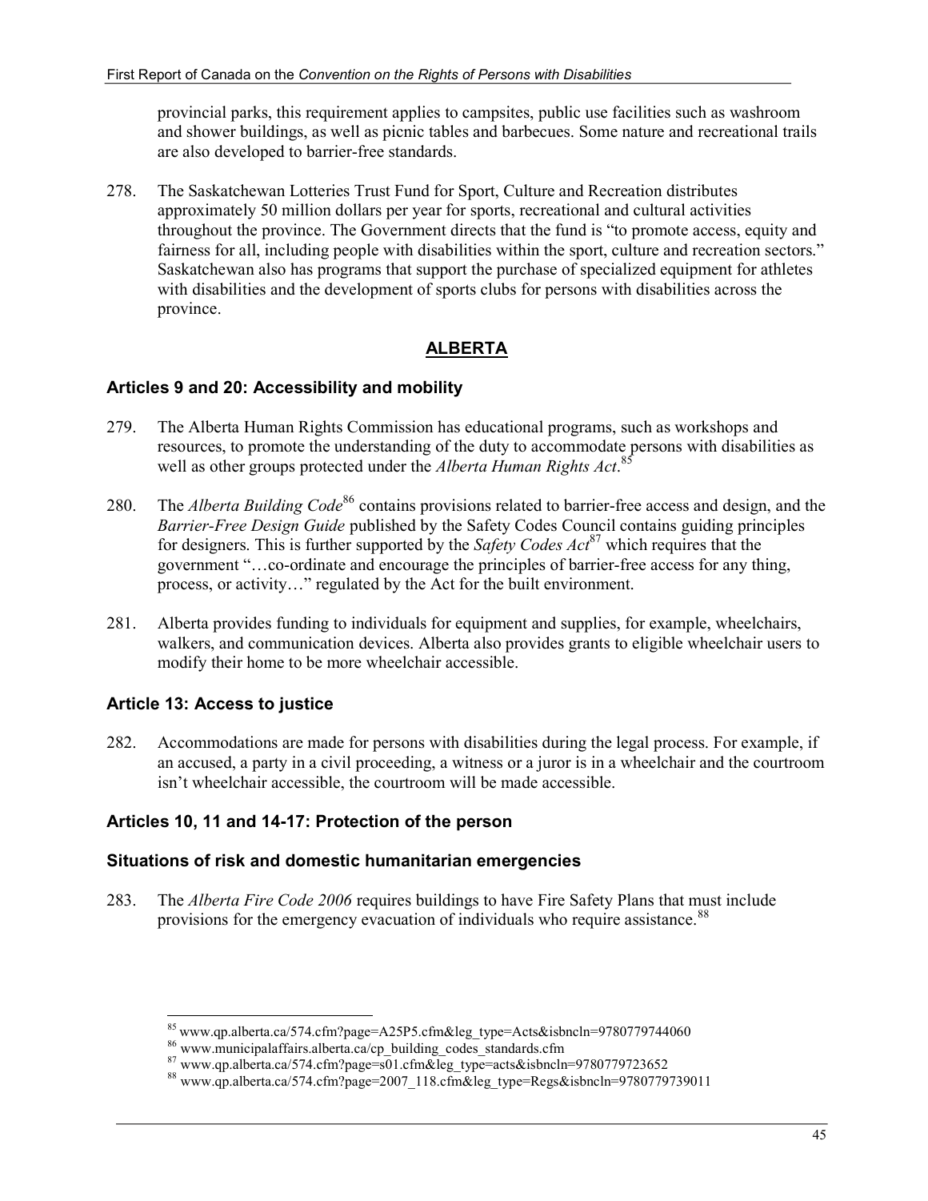provincial parks, this requirement applies to campsites, public use facilities such as washroom and shower buildings, as well as picnic tables and barbecues. Some nature and recreational trails are also developed to barrier-free standards.

278. The Saskatchewan Lotteries Trust Fund for Sport, Culture and Recreation distributes approximately 50 million dollars per year for sports, recreational and cultural activities throughout the province. The Government directs that the fund is "to promote access, equity and fairness for all, including people with disabilities within the sport, culture and recreation sectors." Saskatchewan also has programs that support the purchase of specialized equipment for athletes with disabilities and the development of sports clubs for persons with disabilities across the province.

## ALBERTA

### Articles 9 and 20: Accessibility and mobility

279. The Alberta Human Rights Commission has educational programs, such as workshops and resources, to promote the understanding of the duty to accommodate persons with disabilities as well as other groups protected under the *Alberta Human Rights Act*.[85]

280. The *Alberta Building Code*[86] contains provisions related to barrier-free access and design, and the *Barrier-Free Design Guide* published by the Safety Codes Council contains guiding principles for designers. This is further supported by the *Safety Codes Act*[87] which requires that the government "…co-ordinate and encourage the principles of barrier-free access for any thing, process, or activity…" regulated by the Act for the built environment.

281. Alberta provides funding to individuals for equipment and supplies, for example, wheelchairs, walkers, and communication devices. Alberta also provides grants to eligible wheelchair users to modify their home to be more wheelchair accessible.

### Article 13: Access to justice

282. Accommodations are made for persons with disabilities during the legal process. For example, if an accused, a party in a civil proceeding, a witness or a juror is in a wheelchair and the courtroom isn't wheelchair accessible, the courtroom will be made accessible.

### Articles 10, 11 and 14-17: Protection of the person

### Situations of risk and domestic humanitarian emergencies

283. The *Alberta Fire Code 2006* requires buildings to have Fire Safety Plans that must include provisions for the emergency evacuation of individuals who require assistance.[88]

---

[85] www.qp.alberta.ca/574.cfm?page=A25P5.cfm&leg_type=Acts&isbncln=9780779744060

[86] www.municipalaffairs.alberta.ca/cp_building_codes_standards.cfm

[87] www.qp.alberta.ca/574.cfm?page=s01.cfm&leg_type=acts&isbncln=9780779723652

[88] www.qp.alberta.ca/574.cfm?page=2007_118.cfm&leg_type=Regs&isbncln=9780779739011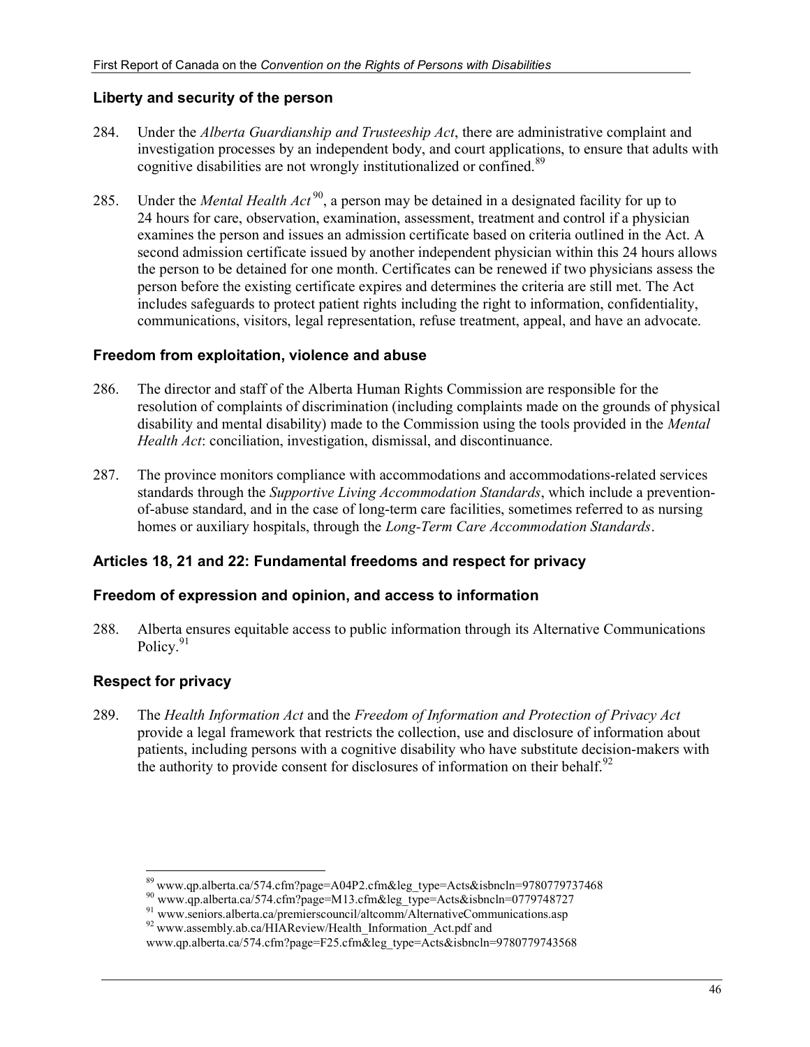### Liberty and security of the person

284. Under the *Alberta Guardianship and Trusteeship Act*, there are administrative complaint and investigation processes by an independent body, and court applications, to ensure that adults with cognitive disabilities are not wrongly institutionalized or confined.[89]

285. Under the *Mental Health Act*[90], a person may be detained in a designated facility for up to 24 hours for care, observation, examination, assessment, treatment and control if a physician examines the person and issues an admission certificate based on criteria outlined in the Act. A second admission certificate issued by another independent physician within this 24 hours allows the person to be detained for one month. Certificates can be renewed if two physicians assess the person before the existing certificate expires and determines the criteria are still met. The Act includes safeguards to protect patient rights including the right to information, confidentiality, communications, visitors, legal representation, refuse treatment, appeal, and have an advocate.

### Freedom from exploitation, violence and abuse

286. The director and staff of the Alberta Human Rights Commission are responsible for the resolution of complaints of discrimination (including complaints made on the grounds of physical disability and mental disability) made to the Commission using the tools provided in the *Mental Health Act*: conciliation, investigation, dismissal, and discontinuance.

287. The province monitors compliance with accommodations and accommodations-related services standards through the *Supportive Living Accommodation Standards*, which include a prevention-of-abuse standard, and in the case of long-term care facilities, sometimes referred to as nursing homes or auxiliary hospitals, through the *Long-Term Care Accommodation Standards*.

## Articles 18, 21 and 22: Fundamental freedoms and respect for privacy

### Freedom of expression and opinion, and access to information

288. Alberta ensures equitable access to public information through its Alternative Communications Policy.[91]

### Respect for privacy

289. The *Health Information Act* and the *Freedom of Information and Protection of Privacy Act* provide a legal framework that restricts the collection, use and disclosure of information about patients, including persons with a cognitive disability who have substitute decision-makers with the authority to provide consent for disclosures of information on their behalf.[92]

---

[89] www.qp.alberta.ca/574.cfm?page=A04P2.cfm&leg_type=Acts&isbncln=9780779737468

[90] www.qp.alberta.ca/574.cfm?page=M13.cfm&leg_type=Acts&isbncln=0779748727

[91] www.seniors.alberta.ca/premierscouncil/altcomm/AlternativeCommunications.asp

[92] www.assembly.ab.ca/HIAReview/Health_Information_Act.pdf and www.qp.alberta.ca/574.cfm?page=F25.cfm&leg_type=Acts&isbncln=9780779743568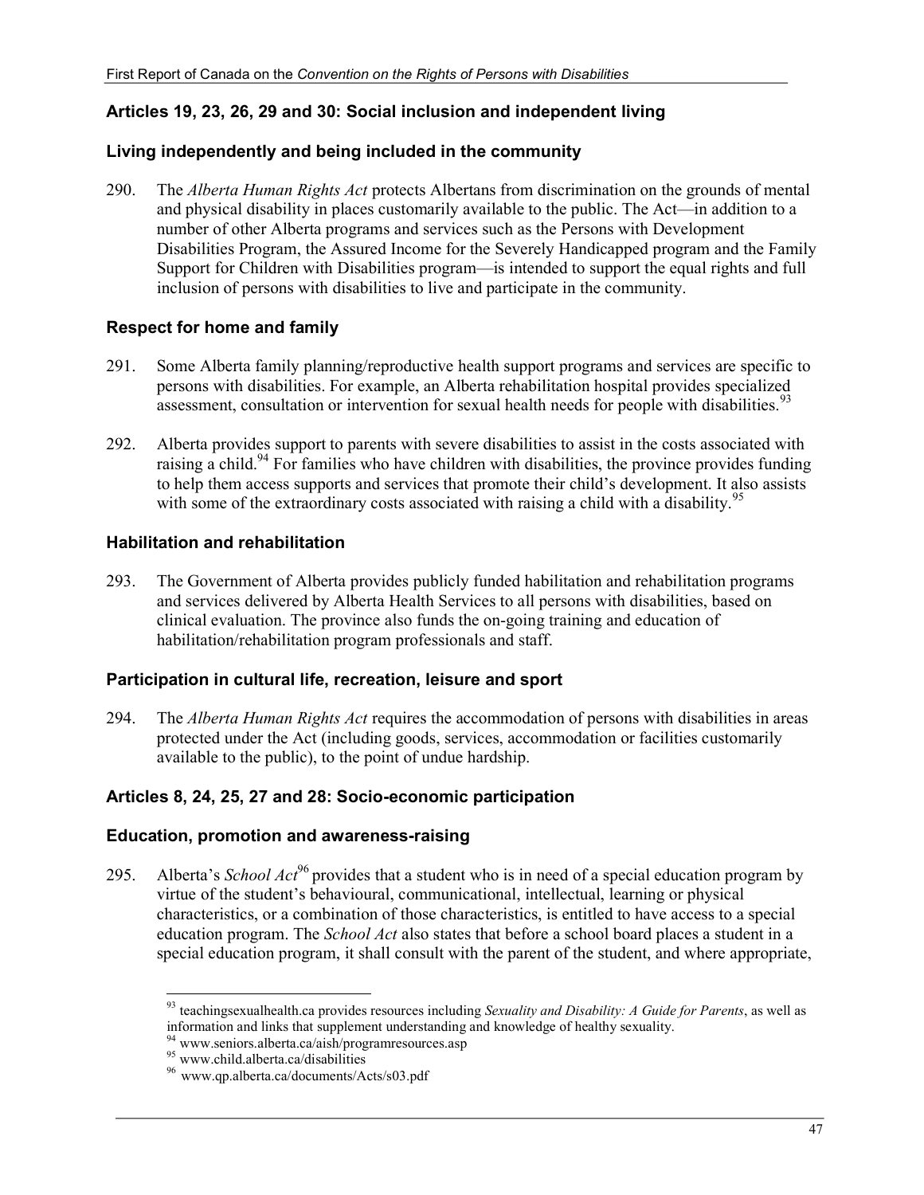## Articles 19, 23, 26, 29 and 30: Social inclusion and independent living

### Living independently and being included in the community

290. The *Alberta Human Rights Act* protects Albertans from discrimination on the grounds of mental and physical disability in places customarily available to the public. The Act—in addition to a number of other Alberta programs and services such as the Persons with Development Disabilities Program, the Assured Income for the Severely Handicapped program and the Family Support for Children with Disabilities program—is intended to support the equal rights and full inclusion of persons with disabilities to live and participate in the community.

### Respect for home and family

291. Some Alberta family planning/reproductive health support programs and services are specific to persons with disabilities. For example, an Alberta rehabilitation hospital provides specialized assessment, consultation or intervention for sexual health needs for people with disabilities.[93]

292. Alberta provides support to parents with severe disabilities to assist in the costs associated with raising a child.[94] For families who have children with disabilities, the province provides funding to help them access supports and services that promote their child's development. It also assists with some of the extraordinary costs associated with raising a child with a disability.[95]

### Habilitation and rehabilitation

293. The Government of Alberta provides publicly funded habilitation and rehabilitation programs and services delivered by Alberta Health Services to all persons with disabilities, based on clinical evaluation. The province also funds the on-going training and education of habilitation/rehabilitation program professionals and staff.

### Participation in cultural life, recreation, leisure and sport

294. The *Alberta Human Rights Act* requires the accommodation of persons with disabilities in areas protected under the Act (including goods, services, accommodation or facilities customarily available to the public), to the point of undue hardship.

## Articles 8, 24, 25, 27 and 28: Socio-economic participation

### Education, promotion and awareness-raising

295. Alberta's *School Act*[96] provides that a student who is in need of a special education program by virtue of the student's behavioural, communicational, intellectual, learning or physical characteristics, or a combination of those characteristics, is entitled to have access to a special education program. The *School Act* also states that before a school board places a student in a special education program, it shall consult with the parent of the student, and where appropriate,

---

[93] teachingsexualhealth.ca provides resources including *Sexuality and Disability: A Guide for Parents*, as well as information and links that supplement understanding and knowledge of healthy sexuality.

[94] www.seniors.alberta.ca/aish/programresources.asp

[95] www.child.alberta.ca/disabilities

[96] www.qp.alberta.ca/documents/Acts/s03.pdf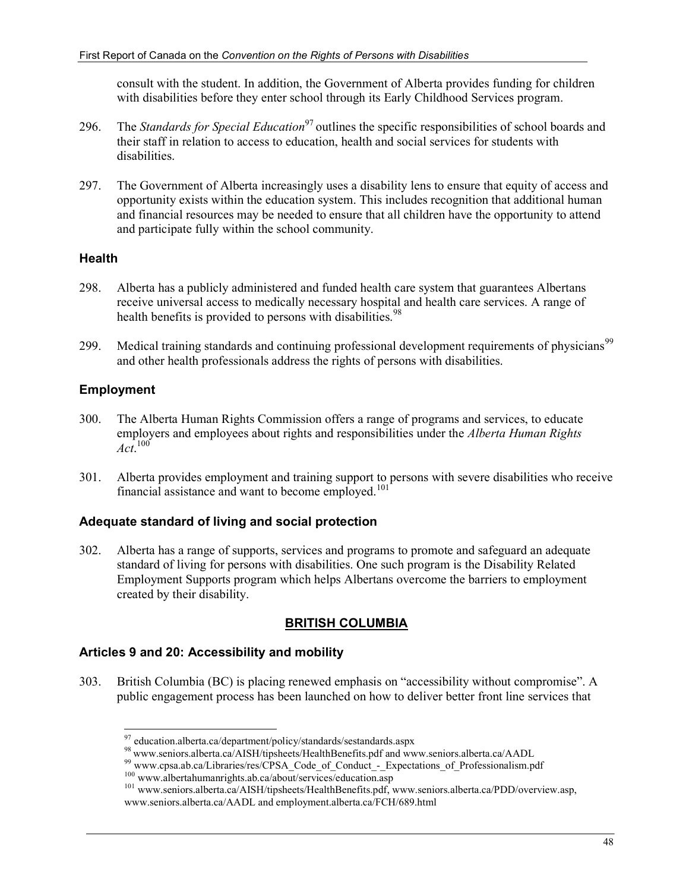consult with the student. In addition, the Government of Alberta provides funding for children with disabilities before they enter school through its Early Childhood Services program.

296. The *Standards for Special Education*[97] outlines the specific responsibilities of school boards and their staff in relation to access to education, health and social services for students with disabilities.

297. The Government of Alberta increasingly uses a disability lens to ensure that equity of access and opportunity exists within the education system. This includes recognition that additional human and financial resources may be needed to ensure that all children have the opportunity to attend and participate fully within the school community.

### Health

298. Alberta has a publicly administered and funded health care system that guarantees Albertans receive universal access to medically necessary hospital and health care services. A range of health benefits is provided to persons with disabilities.[98]

299. Medical training standards and continuing professional development requirements of physicians[99] and other health professionals address the rights of persons with disabilities.

### Employment

300. The Alberta Human Rights Commission offers a range of programs and services, to educate employers and employees about rights and responsibilities under the *Alberta Human Rights Act*.[100]

301. Alberta provides employment and training support to persons with severe disabilities who receive financial assistance and want to become employed.[101]

### Adequate standard of living and social protection

302. Alberta has a range of supports, services and programs to promote and safeguard an adequate standard of living for persons with disabilities. One such program is the Disability Related Employment Supports program which helps Albertans overcome the barriers to employment created by their disability.

## BRITISH COLUMBIA

### Articles 9 and 20: Accessibility and mobility

303. British Columbia (BC) is placing renewed emphasis on "accessibility without compromise". A public engagement process has been launched on how to deliver better front line services that

---

[97] education.alberta.ca/department/policy/standards/sestandards.aspx

[98] www.seniors.alberta.ca/AISH/tipsheets/HealthBenefits.pdf and www.seniors.alberta.ca/AADL

[99] www.cpsa.ab.ca/Libraries/res/CPSA_Code_of_Conduct_-_Expectations_of_Professionalism.pdf

[100] www.albertahumanrights.ab.ca/about/services/education.asp

[101] www.seniors.alberta.ca/AISH/tipsheets/HealthBenefits.pdf, www.seniors.alberta.ca/PDD/overview.asp, www.seniors.alberta.ca/AADL and employment.alberta.ca/FCH/689.html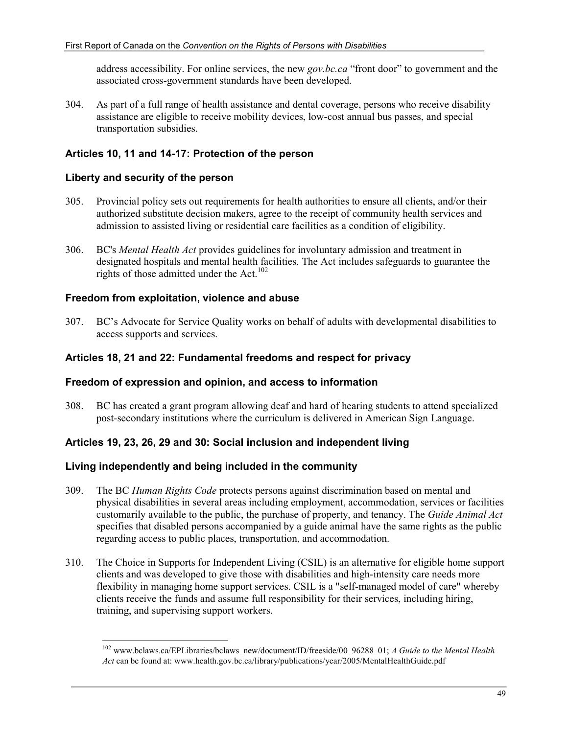address accessibility. For online services, the new *gov.bc.ca* "front door" to government and the associated cross-government standards have been developed.

304. As part of a full range of health assistance and dental coverage, persons who receive disability assistance are eligible to receive mobility devices, low-cost annual bus passes, and special transportation subsidies.

### Articles 10, 11 and 14-17: Protection of the person

#### Liberty and security of the person

305. Provincial policy sets out requirements for health authorities to ensure all clients, and/or their authorized substitute decision makers, agree to the receipt of community health services and admission to assisted living or residential care facilities as a condition of eligibility.

306. BC's *Mental Health Act* provides guidelines for involuntary admission and treatment in designated hospitals and mental health facilities. The Act includes safeguards to guarantee the rights of those admitted under the Act.[102]

#### Freedom from exploitation, violence and abuse

307. BC's Advocate for Service Quality works on behalf of adults with developmental disabilities to access supports and services.

### Articles 18, 21 and 22: Fundamental freedoms and respect for privacy

#### Freedom of expression and opinion, and access to information

308. BC has created a grant program allowing deaf and hard of hearing students to attend specialized post-secondary institutions where the curriculum is delivered in American Sign Language.

### Articles 19, 23, 26, 29 and 30: Social inclusion and independent living

#### Living independently and being included in the community

309. The BC *Human Rights Code* protects persons against discrimination based on mental and physical disabilities in several areas including employment, accommodation, services or facilities customarily available to the public, the purchase of property, and tenancy. The *Guide Animal Act* specifies that disabled persons accompanied by a guide animal have the same rights as the public regarding access to public places, transportation, and accommodation.

310. The Choice in Supports for Independent Living (CSIL) is an alternative for eligible home support clients and was developed to give those with disabilities and high-intensity care needs more flexibility in managing home support services. CSIL is a "self-managed model of care" whereby clients receive the funds and assume full responsibility for their services, including hiring, training, and supervising support workers.

---

[102] www.bclaws.ca/EPLibraries/bclaws_new/document/ID/freeside/00_96288_01; *A Guide to the Mental Health Act* can be found at: www.health.gov.bc.ca/library/publications/year/2005/MentalHealthGuide.pdf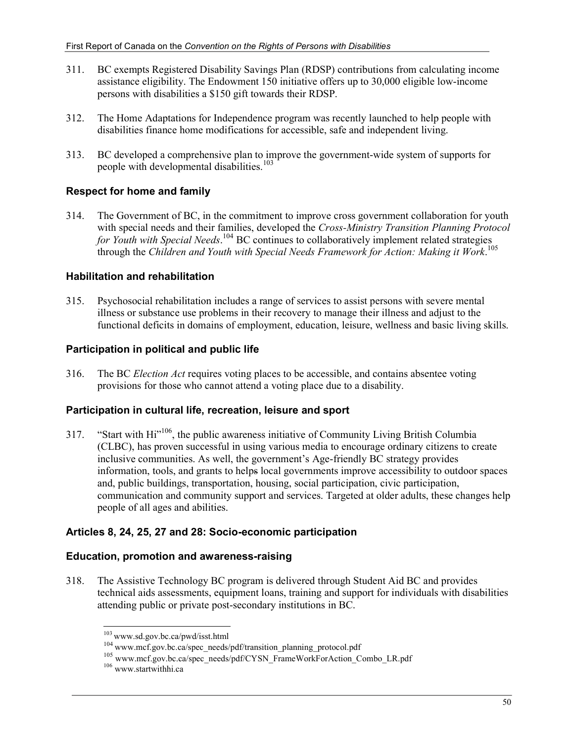311. BC exempts Registered Disability Savings Plan (RDSP) contributions from calculating income assistance eligibility. The Endowment 150 initiative offers up to 30,000 eligible low-income persons with disabilities a $150 gift towards their RDSP.

312. The Home Adaptations for Independence program was recently launched to help people with disabilities finance home modifications for accessible, safe and independent living.

313. BC developed a comprehensive plan to improve the government-wide system of supports for people with developmental disabilities.[103]

### Respect for home and family

314. The Government of BC, in the commitment to improve cross government collaboration for youth with special needs and their families, developed the *Cross-Ministry Transition Planning Protocol for Youth with Special Needs*.[104] BC continues to collaboratively implement related strategies through the *Children and Youth with Special Needs Framework for Action: Making it Work*.[105]

### Habilitation and rehabilitation

315. Psychosocial rehabilitation includes a range of services to assist persons with severe mental illness or substance use problems in their recovery to manage their illness and adjust to the functional deficits in domains of employment, education, leisure, wellness and basic living skills.

### Participation in political and public life

316. The BC *Election Act* requires voting places to be accessible, and contains absentee voting provisions for those who cannot attend a voting place due to a disability.

### Participation in cultural life, recreation, leisure and sport

317. "Start with Hi"[106], the public awareness initiative of Community Living British Columbia (CLBC), has proven successful in using various media to encourage ordinary citizens to create inclusive communities. As well, the government's Age-friendly BC strategy provides information, tools, and grants to helps local governments improve accessibility to outdoor spaces and, public buildings, transportation, housing, social participation, civic participation, communication and community support and services. Targeted at older adults, these changes help people of all ages and abilities.

### Articles 8, 24, 25, 27 and 28: Socio-economic participation

### Education, promotion and awareness-raising

318. The Assistive Technology BC program is delivered through Student Aid BC and provides technical aids assessments, equipment loans, training and support for individuals with disabilities attending public or private post-secondary institutions in BC.

---

[103] www.sd.gov.bc.ca/pwd/isst.html
[104] www.mcf.gov.bc.ca/spec_needs/pdf/transition_planning_protocol.pdf
[105] www.mcf.gov.bc.ca/spec_needs/pdf/CYSN_FrameWorkForAction_Combo_LR.pdf
[106] www.startwithhi.ca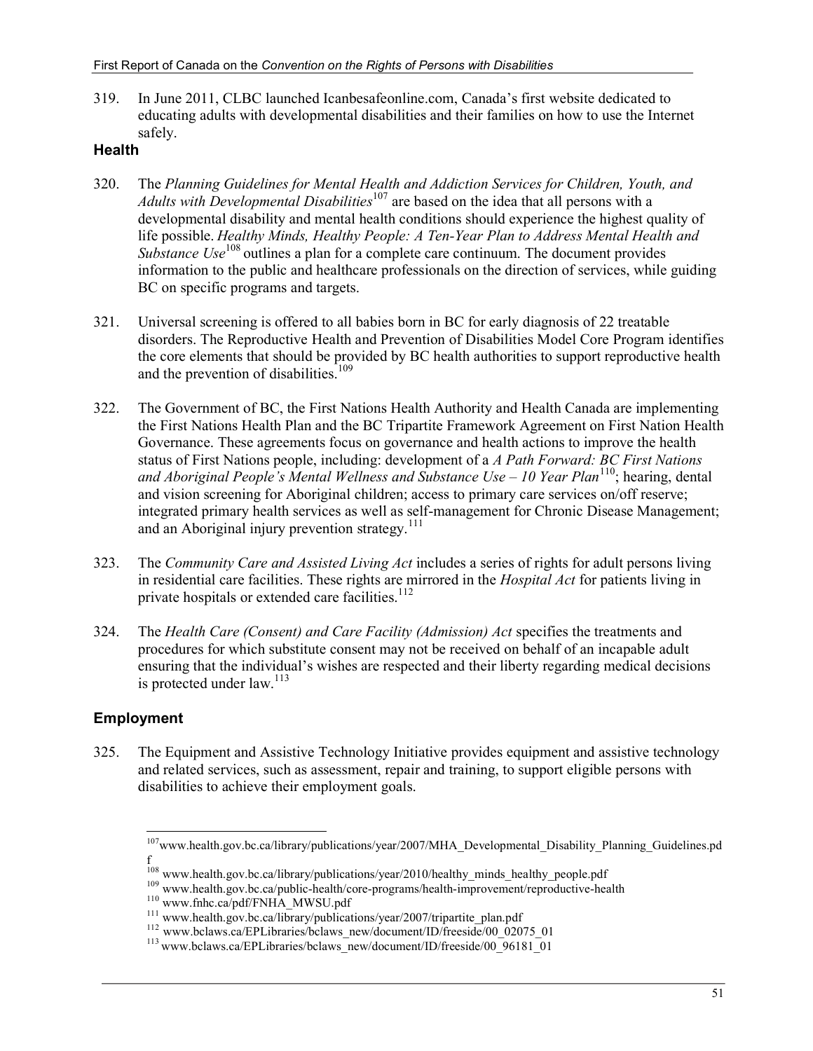319. In June 2011, CLBC launched Icanbesafeonline.com, Canada's first website dedicated to educating adults with developmental disabilities and their families on how to use the Internet safely.

### Health

320. The *Planning Guidelines for Mental Health and Addiction Services for Children, Youth, and Adults with Developmental Disabilities*[107] are based on the idea that all persons with a developmental disability and mental health conditions should experience the highest quality of life possible. *Healthy Minds, Healthy People: A Ten-Year Plan to Address Mental Health and Substance Use*[108] outlines a plan for a complete care continuum. The document provides information to the public and healthcare professionals on the direction of services, while guiding BC on specific programs and targets.

321. Universal screening is offered to all babies born in BC for early diagnosis of 22 treatable disorders. The Reproductive Health and Prevention of Disabilities Model Core Program identifies the core elements that should be provided by BC health authorities to support reproductive health and the prevention of disabilities.[109]

322. The Government of BC, the First Nations Health Authority and Health Canada are implementing the First Nations Health Plan and the BC Tripartite Framework Agreement on First Nation Health Governance. These agreements focus on governance and health actions to improve the health status of First Nations people, including: development of a *A Path Forward: BC First Nations and Aboriginal People's Mental Wellness and Substance Use – 10 Year Plan*[110]; hearing, dental and vision screening for Aboriginal children; access to primary care services on/off reserve; integrated primary health services as well as self-management for Chronic Disease Management; and an Aboriginal injury prevention strategy.[111]

323. The *Community Care and Assisted Living Act* includes a series of rights for adult persons living in residential care facilities. These rights are mirrored in the *Hospital Act* for patients living in private hospitals or extended care facilities.[112]

324. The *Health Care (Consent) and Care Facility (Admission) Act* specifies the treatments and procedures for which substitute consent may not be received on behalf of an incapable adult ensuring that the individual's wishes are respected and their liberty regarding medical decisions is protected under law.[113]

### Employment

325. The Equipment and Assistive Technology Initiative provides equipment and assistive technology and related services, such as assessment, repair and training, to support eligible persons with disabilities to achieve their employment goals.

---

[107] www.health.gov.bc.ca/library/publications/year/2007/MHA_Developmental_Disability_Planning_Guidelines.pdf

[108] www.health.gov.bc.ca/library/publications/year/2010/healthy_minds_healthy_people.pdf

[109] www.health.gov.bc.ca/public-health/core-programs/health-improvement/reproductive-health

[110] www.fnhc.ca/pdf/FNHA_MWSU.pdf

[111] www.health.gov.bc.ca/library/publications/year/2007/tripartite_plan.pdf

[112] www.bclaws.ca/EPLibraries/bclaws_new/document/ID/freeside/00_02075_01

[113] www.bclaws.ca/EPLibraries/bclaws_new/document/ID/freeside/00_96181_01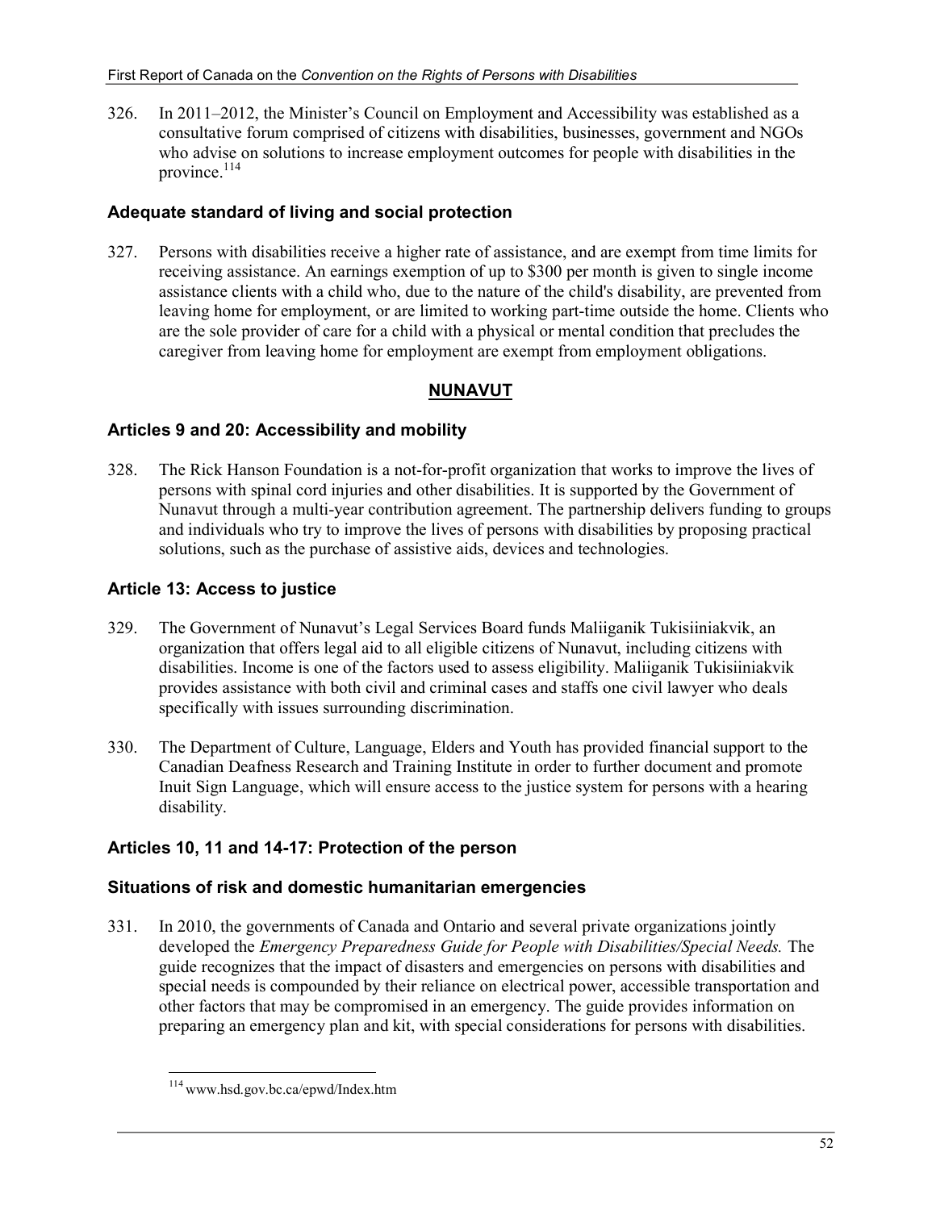326. In 2011–2012, the Minister's Council on Employment and Accessibility was established as a consultative forum comprised of citizens with disabilities, businesses, government and NGOs who advise on solutions to increase employment outcomes for people with disabilities in the province.[114]

### Adequate standard of living and social protection

327. Persons with disabilities receive a higher rate of assistance, and are exempt from time limits for receiving assistance. An earnings exemption of up to $300 per month is given to single income assistance clients with a child who, due to the nature of the child's disability, are prevented from leaving home for employment, or are limited to working part-time outside the home. Clients who are the sole provider of care for a child with a physical or mental condition that precludes the caregiver from leaving home for employment are exempt from employment obligations.

## NUNAVUT

### Articles 9 and 20: Accessibility and mobility

328. The Rick Hanson Foundation is a not-for-profit organization that works to improve the lives of persons with spinal cord injuries and other disabilities. It is supported by the Government of Nunavut through a multi-year contribution agreement. The partnership delivers funding to groups and individuals who try to improve the lives of persons with disabilities by proposing practical solutions, such as the purchase of assistive aids, devices and technologies.

### Article 13: Access to justice

329. The Government of Nunavut's Legal Services Board funds Maliiganik Tukisiiniakvik, an organization that offers legal aid to all eligible citizens of Nunavut, including citizens with disabilities. Income is one of the factors used to assess eligibility. Maliiganik Tukisiiniakvik provides assistance with both civil and criminal cases and staffs one civil lawyer who deals specifically with issues surrounding discrimination.

330. The Department of Culture, Language, Elders and Youth has provided financial support to the Canadian Deafness Research and Training Institute in order to further document and promote Inuit Sign Language, which will ensure access to the justice system for persons with a hearing disability.

### Articles 10, 11 and 14-17: Protection of the person

### Situations of risk and domestic humanitarian emergencies

331. In 2010, the governments of Canada and Ontario and several private organizations jointly developed the *Emergency Preparedness Guide for People with Disabilities/Special Needs.* The guide recognizes that the impact of disasters and emergencies on persons with disabilities and special needs is compounded by their reliance on electrical power, accessible transportation and other factors that may be compromised in an emergency. The guide provides information on preparing an emergency plan and kit, with special considerations for persons with disabilities.

---

[114] www.hsd.gov.bc.ca/epwd/Index.htm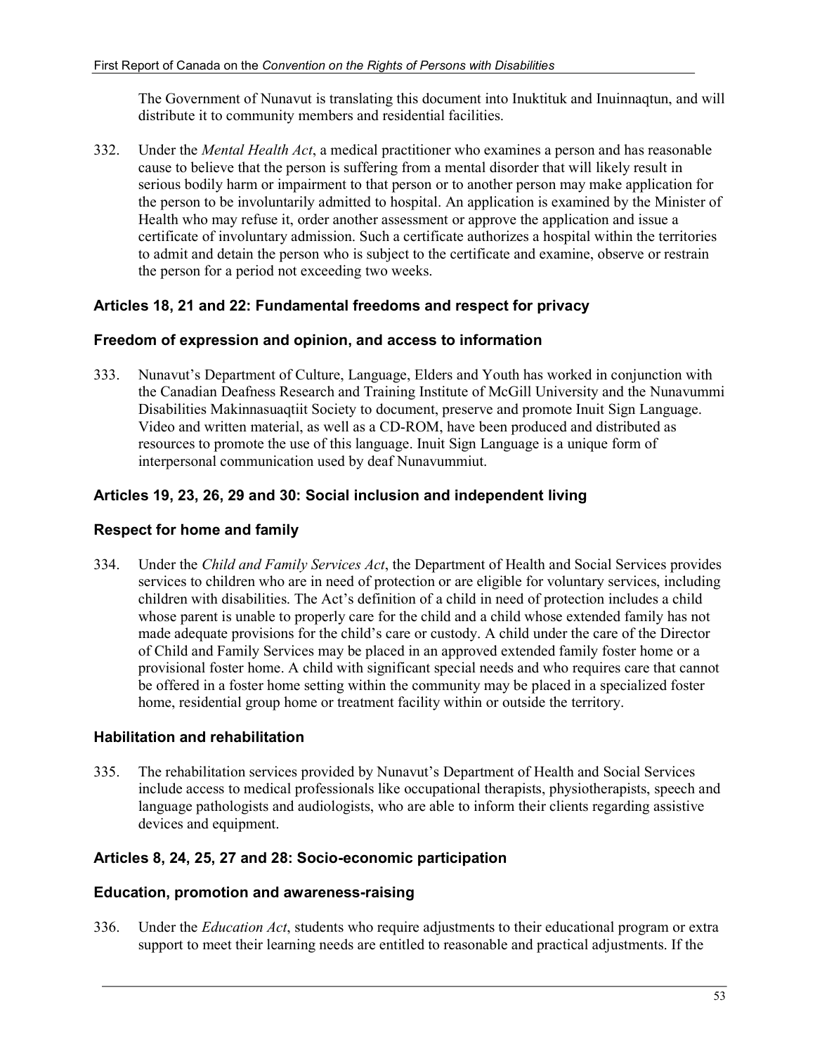The Government of Nunavut is translating this document into Inuktituk and Inuinnaqtun, and will distribute it to community members and residential facilities.

332. Under the *Mental Health Act*, a medical practitioner who examines a person and has reasonable cause to believe that the person is suffering from a mental disorder that will likely result in serious bodily harm or impairment to that person or to another person may make application for the person to be involuntarily admitted to hospital. An application is examined by the Minister of Health who may refuse it, order another assessment or approve the application and issue a certificate of involuntary admission. Such a certificate authorizes a hospital within the territories to admit and detain the person who is subject to the certificate and examine, observe or restrain the person for a period not exceeding two weeks.

### Articles 18, 21 and 22: Fundamental freedoms and respect for privacy

#### Freedom of expression and opinion, and access to information

333. Nunavut's Department of Culture, Language, Elders and Youth has worked in conjunction with the Canadian Deafness Research and Training Institute of McGill University and the Nunavummi Disabilities Makinnasuaqtiit Society to document, preserve and promote Inuit Sign Language. Video and written material, as well as a CD-ROM, have been produced and distributed as resources to promote the use of this language. Inuit Sign Language is a unique form of interpersonal communication used by deaf Nunavummiut.

### Articles 19, 23, 26, 29 and 30: Social inclusion and independent living

#### Respect for home and family

334. Under the *Child and Family Services Act*, the Department of Health and Social Services provides services to children who are in need of protection or are eligible for voluntary services, including children with disabilities. The Act's definition of a child in need of protection includes a child whose parent is unable to properly care for the child and a child whose extended family has not made adequate provisions for the child's care or custody. A child under the care of the Director of Child and Family Services may be placed in an approved extended family foster home or a provisional foster home. A child with significant special needs and who requires care that cannot be offered in a foster home setting within the community may be placed in a specialized foster home, residential group home or treatment facility within or outside the territory.

#### Habilitation and rehabilitation

335. The rehabilitation services provided by Nunavut's Department of Health and Social Services include access to medical professionals like occupational therapists, physiotherapists, speech and language pathologists and audiologists, who are able to inform their clients regarding assistive devices and equipment.

### Articles 8, 24, 25, 27 and 28: Socio-economic participation

#### Education, promotion and awareness-raising

336. Under the *Education Act*, students who require adjustments to their educational program or extra support to meet their learning needs are entitled to reasonable and practical adjustments. If the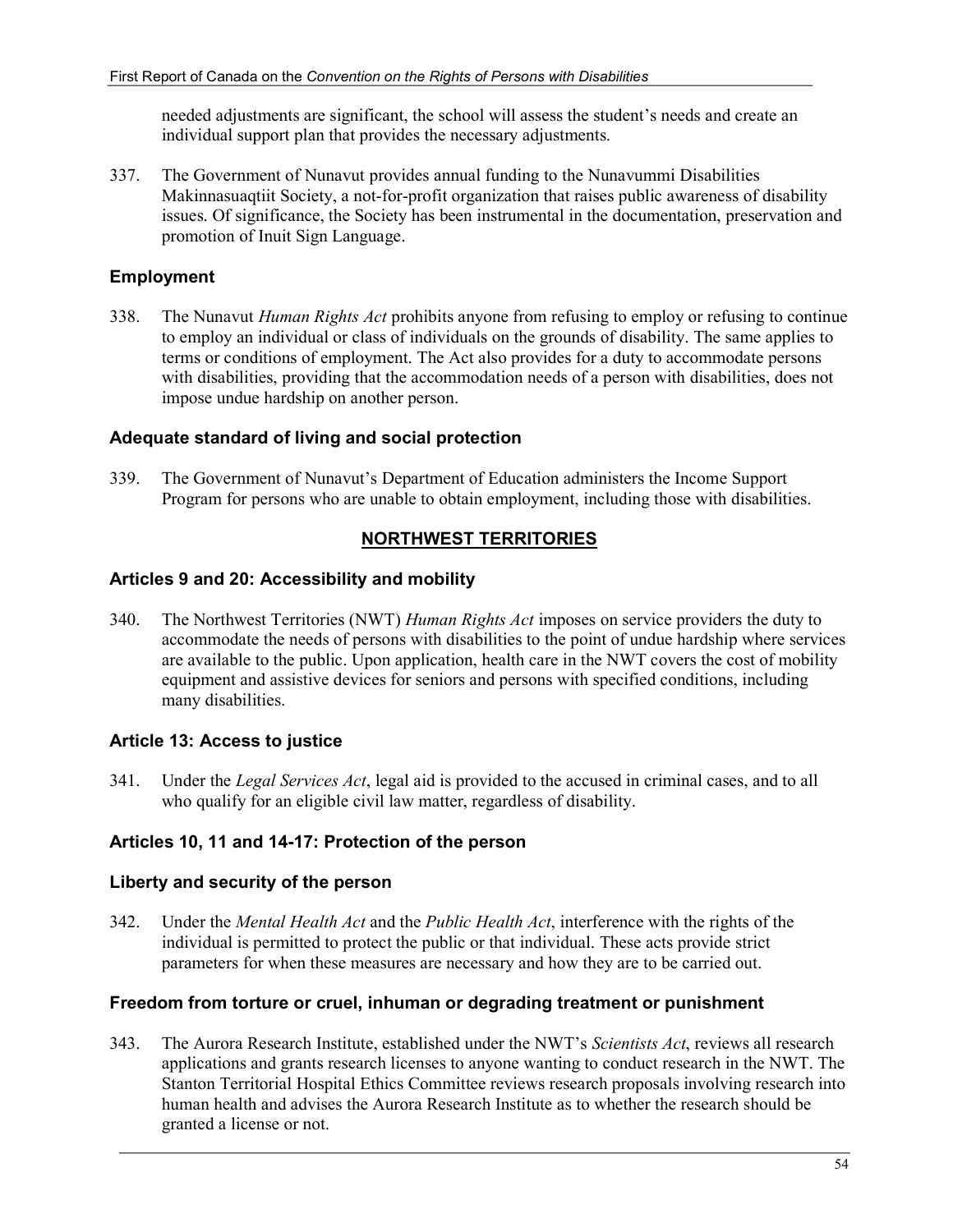needed adjustments are significant, the school will assess the student's needs and create an individual support plan that provides the necessary adjustments.

337. The Government of Nunavut provides annual funding to the Nunavummi Disabilities Makinnasuaqtiit Society, a not-for-profit organization that raises public awareness of disability issues. Of significance, the Society has been instrumental in the documentation, preservation and promotion of Inuit Sign Language.

### Employment

338. The Nunavut *Human Rights Act* prohibits anyone from refusing to employ or refusing to continue to employ an individual or class of individuals on the grounds of disability. The same applies to terms or conditions of employment. The Act also provides for a duty to accommodate persons with disabilities, providing that the accommodation needs of a person with disabilities, does not impose undue hardship on another person.

### Adequate standard of living and social protection

339. The Government of Nunavut's Department of Education administers the Income Support Program for persons who are unable to obtain employment, including those with disabilities.

## NORTHWEST TERRITORIES

### Articles 9 and 20: Accessibility and mobility

340. The Northwest Territories (NWT) *Human Rights Act* imposes on service providers the duty to accommodate the needs of persons with disabilities to the point of undue hardship where services are available to the public. Upon application, health care in the NWT covers the cost of mobility equipment and assistive devices for seniors and persons with specified conditions, including many disabilities.

### Article 13: Access to justice

341. Under the *Legal Services Act*, legal aid is provided to the accused in criminal cases, and to all who qualify for an eligible civil law matter, regardless of disability.

### Articles 10, 11 and 14-17: Protection of the person

### Liberty and security of the person

342. Under the *Mental Health Act* and the *Public Health Act*, interference with the rights of the individual is permitted to protect the public or that individual. These acts provide strict parameters for when these measures are necessary and how they are to be carried out.

### Freedom from torture or cruel, inhuman or degrading treatment or punishment

343. The Aurora Research Institute, established under the NWT's *Scientists Act*, reviews all research applications and grants research licenses to anyone wanting to conduct research in the NWT. The Stanton Territorial Hospital Ethics Committee reviews research proposals involving research into human health and advises the Aurora Research Institute as to whether the research should be granted a license or not.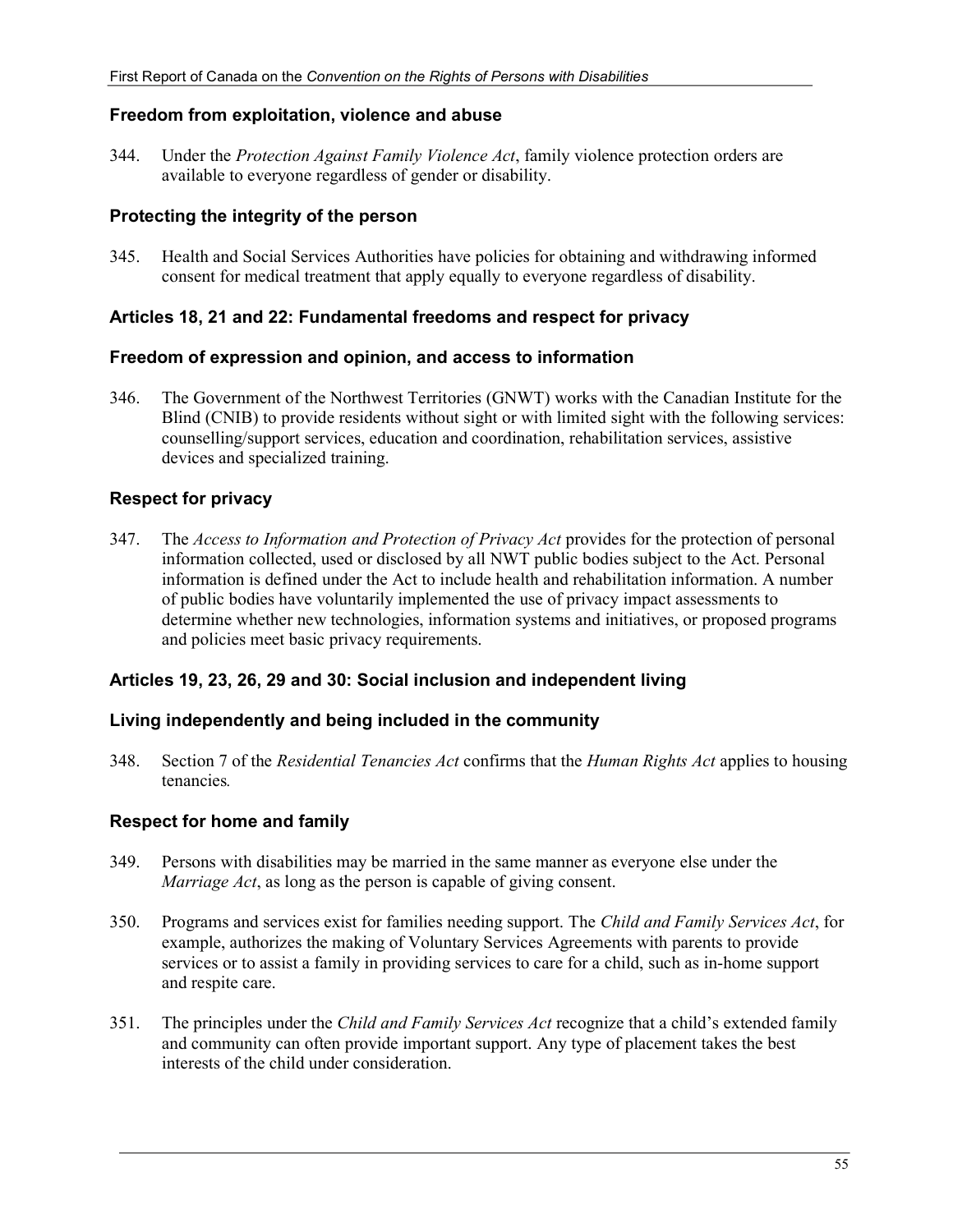### Freedom from exploitation, violence and abuse

344. Under the *Protection Against Family Violence Act*, family violence protection orders are available to everyone regardless of gender or disability.

### Protecting the integrity of the person

345. Health and Social Services Authorities have policies for obtaining and withdrawing informed consent for medical treatment that apply equally to everyone regardless of disability.

### Articles 18, 21 and 22: Fundamental freedoms and respect for privacy

### Freedom of expression and opinion, and access to information

346. The Government of the Northwest Territories (GNWT) works with the Canadian Institute for the Blind (CNIB) to provide residents without sight or with limited sight with the following services: counselling/support services, education and coordination, rehabilitation services, assistive devices and specialized training.

### Respect for privacy

347. The *Access to Information and Protection of Privacy Act* provides for the protection of personal information collected, used or disclosed by all NWT public bodies subject to the Act. Personal information is defined under the Act to include health and rehabilitation information. A number of public bodies have voluntarily implemented the use of privacy impact assessments to determine whether new technologies, information systems and initiatives, or proposed programs and policies meet basic privacy requirements.

### Articles 19, 23, 26, 29 and 30: Social inclusion and independent living

### Living independently and being included in the community

348. Section 7 of the *Residential Tenancies Act* confirms that the *Human Rights Act* applies to housing tenancies*.*

### Respect for home and family

349. Persons with disabilities may be married in the same manner as everyone else under the *Marriage Act*, as long as the person is capable of giving consent.

350. Programs and services exist for families needing support. The *Child and Family Services Act*, for example, authorizes the making of Voluntary Services Agreements with parents to provide services or to assist a family in providing services to care for a child, such as in-home support and respite care.

351. The principles under the *Child and Family Services Act* recognize that a child's extended family and community can often provide important support. Any type of placement takes the best interests of the child under consideration.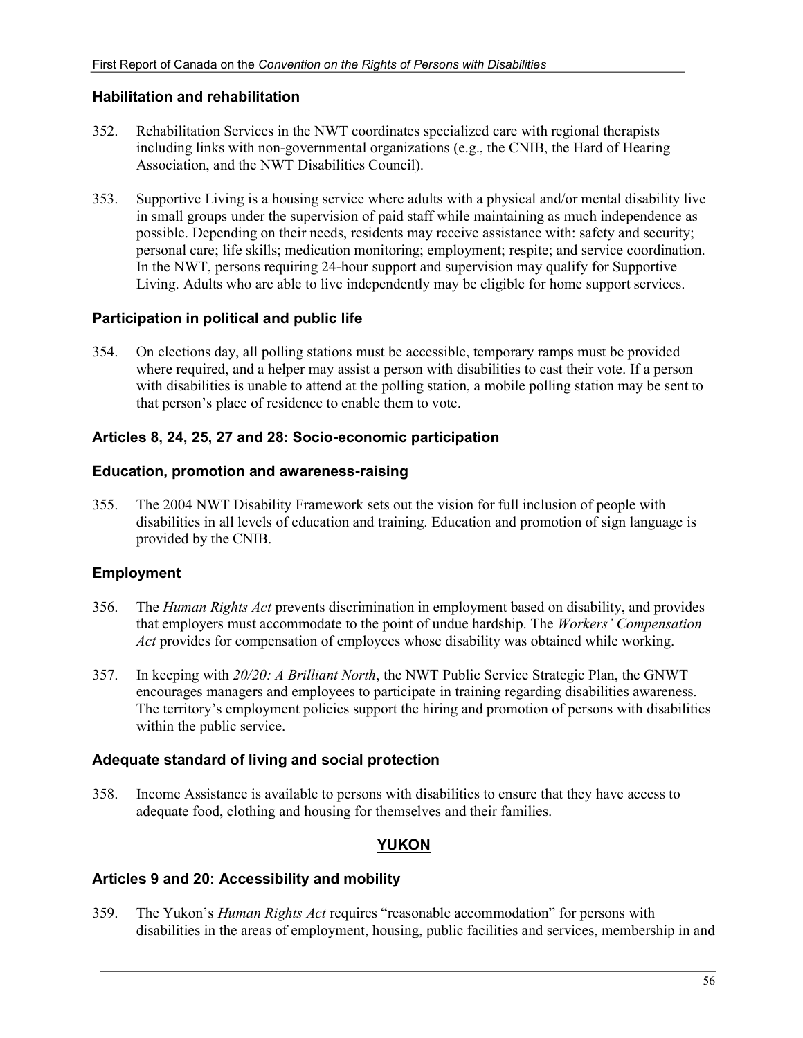### Habilitation and rehabilitation

352. Rehabilitation Services in the NWT coordinates specialized care with regional therapists including links with non-governmental organizations (e.g., the CNIB, the Hard of Hearing Association, and the NWT Disabilities Council).

353. Supportive Living is a housing service where adults with a physical and/or mental disability live in small groups under the supervision of paid staff while maintaining as much independence as possible. Depending on their needs, residents may receive assistance with: safety and security; personal care; life skills; medication monitoring; employment; respite; and service coordination. In the NWT, persons requiring 24-hour support and supervision may qualify for Supportive Living. Adults who are able to live independently may be eligible for home support services.

### Participation in political and public life

354. On elections day, all polling stations must be accessible, temporary ramps must be provided where required, and a helper may assist a person with disabilities to cast their vote. If a person with disabilities is unable to attend at the polling station, a mobile polling station may be sent to that person's place of residence to enable them to vote.

### Articles 8, 24, 25, 27 and 28: Socio-economic participation

### Education, promotion and awareness-raising

355. The 2004 NWT Disability Framework sets out the vision for full inclusion of people with disabilities in all levels of education and training. Education and promotion of sign language is provided by the CNIB.

### Employment

356. The *Human Rights Act* prevents discrimination in employment based on disability, and provides that employers must accommodate to the point of undue hardship. The *Workers' Compensation Act* provides for compensation of employees whose disability was obtained while working.

357. In keeping with *20/20: A Brilliant North*, the NWT Public Service Strategic Plan, the GNWT encourages managers and employees to participate in training regarding disabilities awareness. The territory's employment policies support the hiring and promotion of persons with disabilities within the public service.

### Adequate standard of living and social protection

358. Income Assistance is available to persons with disabilities to ensure that they have access to adequate food, clothing and housing for themselves and their families.

## YUKON

### Articles 9 and 20: Accessibility and mobility

359. The Yukon's *Human Rights Act* requires "reasonable accommodation" for persons with disabilities in the areas of employment, housing, public facilities and services, membership in and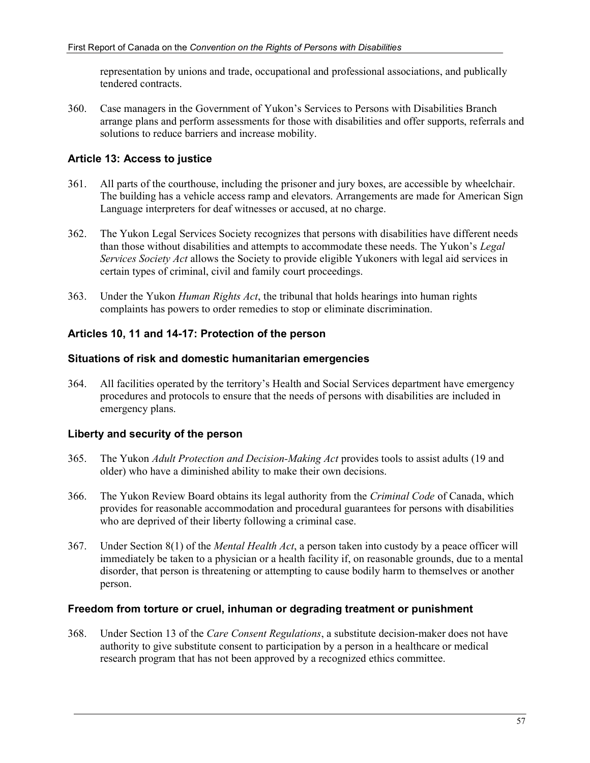representation by unions and trade, occupational and professional associations, and publically tendered contracts.

360. Case managers in the Government of Yukon's Services to Persons with Disabilities Branch arrange plans and perform assessments for those with disabilities and offer supports, referrals and solutions to reduce barriers and increase mobility.

### Article 13: Access to justice

361. All parts of the courthouse, including the prisoner and jury boxes, are accessible by wheelchair. The building has a vehicle access ramp and elevators. Arrangements are made for American Sign Language interpreters for deaf witnesses or accused, at no charge.

362. The Yukon Legal Services Society recognizes that persons with disabilities have different needs than those without disabilities and attempts to accommodate these needs. The Yukon's *Legal Services Society Act* allows the Society to provide eligible Yukoners with legal aid services in certain types of criminal, civil and family court proceedings.

363. Under the Yukon *Human Rights Act*, the tribunal that holds hearings into human rights complaints has powers to order remedies to stop or eliminate discrimination.

### Articles 10, 11 and 14-17: Protection of the person

#### Situations of risk and domestic humanitarian emergencies

364. All facilities operated by the territory's Health and Social Services department have emergency procedures and protocols to ensure that the needs of persons with disabilities are included in emergency plans.

#### Liberty and security of the person

365. The Yukon *Adult Protection and Decision-Making Act* provides tools to assist adults (19 and older) who have a diminished ability to make their own decisions.

366. The Yukon Review Board obtains its legal authority from the *Criminal Code* of Canada, which provides for reasonable accommodation and procedural guarantees for persons with disabilities who are deprived of their liberty following a criminal case.

367. Under Section 8(1) of the *Mental Health Act*, a person taken into custody by a peace officer will immediately be taken to a physician or a health facility if, on reasonable grounds, due to a mental disorder, that person is threatening or attempting to cause bodily harm to themselves or another person.

#### Freedom from torture or cruel, inhuman or degrading treatment or punishment

368. Under Section 13 of the *Care Consent Regulations*, a substitute decision-maker does not have authority to give substitute consent to participation by a person in a healthcare or medical research program that has not been approved by a recognized ethics committee.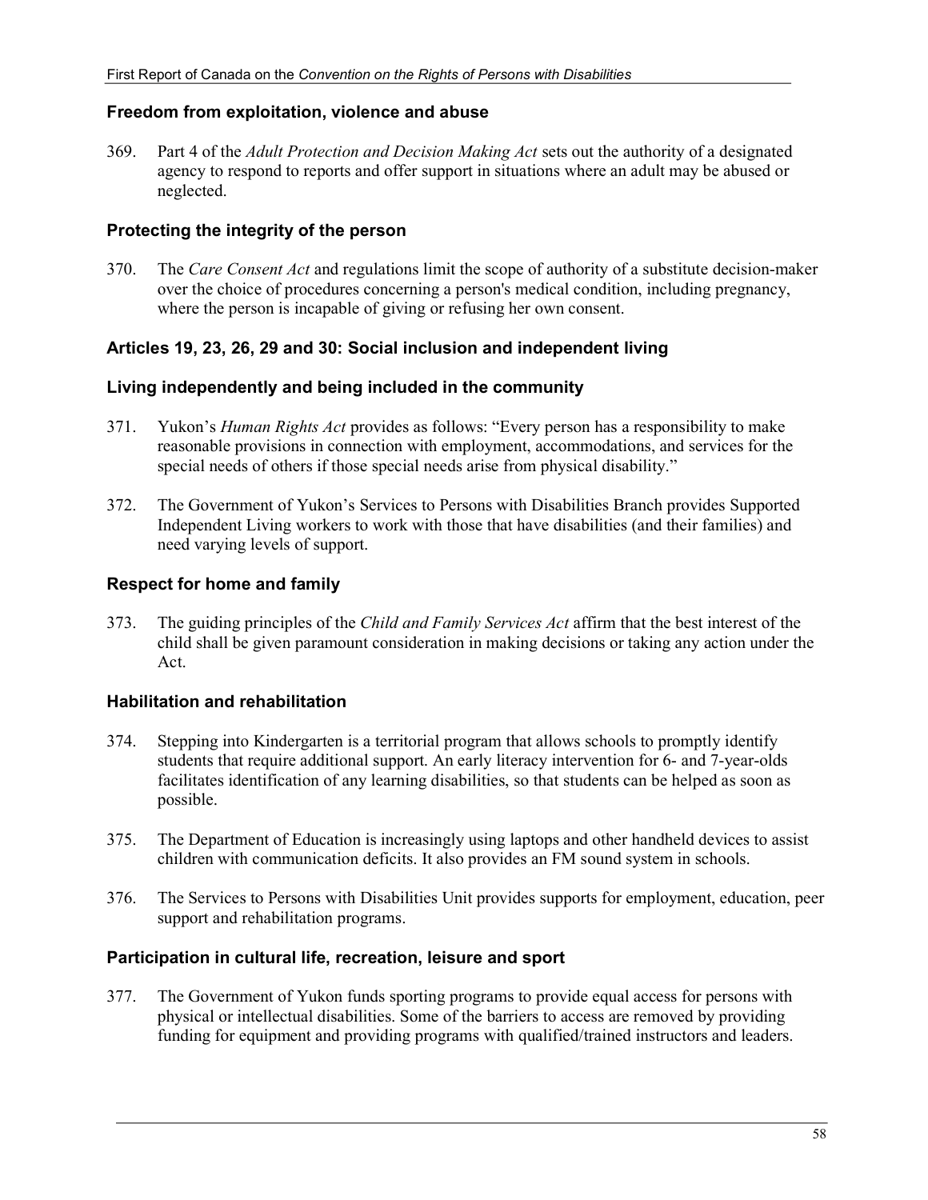### Freedom from exploitation, violence and abuse

369. Part 4 of the *Adult Protection and Decision Making Act* sets out the authority of a designated agency to respond to reports and offer support in situations where an adult may be abused or neglected.

### Protecting the integrity of the person

370. The *Care Consent Act* and regulations limit the scope of authority of a substitute decision-maker over the choice of procedures concerning a person's medical condition, including pregnancy, where the person is incapable of giving or refusing her own consent.

### Articles 19, 23, 26, 29 and 30: Social inclusion and independent living

### Living independently and being included in the community

371. Yukon's *Human Rights Act* provides as follows: "Every person has a responsibility to make reasonable provisions in connection with employment, accommodations, and services for the special needs of others if those special needs arise from physical disability."

372. The Government of Yukon's Services to Persons with Disabilities Branch provides Supported Independent Living workers to work with those that have disabilities (and their families) and need varying levels of support.

### Respect for home and family

373. The guiding principles of the *Child and Family Services Act* affirm that the best interest of the child shall be given paramount consideration in making decisions or taking any action under the Act.

### Habilitation and rehabilitation

374. Stepping into Kindergarten is a territorial program that allows schools to promptly identify students that require additional support. An early literacy intervention for 6- and 7-year-olds facilitates identification of any learning disabilities, so that students can be helped as soon as possible.

375. The Department of Education is increasingly using laptops and other handheld devices to assist children with communication deficits. It also provides an FM sound system in schools.

376. The Services to Persons with Disabilities Unit provides supports for employment, education, peer support and rehabilitation programs.

### Participation in cultural life, recreation, leisure and sport

377. The Government of Yukon funds sporting programs to provide equal access for persons with physical or intellectual disabilities. Some of the barriers to access are removed by providing funding for equipment and providing programs with qualified/trained instructors and leaders.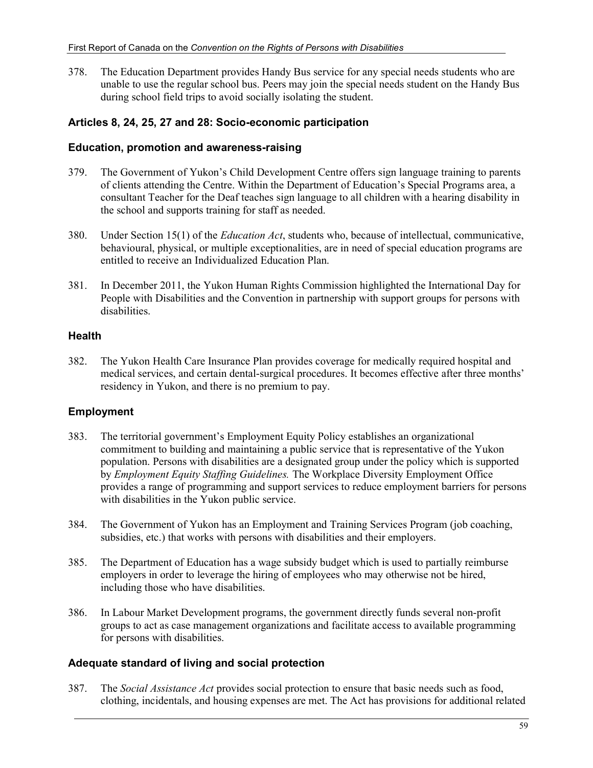378. The Education Department provides Handy Bus service for any special needs students who are unable to use the regular school bus. Peers may join the special needs student on the Handy Bus during school field trips to avoid socially isolating the student.

### Articles 8, 24, 25, 27 and 28: Socio-economic participation

### Education, promotion and awareness-raising

379. The Government of Yukon's Child Development Centre offers sign language training to parents of clients attending the Centre. Within the Department of Education's Special Programs area, a consultant Teacher for the Deaf teaches sign language to all children with a hearing disability in the school and supports training for staff as needed.

380. Under Section 15(1) of the *Education Act*, students who, because of intellectual, communicative, behavioural, physical, or multiple exceptionalities, are in need of special education programs are entitled to receive an Individualized Education Plan.

381. In December 2011, the Yukon Human Rights Commission highlighted the International Day for People with Disabilities and the Convention in partnership with support groups for persons with disabilities.

### Health

382. The Yukon Health Care Insurance Plan provides coverage for medically required hospital and medical services, and certain dental-surgical procedures. It becomes effective after three months' residency in Yukon, and there is no premium to pay.

### Employment

383. The territorial government's Employment Equity Policy establishes an organizational commitment to building and maintaining a public service that is representative of the Yukon population. Persons with disabilities are a designated group under the policy which is supported by *Employment Equity Staffing Guidelines.* The Workplace Diversity Employment Office provides a range of programming and support services to reduce employment barriers for persons with disabilities in the Yukon public service.

384. The Government of Yukon has an Employment and Training Services Program (job coaching, subsidies, etc.) that works with persons with disabilities and their employers.

385. The Department of Education has a wage subsidy budget which is used to partially reimburse employers in order to leverage the hiring of employees who may otherwise not be hired, including those who have disabilities.

386. In Labour Market Development programs, the government directly funds several non-profit groups to act as case management organizations and facilitate access to available programming for persons with disabilities.

### Adequate standard of living and social protection

387. The *Social Assistance Act* provides social protection to ensure that basic needs such as food, clothing, incidentals, and housing expenses are met. The Act has provisions for additional related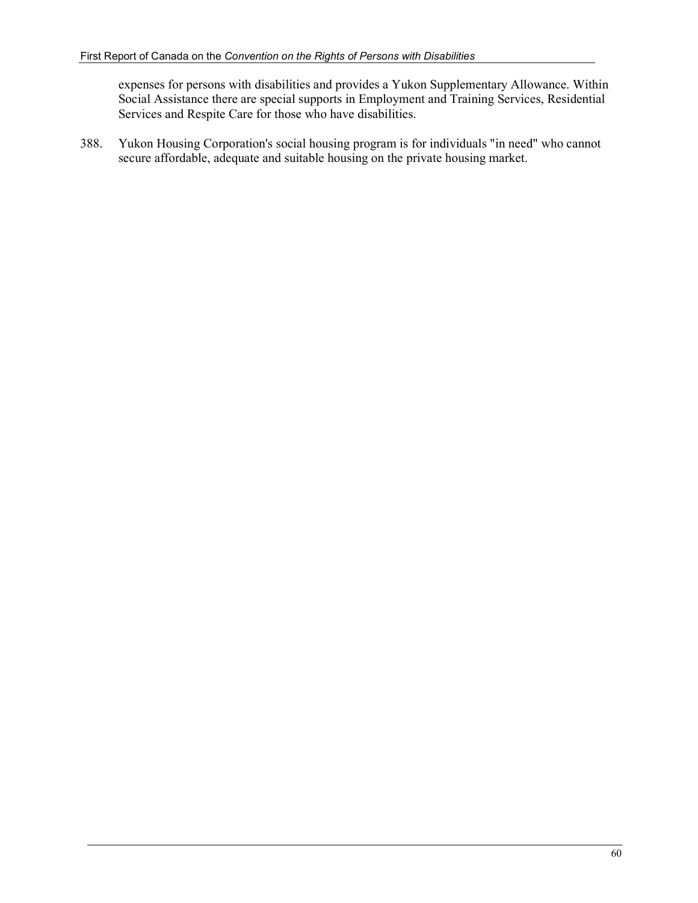expenses for persons with disabilities and provides a Yukon Supplementary Allowance. Within Social Assistance there are special supports in Employment and Training Services, Residential Services and Respite Care for those who have disabilities.

388. Yukon Housing Corporation's social housing program is for individuals "in need" who cannot secure affordable, adequate and suitable housing on the private housing market.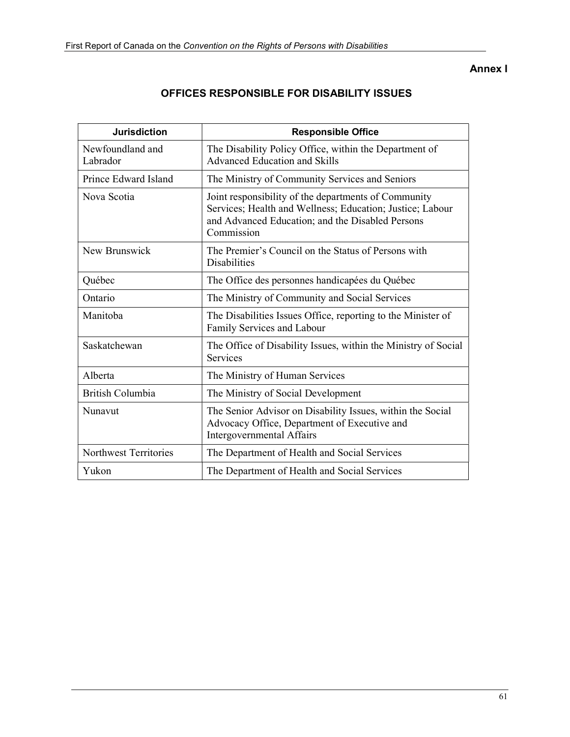**Annex I**

## OFFICES RESPONSIBLE FOR DISABILITY ISSUES

| Jurisdiction | Responsible Office |
|---|---|
| Newfoundland and Labrador | The Disability Policy Office, within the Department of Advanced Education and Skills |
| Prince Edward Island | The Ministry of Community Services and Seniors |
| Nova Scotia | Joint responsibility of the departments of Community Services; Health and Wellness; Education; Justice; Labour and Advanced Education; and the Disabled Persons Commission |
| New Brunswick | The Premier's Council on the Status of Persons with Disabilities |
| Québec | The Office des personnes handicapées du Québec |
| Ontario | The Ministry of Community and Social Services |
| Manitoba | The Disabilities Issues Office, reporting to the Minister of Family Services and Labour |
| Saskatchewan | The Office of Disability Issues, within the Ministry of Social Services |
| Alberta | The Ministry of Human Services |
| British Columbia | The Ministry of Social Development |
| Nunavut | The Senior Advisor on Disability Issues, within the Social Advocacy Office, Department of Executive and Intergovernmental Affairs |
| Northwest Territories | The Department of Health and Social Services |
| Yukon | The Department of Health and Social Services |